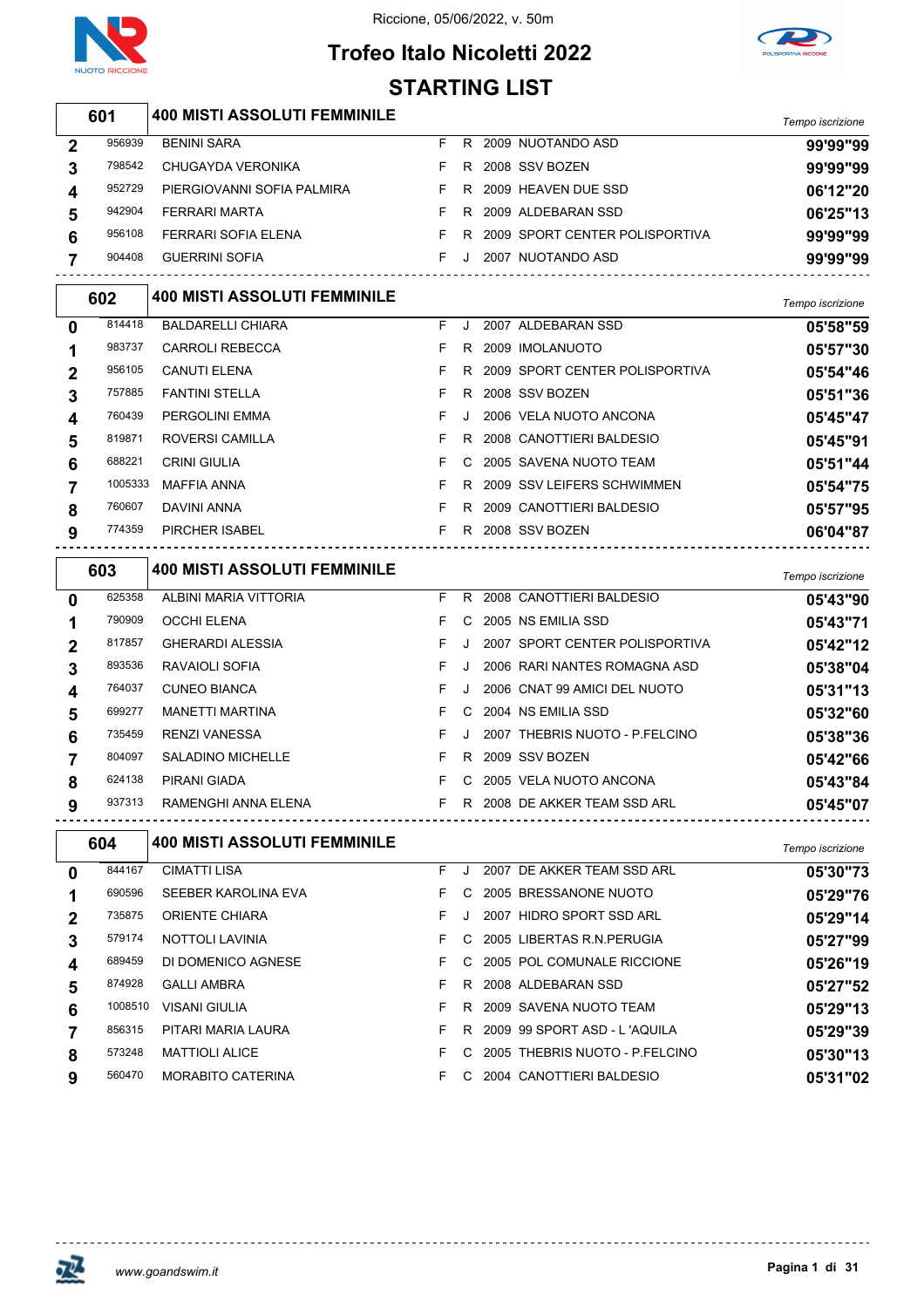Riccione, 05/06/2022, v. 50m

# Trofeo Italo Nicoletti 2022

## STARTING LIST

### 601 — 400 MISTI ASSOLUTI FEMMINILE

| Corsia | Cod. | Nome | Sesso | Cat. | Anno | Società | Tempo iscrizione |
|---|---|---|---|---|---|---|---|
| 2 | 956939 | BENINI SARA | F | R | 2009 | NUOTANDO ASD | 99'99"99 |
| 3 | 798542 | CHUGAYDA VERONIKA | F | R | 2008 | SSV BOZEN | 99'99"99 |
| 4 | 952729 | PIERGIOVANNI SOFIA PALMIRA | F | R | 2009 | HEAVEN DUE SSD | 06'12"20 |
| 5 | 942904 | FERRARI MARTA | F | R | 2009 | ALDEBARAN SSD | 06'25"13 |
| 6 | 956108 | FERRARI SOFIA ELENA | F | R | 2009 | SPORT CENTER POLISPORTIVA | 99'99"99 |
| 7 | 904408 | GUERRINI SOFIA | F | J | 2007 | NUOTANDO ASD | 99'99"99 |

### 602 — 400 MISTI ASSOLUTI FEMMINILE

| Corsia | Cod. | Nome | Sesso | Cat. | Anno | Società | Tempo iscrizione |
|---|---|---|---|---|---|---|---|
| 0 | 814418 | BALDARELLI CHIARA | F | J | 2007 | ALDEBARAN SSD | 05'58"59 |
| 1 | 983737 | CARROLI REBECCA | F | R | 2009 | IMOLANUOTO | 05'57"30 |
| 2 | 956105 | CANUTI ELENA | F | R | 2009 | SPORT CENTER POLISPORTIVA | 05'54"46 |
| 3 | 757885 | FANTINI STELLA | F | R | 2008 | SSV BOZEN | 05'51"36 |
| 4 | 760439 | PERGOLINI EMMA | F | J | 2006 | VELA NUOTO ANCONA | 05'45"47 |
| 5 | 819871 | ROVERSI CAMILLA | F | R | 2008 | CANOTTIERI BALDESIO | 05'45"91 |
| 6 | 688221 | CRINI GIULIA | F | C | 2005 | SAVENA NUOTO TEAM | 05'51"44 |
| 7 | 1005333 | MAFFIA ANNA | F | R | 2009 | SSV LEIFERS SCHWIMMEN | 05'54"75 |
| 8 | 760607 | DAVINI ANNA | F | R | 2009 | CANOTTIERI BALDESIO | 05'57"95 |
| 9 | 774359 | PIRCHER ISABEL | F | R | 2008 | SSV BOZEN | 06'04"87 |

### 603 — 400 MISTI ASSOLUTI FEMMINILE

| Corsia | Cod. | Nome | Sesso | Cat. | Anno | Società | Tempo iscrizione |
|---|---|---|---|---|---|---|---|
| 0 | 625358 | ALBINI MARIA VITTORIA | F | R | 2008 | CANOTTIERI BALDESIO | 05'43"90 |
| 1 | 790909 | OCCHI ELENA | F | C | 2005 | NS EMILIA SSD | 05'43"71 |
| 2 | 817857 | GHERARDI ALESSIA | F | J | 2007 | SPORT CENTER POLISPORTIVA | 05'42"12 |
| 3 | 893536 | RAVAIOLI SOFIA | F | J | 2006 | RARI NANTES ROMAGNA ASD | 05'38"04 |
| 4 | 764037 | CUNEO BIANCA | F | J | 2006 | CNAT 99 AMICI DEL NUOTO | 05'31"13 |
| 5 | 699277 | MANETTI MARTINA | F | C | 2004 | NS EMILIA SSD | 05'32"60 |
| 6 | 735459 | RENZI VANESSA | F | J | 2007 | THEBRIS NUOTO - P.FELCINO | 05'38"36 |
| 7 | 804097 | SALADINO MICHELLE | F | R | 2009 | SSV BOZEN | 05'42"66 |
| 8 | 624138 | PIRANI GIADA | F | C | 2005 | VELA NUOTO ANCONA | 05'43"84 |
| 9 | 937313 | RAMENGHI ANNA ELENA | F | R | 2008 | DE AKKER TEAM SSD ARL | 05'45"07 |

### 604 — 400 MISTI ASSOLUTI FEMMINILE

| Corsia | Cod. | Nome | Sesso | Cat. | Anno | Società | Tempo iscrizione |
|---|---|---|---|---|---|---|---|
| 0 | 844167 | CIMATTI LISA | F | J | 2007 | DE AKKER TEAM SSD ARL | 05'30"73 |
| 1 | 690596 | SEEBER KAROLINA EVA | F | C | 2005 | BRESSANONE NUOTO | 05'29"76 |
| 2 | 735875 | ORIENTE CHIARA | F | J | 2007 | HIDRO SPORT SSD ARL | 05'29"14 |
| 3 | 579174 | NOTTOLI LAVINIA | F | C | 2005 | LIBERTAS R.N.PERUGIA | 05'27"99 |
| 4 | 689459 | DI DOMENICO AGNESE | F | C | 2005 | POL COMUNALE RICCIONE | 05'26"19 |
| 5 | 874928 | GALLI AMBRA | F | R | 2008 | ALDEBARAN SSD | 05'27"52 |
| 6 | 1008510 | VISANI GIULIA | F | R | 2009 | SAVENA NUOTO TEAM | 05'29"13 |
| 7 | 856315 | PITARI MARIA LAURA | F | R | 2009 | 99 SPORT ASD - L 'AQUILA | 05'29"39 |
| 8 | 573248 | MATTIOLI ALICE | F | C | 2005 | THEBRIS NUOTO - P.FELCINO | 05'30"13 |
| 9 | 560470 | MORABITO CATERINA | F | C | 2004 | CANOTTIERI BALDESIO | 05'31"02 |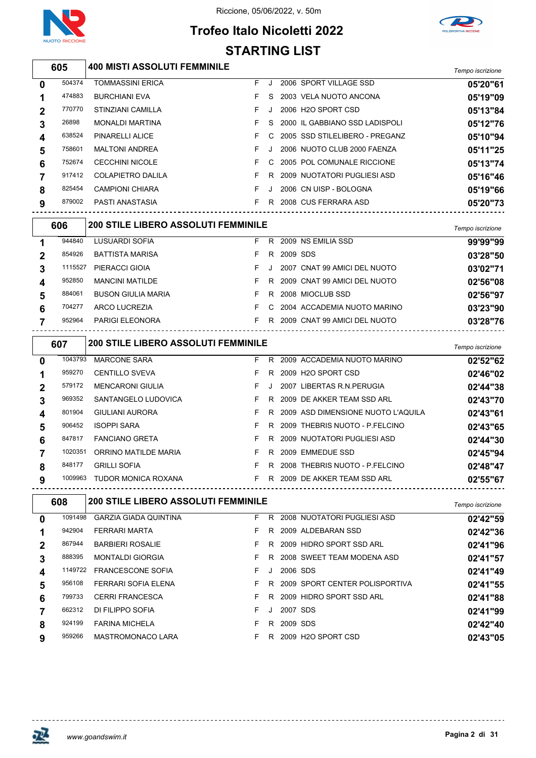Riccione, 05/06/2022, v. 50m

# Trofeo Italo Nicoletti 2022

## STARTING LIST

### 605 — 400 MISTI ASSOLUTI FEMMINILE

| Corsia | Tessera | Nome | Sesso | Cat. | Anno | Società | Tempo iscrizione |
|---|---|---|---|---|---|---|---|
| 0 | 504374 | TOMMASSINI ERICA | F | J | 2006 | SPORT VILLAGE SSD | 05'20"61 |
| 1 | 474883 | BURCHIANI EVA | F | S | 2003 | VELA NUOTO ANCONA | 05'19"09 |
| 2 | 770770 | STINZIANI CAMILLA | F | J | 2006 | H2O SPORT CSD | 05'13"84 |
| 3 | 26898 | MONALDI MARTINA | F | S | 2000 | IL GABBIANO SSD LADISPOLI | 05'12"76 |
| 4 | 638524 | PINARELLI ALICE | F | C | 2005 | SSD STILELIBERO - PREGANZ | 05'10"94 |
| 5 | 758601 | MALTONI ANDREA | F | J | 2006 | NUOTO CLUB 2000 FAENZA | 05'11"25 |
| 6 | 752674 | CECCHINI NICOLE | F | C | 2005 | POL COMUNALE RICCIONE | 05'13"74 |
| 7 | 917412 | COLAPIETRO DALILA | F | R | 2009 | NUOTATORI PUGLIESI ASD | 05'16"46 |
| 8 | 825454 | CAMPIONI CHIARA | F | J | 2006 | CN UISP - BOLOGNA | 05'19"66 |
| 9 | 879002 | PASTI ANASTASIA | F | R | 2008 | CUS FERRARA ASD | 05'20"73 |

### 606 — 200 STILE LIBERO ASSOLUTI FEMMINILE

| Corsia | Tessera | Nome | Sesso | Cat. | Anno | Società | Tempo iscrizione |
|---|---|---|---|---|---|---|---|
| 1 | 944840 | LUSUARDI SOFIA | F | R | 2009 | NS EMILIA SSD | 99'99"99 |
| 2 | 854926 | BATTISTA MARISA | F | R | 2009 | SDS | 03'28"50 |
| 3 | 1115527 | PIERACCI GIOIA | F | J | 2007 | CNAT 99 AMICI DEL NUOTO | 03'02"71 |
| 4 | 952850 | MANCINI MATILDE | F | R | 2009 | CNAT 99 AMICI DEL NUOTO | 02'56"08 |
| 5 | 884061 | BUSON GIULIA MARIA | F | R | 2008 | MIOCLUB SSD | 02'56"97 |
| 6 | 704277 | ARCO LUCREZIA | F | C | 2004 | ACCADEMIA NUOTO MARINO | 03'23"90 |
| 7 | 952964 | PARIGI ELEONORA | F | R | 2009 | CNAT 99 AMICI DEL NUOTO | 03'28"76 |

### 607 — 200 STILE LIBERO ASSOLUTI FEMMINILE

| Corsia | Tessera | Nome | Sesso | Cat. | Anno | Società | Tempo iscrizione |
|---|---|---|---|---|---|---|---|
| 0 | 1043793 | MARCONE SARA | F | R | 2009 | ACCADEMIA NUOTO MARINO | 02'52"62 |
| 1 | 959270 | CENTILLO SVEVA | F | R | 2009 | H2O SPORT CSD | 02'46"02 |
| 2 | 579172 | MENCARONI GIULIA | F | J | 2007 | LIBERTAS R.N.PERUGIA | 02'44"38 |
| 3 | 969352 | SANTANGELO LUDOVICA | F | R | 2009 | DE AKKER TEAM SSD ARL | 02'43"70 |
| 4 | 801904 | GIULIANI AURORA | F | R | 2009 | ASD DIMENSIONE NUOTO L'AQUILA | 02'43"61 |
| 5 | 906452 | ISOPPI SARA | F | R | 2009 | THEBRIS NUOTO - P.FELCINO | 02'43"65 |
| 6 | 847817 | FANCIANO GRETA | F | R | 2009 | NUOTATORI PUGLIESI ASD | 02'44"30 |
| 7 | 1020351 | ORRINO MATILDE MARIA | F | R | 2009 | EMMEDUE SSD | 02'45"94 |
| 8 | 848177 | GRILLI SOFIA | F | R | 2008 | THEBRIS NUOTO - P.FELCINO | 02'48"47 |
| 9 | 1009963 | TUDOR MONICA ROXANA | F | R | 2009 | DE AKKER TEAM SSD ARL | 02'55"67 |

### 608 — 200 STILE LIBERO ASSOLUTI FEMMINILE

| Corsia | Tessera | Nome | Sesso | Cat. | Anno | Società | Tempo iscrizione |
|---|---|---|---|---|---|---|---|
| 0 | 1091498 | GARZIA GIADA QUINTINA | F | R | 2008 | NUOTATORI PUGLIESI ASD | 02'42"59 |
| 1 | 942904 | FERRARI MARTA | F | R | 2009 | ALDEBARAN SSD | 02'42"36 |
| 2 | 867944 | BARBIERI ROSALIE | F | R | 2009 | HIDRO SPORT SSD ARL | 02'41"96 |
| 3 | 888395 | MONTALDI GIORGIA | F | R | 2008 | SWEET TEAM MODENA ASD | 02'41"57 |
| 4 | 1149722 | FRANCESCONE SOFIA | F | J | 2006 | SDS | 02'41"49 |
| 5 | 956108 | FERRARI SOFIA ELENA | F | R | 2009 | SPORT CENTER POLISPORTIVA | 02'41"55 |
| 6 | 799733 | CERRI FRANCESCA | F | R | 2009 | HIDRO SPORT SSD ARL | 02'41"88 |
| 7 | 662312 | DI FILIPPO SOFIA | F | J | 2007 | SDS | 02'41"99 |
| 8 | 924199 | FARINA MICHELA | F | R | 2009 | SDS | 02'42"40 |
| 9 | 959266 | MASTROMONACO LARA | F | R | 2009 | H2O SPORT CSD | 02'43"05 |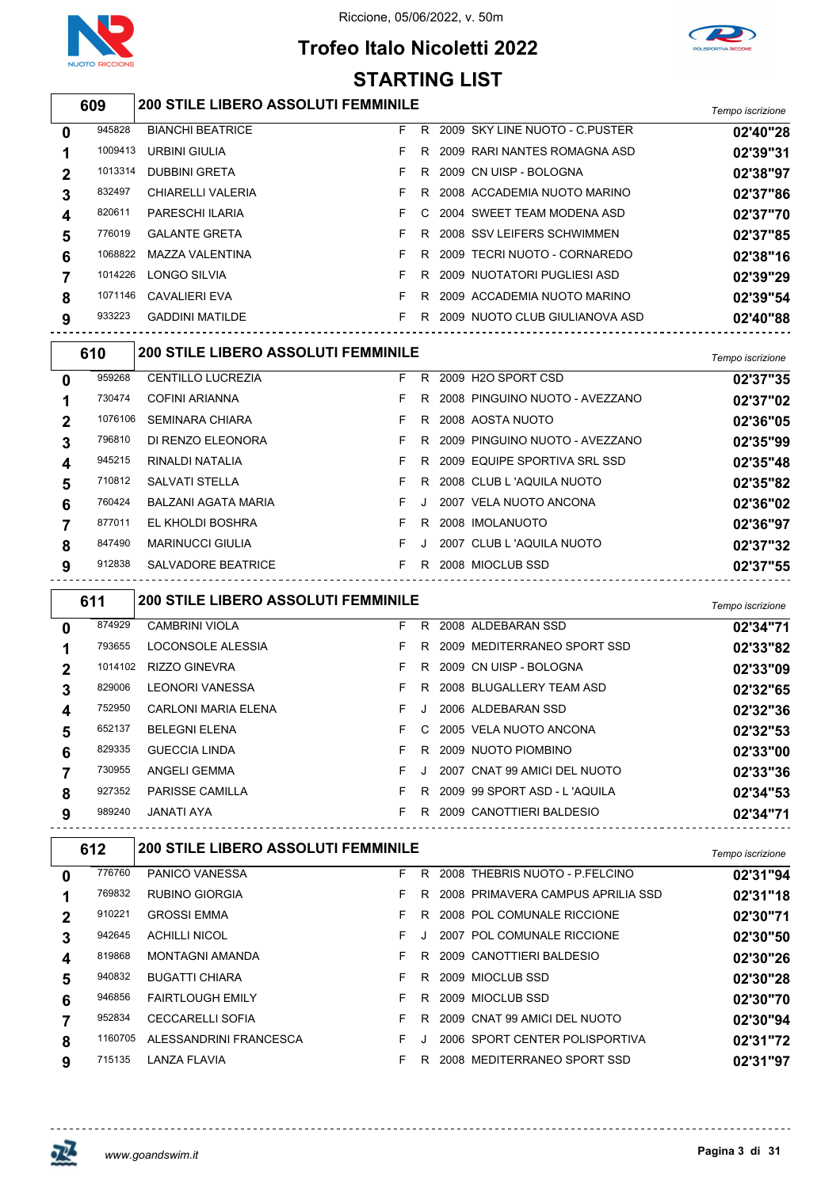Riccione, 05/06/2022, v. 50m

# Trofeo Italo Nicoletti 2022

## STARTING LIST

### 609 — 200 STILE LIBERO ASSOLUTI FEMMINILE

| Corsia | Tessera | Atleta | Sesso | Cat. | Anno | Società | Tempo iscrizione |
|---|---|---|---|---|---|---|---|
| 0 | 945828 | BIANCHI BEATRICE | F | R | 2009 | SKY LINE NUOTO - C.PUSTER | 02'40"28 |
| 1 | 1009413 | URBINI GIULIA | F | R | 2009 | RARI NANTES ROMAGNA ASD | 02'39"31 |
| 2 | 1013314 | DUBBINI GRETA | F | R | 2009 | CN UISP - BOLOGNA | 02'38"97 |
| 3 | 832497 | CHIARELLI VALERIA | F | R | 2008 | ACCADEMIA NUOTO MARINO | 02'37"86 |
| 4 | 820611 | PARESCHI ILARIA | F | C | 2004 | SWEET TEAM MODENA ASD | 02'37"70 |
| 5 | 776019 | GALANTE GRETA | F | R | 2008 | SSV LEIFERS SCHWIMMEN | 02'37"85 |
| 6 | 1068822 | MAZZA VALENTINA | F | R | 2009 | TECRI NUOTO - CORNAREDO | 02'38"16 |
| 7 | 1014226 | LONGO SILVIA | F | R | 2009 | NUOTATORI PUGLIESI ASD | 02'39"29 |
| 8 | 1071146 | CAVALIERI EVA | F | R | 2009 | ACCADEMIA NUOTO MARINO | 02'39"54 |
| 9 | 933223 | GADDINI MATILDE | F | R | 2009 | NUOTO CLUB GIULIANOVA ASD | 02'40"88 |

### 610 — 200 STILE LIBERO ASSOLUTI FEMMINILE

| Corsia | Tessera | Atleta | Sesso | Cat. | Anno | Società | Tempo iscrizione |
|---|---|---|---|---|---|---|---|
| 0 | 959268 | CENTILLO LUCREZIA | F | R | 2009 | H2O SPORT CSD | 02'37"35 |
| 1 | 730474 | COFINI ARIANNA | F | R | 2008 | PINGUINO NUOTO - AVEZZANO | 02'37"02 |
| 2 | 1076106 | SEMINARA CHIARA | F | R | 2008 | AOSTA NUOTO | 02'36"05 |
| 3 | 796810 | DI RENZO ELEONORA | F | R | 2009 | PINGUINO NUOTO - AVEZZANO | 02'35"99 |
| 4 | 945215 | RINALDI NATALIA | F | R | 2009 | EQUIPE SPORTIVA SRL SSD | 02'35"48 |
| 5 | 710812 | SALVATI STELLA | F | R | 2008 | CLUB L 'AQUILA NUOTO | 02'35"82 |
| 6 | 760424 | BALZANI AGATA MARIA | F | J | 2007 | VELA NUOTO ANCONA | 02'36"02 |
| 7 | 877011 | EL KHOLDI BOSHRA | F | R | 2008 | IMOLANUOTO | 02'36"97 |
| 8 | 847490 | MARINUCCI GIULIA | F | J | 2007 | CLUB L 'AQUILA NUOTO | 02'37"32 |
| 9 | 912838 | SALVADORE BEATRICE | F | R | 2008 | MIOCLUB SSD | 02'37"55 |

### 611 — 200 STILE LIBERO ASSOLUTI FEMMINILE

| Corsia | Tessera | Atleta | Sesso | Cat. | Anno | Società | Tempo iscrizione |
|---|---|---|---|---|---|---|---|
| 0 | 874929 | CAMBRINI VIOLA | F | R | 2008 | ALDEBARAN SSD | 02'34"71 |
| 1 | 793655 | LOCONSOLE ALESSIA | F | R | 2009 | MEDITERRANEO SPORT SSD | 02'33"82 |
| 2 | 1014102 | RIZZO GINEVRA | F | R | 2009 | CN UISP - BOLOGNA | 02'33"09 |
| 3 | 829006 | LEONORI VANESSA | F | R | 2008 | BLUGALLERY TEAM ASD | 02'32"65 |
| 4 | 752950 | CARLONI MARIA ELENA | F | J | 2006 | ALDEBARAN SSD | 02'32"36 |
| 5 | 652137 | BELEGNI ELENA | F | C | 2005 | VELA NUOTO ANCONA | 02'32"53 |
| 6 | 829335 | GUECCIA LINDA | F | R | 2009 | NUOTO PIOMBINO | 02'33"00 |
| 7 | 730955 | ANGELI GEMMA | F | J | 2007 | CNAT 99 AMICI DEL NUOTO | 02'33"36 |
| 8 | 927352 | PARISSE CAMILLA | F | R | 2009 | 99 SPORT ASD - L 'AQUILA | 02'34"53 |
| 9 | 989240 | JANATI AYA | F | R | 2009 | CANOTTIERI BALDESIO | 02'34"71 |

### 612 — 200 STILE LIBERO ASSOLUTI FEMMINILE

| Corsia | Tessera | Atleta | Sesso | Cat. | Anno | Società | Tempo iscrizione |
|---|---|---|---|---|---|---|---|
| 0 | 776760 | PANICO VANESSA | F | R | 2008 | THEBRIS NUOTO - P.FELCINO | 02'31"94 |
| 1 | 769832 | RUBINO GIORGIA | F | R | 2008 | PRIMAVERA CAMPUS APRILIA SSD | 02'31"18 |
| 2 | 910221 | GROSSI EMMA | F | R | 2008 | POL COMUNALE RICCIONE | 02'30"71 |
| 3 | 942645 | ACHILLI NICOL | F | J | 2007 | POL COMUNALE RICCIONE | 02'30"50 |
| 4 | 819868 | MONTAGNA AMANDA | F | R | 2009 | CANOTTIERI BALDESIO | 02'30"26 |
| 5 | 940832 | BUGATTI CHIARA | F | R | 2009 | MIOCLUB SSD | 02'30"28 |
| 6 | 946856 | FAIRTLOUGH EMILY | F | R | 2009 | MIOCLUB SSD | 02'30"70 |
| 7 | 952834 | CECCARELLI SOFIA | F | R | 2009 | CNAT 99 AMICI DEL NUOTO | 02'30"94 |
| 8 | 1160705 | ALESSANDRINI FRANCESCA | F | J | 2006 | SPORT CENTER POLISPORTIVA | 02'31"72 |
| 9 | 715135 | LANZA FLAVIA | F | R | 2008 | MEDITERRANEO SPORT SSD | 02'31"97 |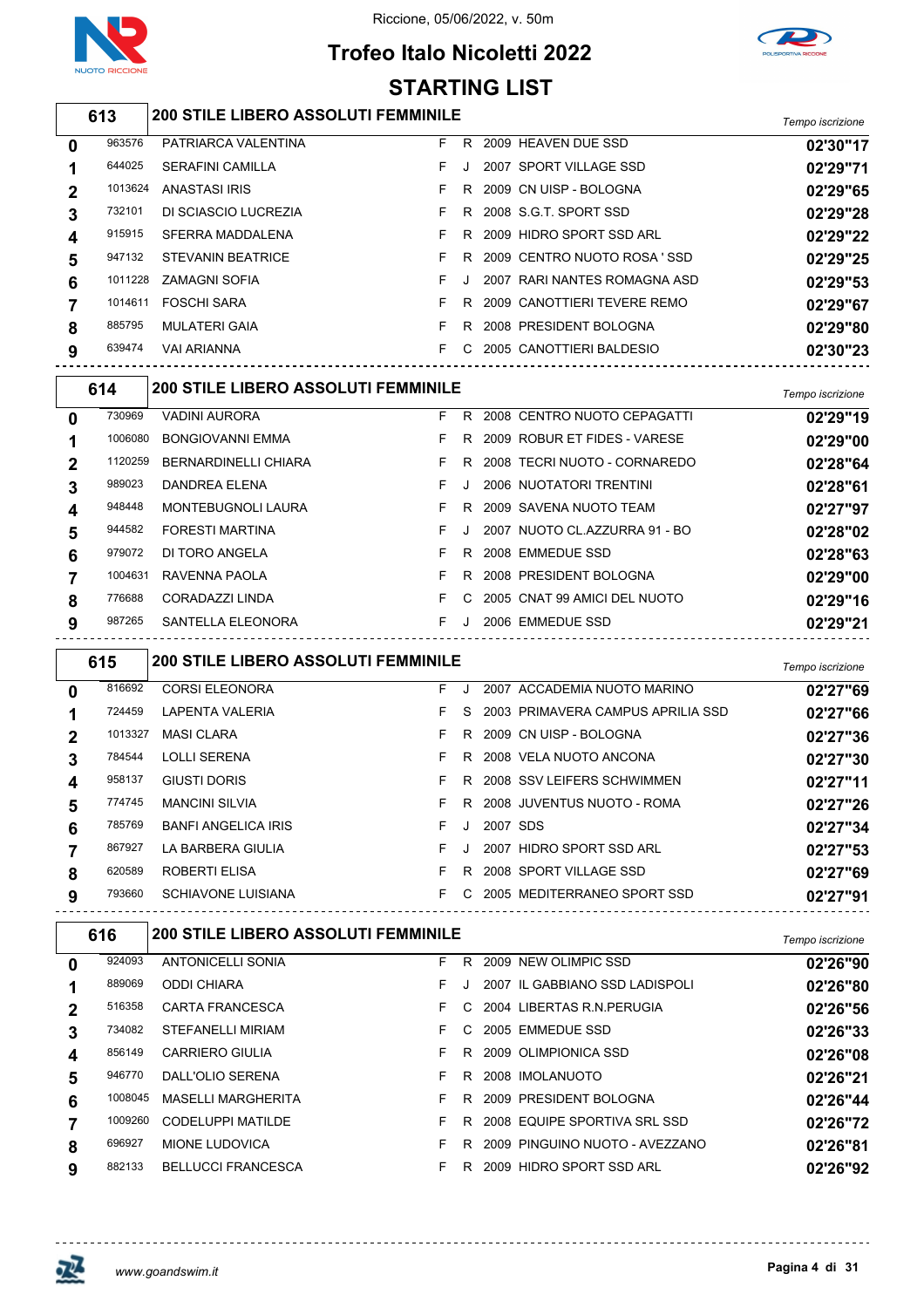Riccione, 05/06/2022, v. 50m

# Trofeo Italo Nicoletti 2022

## STARTING LIST

### 613 — 200 STILE LIBERO ASSOLUTI FEMMINILE

| Corsia | Tessera | Nome | Sesso | Cat. | Anno | Società | Tempo iscrizione |
|---|---|---|---|---|---|---|---|
| 0 | 963576 | PATRIARCA VALENTINA | F | R | 2009 | HEAVEN DUE SSD | 02'30"17 |
| 1 | 644025 | SERAFINI CAMILLA | F | J | 2007 | SPORT VILLAGE SSD | 02'29"71 |
| 2 | 1013624 | ANASTASI IRIS | F | R | 2009 | CN UISP - BOLOGNA | 02'29"65 |
| 3 | 732101 | DI SCIASCIO LUCREZIA | F | R | 2008 | S.G.T. SPORT SSD | 02'29"28 |
| 4 | 915915 | SFERRA MADDALENA | F | R | 2009 | HIDRO SPORT SSD ARL | 02'29"22 |
| 5 | 947132 | STEVANIN BEATRICE | F | R | 2009 | CENTRO NUOTO ROSA ' SSD | 02'29"25 |
| 6 | 1011228 | ZAMAGNI SOFIA | F | J | 2007 | RARI NANTES ROMAGNA ASD | 02'29"53 |
| 7 | 1014611 | FOSCHI SARA | F | R | 2009 | CANOTTIERI TEVERE REMO | 02'29"67 |
| 8 | 885795 | MULATERI GAIA | F | R | 2008 | PRESIDENT BOLOGNA | 02'29"80 |
| 9 | 639474 | VAI ARIANNA | F | C | 2005 | CANOTTIERI BALDESIO | 02'30"23 |

### 614 — 200 STILE LIBERO ASSOLUTI FEMMINILE

| Corsia | Tessera | Nome | Sesso | Cat. | Anno | Società | Tempo iscrizione |
|---|---|---|---|---|---|---|---|
| 0 | 730969 | VADINI AURORA | F | R | 2008 | CENTRO NUOTO CEPAGATTI | 02'29"19 |
| 1 | 1006080 | BONGIOVANNI EMMA | F | R | 2009 | ROBUR ET FIDES - VARESE | 02'29"00 |
| 2 | 1120259 | BERNARDINELLI CHIARA | F | R | 2008 | TECRI NUOTO - CORNAREDO | 02'28"64 |
| 3 | 989023 | DANDREA ELENA | F | J | 2006 | NUOTATORI TRENTINI | 02'28"61 |
| 4 | 948448 | MONTEBUGNOLI LAURA | F | R | 2009 | SAVENA NUOTO TEAM | 02'27"97 |
| 5 | 944582 | FORESTI MARTINA | F | J | 2007 | NUOTO CL.AZZURRA 91 - BO | 02'28"02 |
| 6 | 979072 | DI TORO ANGELA | F | R | 2008 | EMMEDUE SSD | 02'28"63 |
| 7 | 1004631 | RAVENNA PAOLA | F | R | 2008 | PRESIDENT BOLOGNA | 02'29"00 |
| 8 | 776688 | CORADAZZI LINDA | F | C | 2005 | CNAT 99 AMICI DEL NUOTO | 02'29"16 |
| 9 | 987265 | SANTELLA ELEONORA | F | J | 2006 | EMMEDUE SSD | 02'29"21 |

### 615 — 200 STILE LIBERO ASSOLUTI FEMMINILE

| Corsia | Tessera | Nome | Sesso | Cat. | Anno | Società | Tempo iscrizione |
|---|---|---|---|---|---|---|---|
| 0 | 816692 | CORSI ELEONORA | F | J | 2007 | ACCADEMIA NUOTO MARINO | 02'27"69 |
| 1 | 724459 | LAPENTA VALERIA | F | S | 2003 | PRIMAVERA CAMPUS APRILIA SSD | 02'27"66 |
| 2 | 1013327 | MASI CLARA | F | R | 2009 | CN UISP - BOLOGNA | 02'27"36 |
| 3 | 784544 | LOLLI SERENA | F | R | 2008 | VELA NUOTO ANCONA | 02'27"30 |
| 4 | 958137 | GIUSTI DORIS | F | R | 2008 | SSV LEIFERS SCHWIMMEN | 02'27"11 |
| 5 | 774745 | MANCINI SILVIA | F | R | 2008 | JUVENTUS NUOTO - ROMA | 02'27"26 |
| 6 | 785769 | BANFI ANGELICA IRIS | F | J | 2007 | SDS | 02'27"34 |
| 7 | 867927 | LA BARBERA GIULIA | F | J | 2007 | HIDRO SPORT SSD ARL | 02'27"53 |
| 8 | 620589 | ROBERTI ELISA | F | R | 2008 | SPORT VILLAGE SSD | 02'27"69 |
| 9 | 793660 | SCHIAVONE LUISIANA | F | C | 2005 | MEDITERRANEO SPORT SSD | 02'27"91 |

### 616 — 200 STILE LIBERO ASSOLUTI FEMMINILE

| Corsia | Tessera | Nome | Sesso | Cat. | Anno | Società | Tempo iscrizione |
|---|---|---|---|---|---|---|---|
| 0 | 924093 | ANTONICELLI SONIA | F | R | 2009 | NEW OLIMPIC SSD | 02'26"90 |
| 1 | 889069 | ODDI CHIARA | F | J | 2007 | IL GABBIANO SSD LADISPOLI | 02'26"80 |
| 2 | 516358 | CARTA FRANCESCA | F | C | 2004 | LIBERTAS R.N.PERUGIA | 02'26"56 |
| 3 | 734082 | STEFANELLI MIRIAM | F | C | 2005 | EMMEDUE SSD | 02'26"33 |
| 4 | 856149 | CARRIERO GIULIA | F | R | 2009 | OLIMPIONICA SSD | 02'26"08 |
| 5 | 946770 | DALL'OLIO SERENA | F | R | 2008 | IMOLANUOTO | 02'26"21 |
| 6 | 1008045 | MASELLI MARGHERITA | F | R | 2009 | PRESIDENT BOLOGNA | 02'26"44 |
| 7 | 1009260 | CODELUPPI MATILDE | F | R | 2008 | EQUIPE SPORTIVA SRL SSD | 02'26"72 |
| 8 | 696927 | MIONE LUDOVICA | F | R | 2009 | PINGUINO NUOTO - AVEZZANO | 02'26"81 |
| 9 | 882133 | BELLUCCI FRANCESCA | F | R | 2009 | HIDRO SPORT SSD ARL | 02'26"92 |

www.goandswim.it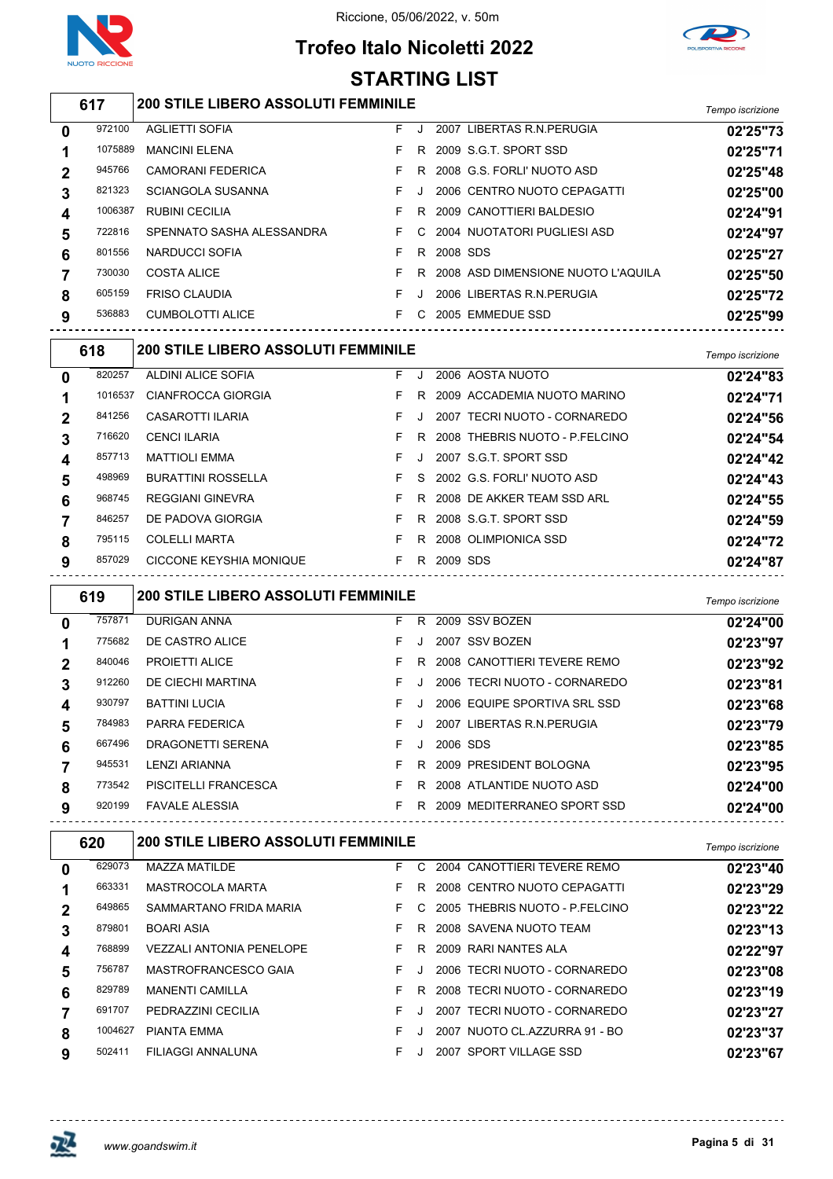Riccione, 05/06/2022, v. 50m

# Trofeo Italo Nicoletti 2022

## STARTING LIST

### 617 — 200 STILE LIBERO ASSOLUTI FEMMINILE

| Corsia | Tessera | Nome | Sesso | Cat. | Anno | Società | Tempo iscrizione |
|---|---|---|---|---|---|---|---|
| 0 | 972100 | AGLIETTI SOFIA | F | J | 2007 | LIBERTAS R.N.PERUGIA | 02'25"73 |
| 1 | 1075889 | MANCINI ELENA | F | R | 2009 | S.G.T. SPORT SSD | 02'25"71 |
| 2 | 945766 | CAMORANI FEDERICA | F | R | 2008 | G.S. FORLI' NUOTO ASD | 02'25"48 |
| 3 | 821323 | SCIANGOLA SUSANNA | F | J | 2006 | CENTRO NUOTO CEPAGATTI | 02'25"00 |
| 4 | 1006387 | RUBINI CECILIA | F | R | 2009 | CANOTTIERI BALDESIO | 02'24"91 |
| 5 | 722816 | SPENNATO SASHA ALESSANDRA | F | C | 2004 | NUOTATORI PUGLIESI ASD | 02'24"97 |
| 6 | 801556 | NARDUCCI SOFIA | F | R | 2008 | SDS | 02'25"27 |
| 7 | 730030 | COSTA ALICE | F | R | 2008 | ASD DIMENSIONE NUOTO L'AQUILA | 02'25"50 |
| 8 | 605159 | FRISO CLAUDIA | F | J | 2006 | LIBERTAS R.N.PERUGIA | 02'25"72 |
| 9 | 536883 | CUMBOLOTTI ALICE | F | C | 2005 | EMMEDUE SSD | 02'25"99 |

### 618 — 200 STILE LIBERO ASSOLUTI FEMMINILE

| Corsia | Tessera | Nome | Sesso | Cat. | Anno | Società | Tempo iscrizione |
|---|---|---|---|---|---|---|---|
| 0 | 820257 | ALDINI ALICE SOFIA | F | J | 2006 | AOSTA NUOTO | 02'24"83 |
| 1 | 1016537 | CIANFROCCA GIORGIA | F | R | 2009 | ACCADEMIA NUOTO MARINO | 02'24"71 |
| 2 | 841256 | CASAROTTI ILARIA | F | J | 2007 | TECRI NUOTO - CORNAREDO | 02'24"56 |
| 3 | 716620 | CENCI ILARIA | F | R | 2008 | THEBRIS NUOTO - P.FELCINO | 02'24"54 |
| 4 | 857713 | MATTIOLI EMMA | F | J | 2007 | S.G.T. SPORT SSD | 02'24"42 |
| 5 | 498969 | BURATTINI ROSSELLA | F | S | 2002 | G.S. FORLI' NUOTO ASD | 02'24"43 |
| 6 | 968745 | REGGIANI GINEVRA | F | R | 2008 | DE AKKER TEAM SSD ARL | 02'24"55 |
| 7 | 846257 | DE PADOVA GIORGIA | F | R | 2008 | S.G.T. SPORT SSD | 02'24"59 |
| 8 | 795115 | COLELLI MARTA | F | R | 2008 | OLIMPIONICA SSD | 02'24"72 |
| 9 | 857029 | CICCONE KEYSHIA MONIQUE | F | R | 2009 | SDS | 02'24"87 |

### 619 — 200 STILE LIBERO ASSOLUTI FEMMINILE

| Corsia | Tessera | Nome | Sesso | Cat. | Anno | Società | Tempo iscrizione |
|---|---|---|---|---|---|---|---|
| 0 | 757871 | DURIGAN ANNA | F | R | 2009 | SSV BOZEN | 02'24"00 |
| 1 | 775682 | DE CASTRO ALICE | F | J | 2007 | SSV BOZEN | 02'23"97 |
| 2 | 840046 | PROIETTI ALICE | F | R | 2008 | CANOTTIERI TEVERE REMO | 02'23"92 |
| 3 | 912260 | DE CIECHI MARTINA | F | J | 2006 | TECRI NUOTO - CORNAREDO | 02'23"81 |
| 4 | 930797 | BATTINI LUCIA | F | J | 2006 | EQUIPE SPORTIVA SRL SSD | 02'23"68 |
| 5 | 784983 | PARRA FEDERICA | F | J | 2007 | LIBERTAS R.N.PERUGIA | 02'23"79 |
| 6 | 667496 | DRAGONETTI SERENA | F | J | 2006 | SDS | 02'23"85 |
| 7 | 945531 | LENZI ARIANNA | F | R | 2009 | PRESIDENT BOLOGNA | 02'23"95 |
| 8 | 773542 | PISCITELLI FRANCESCA | F | R | 2008 | ATLANTIDE NUOTO ASD | 02'24"00 |
| 9 | 920199 | FAVALE ALESSIA | F | R | 2009 | MEDITERRANEO SPORT SSD | 02'24"00 |

### 620 — 200 STILE LIBERO ASSOLUTI FEMMINILE

| Corsia | Tessera | Nome | Sesso | Cat. | Anno | Società | Tempo iscrizione |
|---|---|---|---|---|---|---|---|
| 0 | 629073 | MAZZA MATILDE | F | C | 2004 | CANOTTIERI TEVERE REMO | 02'23"40 |
| 1 | 663331 | MASTROCOLA MARTA | F | R | 2008 | CENTRO NUOTO CEPAGATTI | 02'23"29 |
| 2 | 649865 | SAMMARTANO FRIDA MARIA | F | C | 2005 | THEBRIS NUOTO - P.FELCINO | 02'23"22 |
| 3 | 879801 | BOARI ASIA | F | R | 2008 | SAVENA NUOTO TEAM | 02'23"13 |
| 4 | 768899 | VEZZALI ANTONIA PENELOPE | F | R | 2009 | RARI NANTES ALA | 02'22"97 |
| 5 | 756787 | MASTROFRANCESCO GAIA | F | J | 2006 | TECRI NUOTO - CORNAREDO | 02'23"08 |
| 6 | 829789 | MANENTI CAMILLA | F | R | 2008 | TECRI NUOTO - CORNAREDO | 02'23"19 |
| 7 | 691707 | PEDRAZZINI CECILIA | F | J | 2007 | TECRI NUOTO - CORNAREDO | 02'23"27 |
| 8 | 1004627 | PIANTA EMMA | F | J | 2007 | NUOTO CL.AZZURRA 91 - BO | 02'23"37 |
| 9 | 502411 | FILIAGGI ANNALUNA | F | J | 2007 | SPORT VILLAGE SSD | 02'23"67 |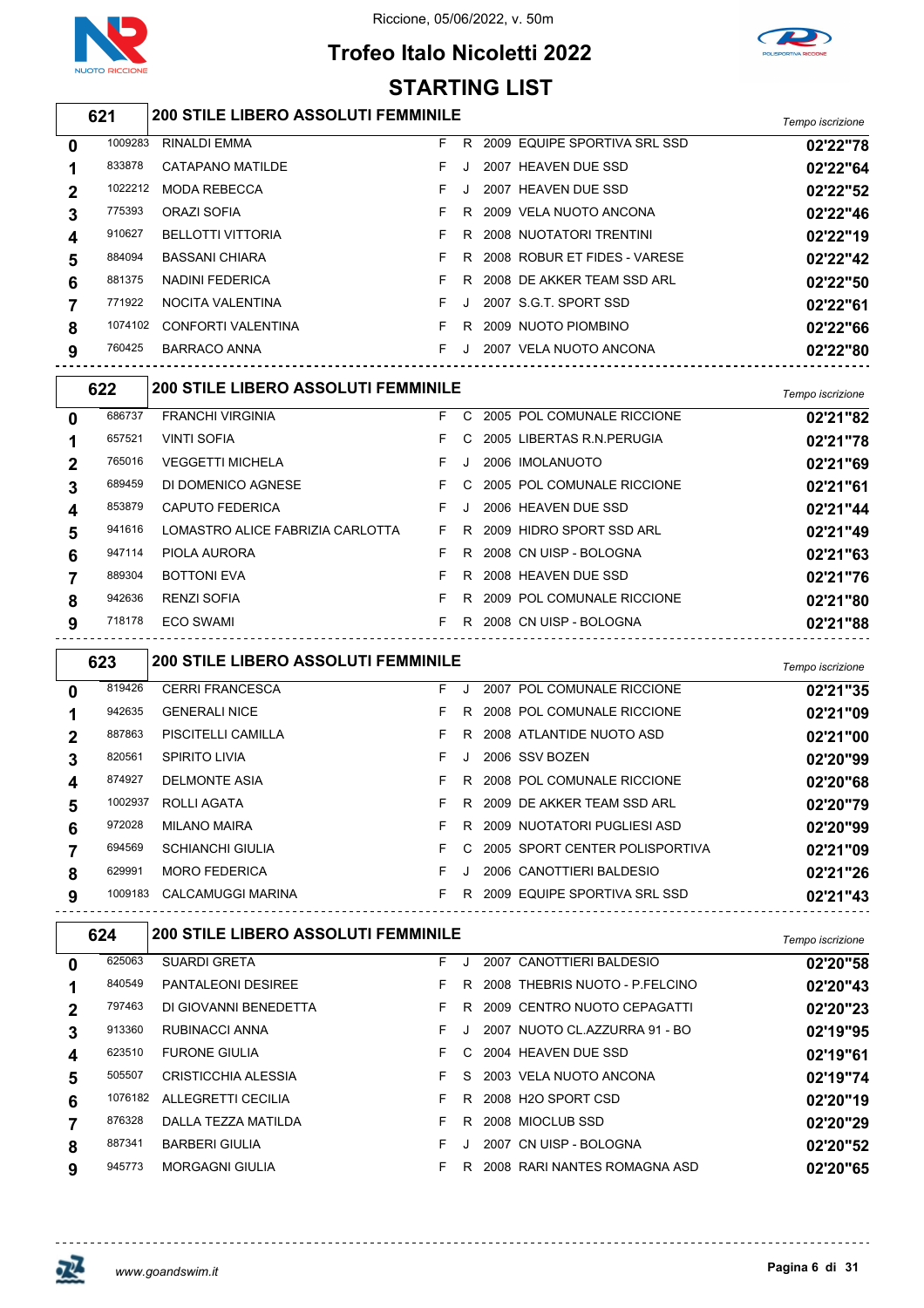Riccione, 05/06/2022, v. 50m

# Trofeo Italo Nicoletti 2022

## STARTING LIST

### 621 — 200 STILE LIBERO ASSOLUTI FEMMINILE

| Corsia | Tessera | Nome | Sesso | Cat. | Anno | Società | Tempo iscrizione |
|---|---|---|---|---|---|---|---|
| 0 | 1009283 | RINALDI EMMA | F | R | 2009 | EQUIPE SPORTIVA SRL SSD | 02'22"78 |
| 1 | 833878 | CATAPANO MATILDE | F | J | 2007 | HEAVEN DUE SSD | 02'22"64 |
| 2 | 1022212 | MODA REBECCA | F | J | 2007 | HEAVEN DUE SSD | 02'22"52 |
| 3 | 775393 | ORAZI SOFIA | F | R | 2009 | VELA NUOTO ANCONA | 02'22"46 |
| 4 | 910627 | BELLOTTI VITTORIA | F | R | 2008 | NUOTATORI TRENTINI | 02'22"19 |
| 5 | 884094 | BASSANI CHIARA | F | R | 2008 | ROBUR ET FIDES - VARESE | 02'22"42 |
| 6 | 881375 | NADINI FEDERICA | F | R | 2008 | DE AKKER TEAM SSD ARL | 02'22"50 |
| 7 | 771922 | NOCITA VALENTINA | F | J | 2007 | S.G.T. SPORT SSD | 02'22"61 |
| 8 | 1074102 | CONFORTI VALENTINA | F | R | 2009 | NUOTO PIOMBINO | 02'22"66 |
| 9 | 760425 | BARRACO ANNA | F | J | 2007 | VELA NUOTO ANCONA | 02'22"80 |

### 622 — 200 STILE LIBERO ASSOLUTI FEMMINILE

| Corsia | Tessera | Nome | Sesso | Cat. | Anno | Società | Tempo iscrizione |
|---|---|---|---|---|---|---|---|
| 0 | 686737 | FRANCHI VIRGINIA | F | C | 2005 | POL COMUNALE RICCIONE | 02'21"82 |
| 1 | 657521 | VINTI SOFIA | F | C | 2005 | LIBERTAS R.N.PERUGIA | 02'21"78 |
| 2 | 765016 | VEGGETTI MICHELA | F | J | 2006 | IMOLANUOTO | 02'21"69 |
| 3 | 689459 | DI DOMENICO AGNESE | F | C | 2005 | POL COMUNALE RICCIONE | 02'21"61 |
| 4 | 853879 | CAPUTO FEDERICA | F | J | 2006 | HEAVEN DUE SSD | 02'21"44 |
| 5 | 941616 | LOMASTRO ALICE FABRIZIA CARLOTTA | F | R | 2009 | HIDRO SPORT SSD ARL | 02'21"49 |
| 6 | 947114 | PIOLA AURORA | F | R | 2008 | CN UISP - BOLOGNA | 02'21"63 |
| 7 | 889304 | BOTTONI EVA | F | R | 2008 | HEAVEN DUE SSD | 02'21"76 |
| 8 | 942636 | RENZI SOFIA | F | R | 2009 | POL COMUNALE RICCIONE | 02'21"80 |
| 9 | 718178 | ECO SWAMI | F | R | 2008 | CN UISP - BOLOGNA | 02'21"88 |

### 623 — 200 STILE LIBERO ASSOLUTI FEMMINILE

| Corsia | Tessera | Nome | Sesso | Cat. | Anno | Società | Tempo iscrizione |
|---|---|---|---|---|---|---|---|
| 0 | 819426 | CERRI FRANCESCA | F | J | 2007 | POL COMUNALE RICCIONE | 02'21"35 |
| 1 | 942635 | GENERALI NICE | F | R | 2008 | POL COMUNALE RICCIONE | 02'21"09 |
| 2 | 887863 | PISCITELLI CAMILLA | F | R | 2008 | ATLANTIDE NUOTO ASD | 02'21"00 |
| 3 | 820561 | SPIRITO LIVIA | F | J | 2006 | SSV BOZEN | 02'20"99 |
| 4 | 874927 | DELMONTE ASIA | F | R | 2008 | POL COMUNALE RICCIONE | 02'20"68 |
| 5 | 1002937 | ROLLI AGATA | F | R | 2009 | DE AKKER TEAM SSD ARL | 02'20"79 |
| 6 | 972028 | MILANO MAIRA | F | R | 2009 | NUOTATORI PUGLIESI ASD | 02'20"99 |
| 7 | 694569 | SCHIANCHI GIULIA | F | C | 2005 | SPORT CENTER POLISPORTIVA | 02'21"09 |
| 8 | 629991 | MORO FEDERICA | F | J | 2006 | CANOTTIERI BALDESIO | 02'21"26 |
| 9 | 1009183 | CALCAMUGGI MARINA | F | R | 2009 | EQUIPE SPORTIVA SRL SSD | 02'21"43 |

### 624 — 200 STILE LIBERO ASSOLUTI FEMMINILE

| Corsia | Tessera | Nome | Sesso | Cat. | Anno | Società | Tempo iscrizione |
|---|---|---|---|---|---|---|---|
| 0 | 625063 | SUARDI GRETA | F | J | 2007 | CANOTTIERI BALDESIO | 02'20"58 |
| 1 | 840549 | PANTALEONI DESIREE | F | R | 2008 | THEBRIS NUOTO - P.FELCINO | 02'20"43 |
| 2 | 797463 | DI GIOVANNI BENEDETTA | F | R | 2009 | CENTRO NUOTO CEPAGATTI | 02'20"23 |
| 3 | 913360 | RUBINACCI ANNA | F | J | 2007 | NUOTO CL.AZZURRA 91 - BO | 02'19"95 |
| 4 | 623510 | FURONE GIULIA | F | C | 2004 | HEAVEN DUE SSD | 02'19"61 |
| 5 | 505507 | CRISTICCHIA ALESSIA | F | S | 2003 | VELA NUOTO ANCONA | 02'19"74 |
| 6 | 1076182 | ALLEGRETTI CECILIA | F | R | 2008 | H2O SPORT CSD | 02'20"19 |
| 7 | 876328 | DALLA TEZZA MATILDA | F | R | 2008 | MIOCLUB SSD | 02'20"29 |
| 8 | 887341 | BARBERI GIULIA | F | J | 2007 | CN UISP - BOLOGNA | 02'20"52 |
| 9 | 945773 | MORGAGNI GIULIA | F | R | 2008 | RARI NANTES ROMAGNA ASD | 02'20"65 |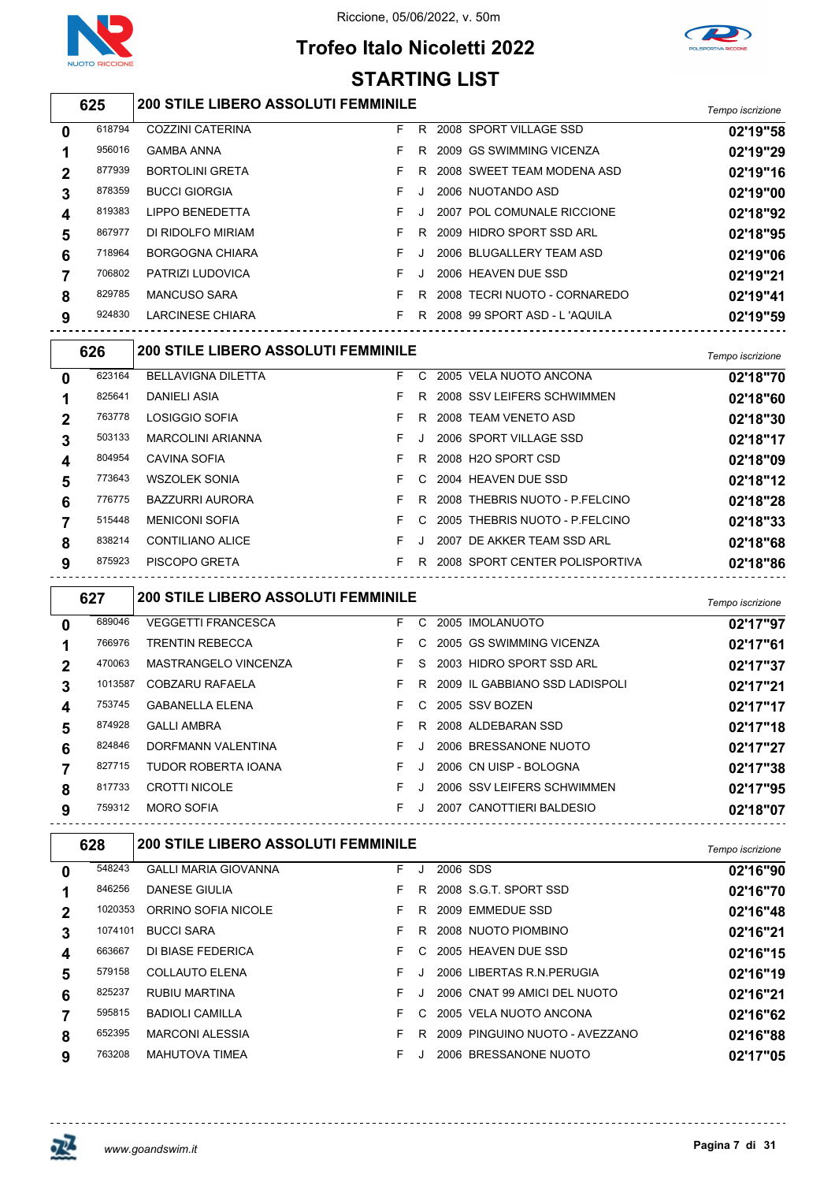# Trofeo Italo Nicoletti 2022

Riccione, 05/06/2022, v. 50m

## STARTING LIST

### 625 — 200 STILE LIBERO ASSOLUTI FEMMINILE

| Corsia | Tessera | Nome | Sesso | Cat. | Anno | Società | Tempo iscrizione |
|---|---|---|---|---|---|---|---|
| 0 | 618794 | COZZINI CATERINA | F | R | 2008 | SPORT VILLAGE SSD | 02'19"58 |
| 1 | 956016 | GAMBA ANNA | F | R | 2009 | GS SWIMMING VICENZA | 02'19"29 |
| 2 | 877939 | BORTOLINI GRETA | F | R | 2008 | SWEET TEAM MODENA ASD | 02'19"16 |
| 3 | 878359 | BUCCI GIORGIA | F | J | 2006 | NUOTANDO ASD | 02'19"00 |
| 4 | 819383 | LIPPO BENEDETTA | F | J | 2007 | POL COMUNALE RICCIONE | 02'18"92 |
| 5 | 867977 | DI RIDOLFO MIRIAM | F | R | 2009 | HIDRO SPORT SSD ARL | 02'18"95 |
| 6 | 718964 | BORGOGNA CHIARA | F | J | 2006 | BLUGALLERY TEAM ASD | 02'19"06 |
| 7 | 706802 | PATRIZI LUDOVICA | F | J | 2006 | HEAVEN DUE SSD | 02'19"21 |
| 8 | 829785 | MANCUSO SARA | F | R | 2008 | TECRI NUOTO - CORNAREDO | 02'19"41 |
| 9 | 924830 | LARCINESE CHIARA | F | R | 2008 | 99 SPORT ASD - L 'AQUILA | 02'19"59 |

### 626 — 200 STILE LIBERO ASSOLUTI FEMMINILE

| Corsia | Tessera | Nome | Sesso | Cat. | Anno | Società | Tempo iscrizione |
|---|---|---|---|---|---|---|---|
| 0 | 623164 | BELLAVIGNA DILETTA | F | C | 2005 | VELA NUOTO ANCONA | 02'18"70 |
| 1 | 825641 | DANIELI ASIA | F | R | 2008 | SSV LEIFERS SCHWIMMEN | 02'18"60 |
| 2 | 763778 | LOSIGGIO SOFIA | F | R | 2008 | TEAM VENETO ASD | 02'18"30 |
| 3 | 503133 | MARCOLINI ARIANNA | F | J | 2006 | SPORT VILLAGE SSD | 02'18"17 |
| 4 | 804954 | CAVINA SOFIA | F | R | 2008 | H2O SPORT CSD | 02'18"09 |
| 5 | 773643 | WSZOLEK SONIA | F | C | 2004 | HEAVEN DUE SSD | 02'18"12 |
| 6 | 776775 | BAZZURRI AURORA | F | R | 2008 | THEBRIS NUOTO - P.FELCINO | 02'18"28 |
| 7 | 515448 | MENICONI SOFIA | F | C | 2005 | THEBRIS NUOTO - P.FELCINO | 02'18"33 |
| 8 | 838214 | CONTILIANO ALICE | F | J | 2007 | DE AKKER TEAM SSD ARL | 02'18"68 |
| 9 | 875923 | PISCOPO GRETA | F | R | 2008 | SPORT CENTER POLISPORTIVA | 02'18"86 |

### 627 — 200 STILE LIBERO ASSOLUTI FEMMINILE

| Corsia | Tessera | Nome | Sesso | Cat. | Anno | Società | Tempo iscrizione |
|---|---|---|---|---|---|---|---|
| 0 | 689046 | VEGGETTI FRANCESCA | F | C | 2005 | IMOLANUOTO | 02'17"97 |
| 1 | 766976 | TRENTIN REBECCA | F | C | 2005 | GS SWIMMING VICENZA | 02'17"61 |
| 2 | 470063 | MASTRANGELO VINCENZA | F | S | 2003 | HIDRO SPORT SSD ARL | 02'17"37 |
| 3 | 1013587 | COBZARU RAFAELA | F | R | 2009 | IL GABBIANO SSD LADISPOLI | 02'17"21 |
| 4 | 753745 | GABANELLA ELENA | F | C | 2005 | SSV BOZEN | 02'17"17 |
| 5 | 874928 | GALLI AMBRA | F | R | 2008 | ALDEBARAN SSD | 02'17"18 |
| 6 | 824846 | DORFMANN VALENTINA | F | J | 2006 | BRESSANONE NUOTO | 02'17"27 |
| 7 | 827715 | TUDOR ROBERTA IOANA | F | J | 2006 | CN UISP - BOLOGNA | 02'17"38 |
| 8 | 817733 | CROTTI NICOLE | F | J | 2006 | SSV LEIFERS SCHWIMMEN | 02'17"95 |
| 9 | 759312 | MORO SOFIA | F | J | 2007 | CANOTTIERI BALDESIO | 02'18"07 |

### 628 — 200 STILE LIBERO ASSOLUTI FEMMINILE

| Corsia | Tessera | Nome | Sesso | Cat. | Anno | Società | Tempo iscrizione |
|---|---|---|---|---|---|---|---|
| 0 | 548243 | GALLI MARIA GIOVANNA | F | J | 2006 | SDS | 02'16"90 |
| 1 | 846256 | DANESE GIULIA | F | R | 2008 | S.G.T. SPORT SSD | 02'16"70 |
| 2 | 1020353 | ORRINO SOFIA NICOLE | F | R | 2009 | EMMEDUE SSD | 02'16"48 |
| 3 | 1074101 | BUCCI SARA | F | R | 2008 | NUOTO PIOMBINO | 02'16"21 |
| 4 | 663667 | DI BIASE FEDERICA | F | C | 2005 | HEAVEN DUE SSD | 02'16"15 |
| 5 | 579158 | COLLAUTO ELENA | F | J | 2006 | LIBERTAS R.N.PERUGIA | 02'16"19 |
| 6 | 825237 | RUBIU MARTINA | F | J | 2006 | CNAT 99 AMICI DEL NUOTO | 02'16"21 |
| 7 | 595815 | BADIOLI CAMILLA | F | C | 2005 | VELA NUOTO ANCONA | 02'16"62 |
| 8 | 652395 | MARCONI ALESSIA | F | R | 2009 | PINGUINO NUOTO - AVEZZANO | 02'16"88 |
| 9 | 763208 | MAHUTOVA TIMEA | F | J | 2006 | BRESSANONE NUOTO | 02'17"05 |

www.goandswim.it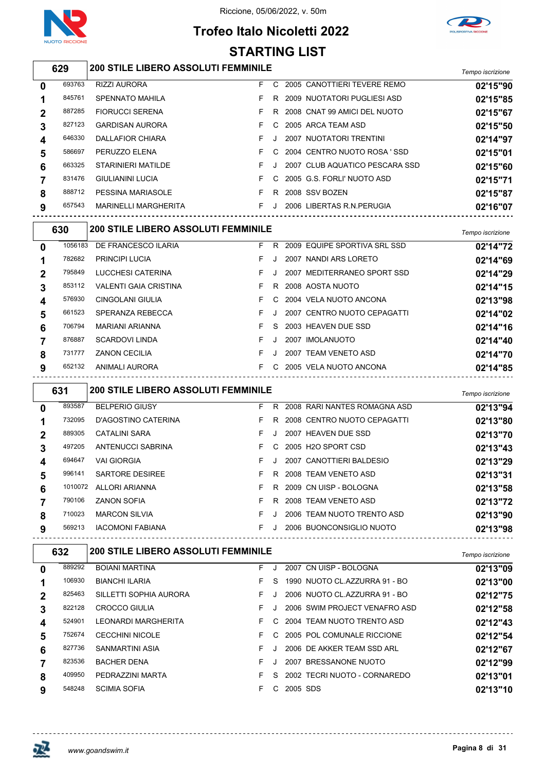Riccione, 05/06/2022, v. 50m

# Trofeo Italo Nicoletti 2022

## STARTING LIST

### 629 — 200 STILE LIBERO ASSOLUTI FEMMINILE

| Corsia | Matricola | Atleta | Sesso | Cat. | Anno | Società | Tempo iscrizione |
|---|---|---|---|---|---|---|---|
| 0 | 693763 | RIZZI AURORA | F | C | 2005 | CANOTTIERI TEVERE REMO | 02'15"90 |
| 1 | 845761 | SPENNATO MAHILA | F | R | 2009 | NUOTATORI PUGLIESI ASD | 02'15"85 |
| 2 | 887285 | FIORUCCI SERENA | F | R | 2008 | CNAT 99 AMICI DEL NUOTO | 02'15"67 |
| 3 | 827123 | GARDISAN AURORA | F | C | 2005 | ARCA TEAM ASD | 02'15"50 |
| 4 | 646330 | DALLAFIOR CHIARA | F | J | 2007 | NUOTATORI TRENTINI | 02'14"97 |
| 5 | 586697 | PERUZZO ELENA | F | C | 2004 | CENTRO NUOTO ROSA ' SSD | 02'15"01 |
| 6 | 663325 | STARINIERI MATILDE | F | J | 2007 | CLUB AQUATICO PESCARA SSD | 02'15"60 |
| 7 | 831476 | GIULIANINI LUCIA | F | C | 2005 | G.S. FORLI' NUOTO ASD | 02'15"71 |
| 8 | 888712 | PESSINA MARIASOLE | F | R | 2008 | SSV BOZEN | 02'15"87 |
| 9 | 657543 | MARINELLI MARGHERITA | F | J | 2006 | LIBERTAS R.N.PERUGIA | 02'16"07 |

### 630 — 200 STILE LIBERO ASSOLUTI FEMMINILE

| Corsia | Matricola | Atleta | Sesso | Cat. | Anno | Società | Tempo iscrizione |
|---|---|---|---|---|---|---|---|
| 0 | 1056183 | DE FRANCESCO ILARIA | F | R | 2009 | EQUIPE SPORTIVA SRL SSD | 02'14"72 |
| 1 | 782682 | PRINCIPI LUCIA | F | J | 2007 | NANDI ARS LORETO | 02'14"69 |
| 2 | 795849 | LUCCHESI CATERINA | F | J | 2007 | MEDITERRANEO SPORT SSD | 02'14"29 |
| 3 | 853112 | VALENTI GAIA CRISTINA | F | R | 2008 | AOSTA NUOTO | 02'14"15 |
| 4 | 576930 | CINGOLANI GIULIA | F | C | 2004 | VELA NUOTO ANCONA | 02'13"98 |
| 5 | 661523 | SPERANZA REBECCA | F | J | 2007 | CENTRO NUOTO CEPAGATTI | 02'14"02 |
| 6 | 706794 | MARIANI ARIANNA | F | S | 2003 | HEAVEN DUE SSD | 02'14"16 |
| 7 | 876887 | SCARDOVI LINDA | F | J | 2007 | IMOLANUOTO | 02'14"40 |
| 8 | 731777 | ZANON CECILIA | F | J | 2007 | TEAM VENETO ASD | 02'14"70 |
| 9 | 652132 | ANIMALI AURORA | F | C | 2005 | VELA NUOTO ANCONA | 02'14"85 |

### 631 — 200 STILE LIBERO ASSOLUTI FEMMINILE

| Corsia | Matricola | Atleta | Sesso | Cat. | Anno | Società | Tempo iscrizione |
|---|---|---|---|---|---|---|---|
| 0 | 893587 | BELPERIO GIUSY | F | R | 2008 | RARI NANTES ROMAGNA ASD | 02'13"94 |
| 1 | 732095 | D'AGOSTINO CATERINA | F | R | 2008 | CENTRO NUOTO CEPAGATTI | 02'13"80 |
| 2 | 889305 | CATALINI SARA | F | J | 2007 | HEAVEN DUE SSD | 02'13"70 |
| 3 | 497205 | ANTENUCCI SABRINA | F | C | 2005 | H2O SPORT CSD | 02'13"43 |
| 4 | 694647 | VAI GIORGIA | F | J | 2007 | CANOTTIERI BALDESIO | 02'13"29 |
| 5 | 996141 | SARTORE DESIREE | F | R | 2008 | TEAM VENETO ASD | 02'13"31 |
| 6 | 1010072 | ALLORI ARIANNA | F | R | 2009 | CN UISP - BOLOGNA | 02'13"58 |
| 7 | 790106 | ZANON SOFIA | F | R | 2008 | TEAM VENETO ASD | 02'13"72 |
| 8 | 710023 | MARCON SILVIA | F | J | 2006 | TEAM NUOTO TRENTO ASD | 02'13"90 |
| 9 | 569213 | IACOMONI FABIANA | F | J | 2006 | BUONCONSIGLIO NUOTO | 02'13"98 |

### 632 — 200 STILE LIBERO ASSOLUTI FEMMINILE

| Corsia | Matricola | Atleta | Sesso | Cat. | Anno | Società | Tempo iscrizione |
|---|---|---|---|---|---|---|---|
| 0 | 889292 | BOIANI MARTINA | F | J | 2007 | CN UISP - BOLOGNA | 02'13"09 |
| 1 | 106930 | BIANCHI ILARIA | F | S | 1990 | NUOTO CL.AZZURRA 91 - BO | 02'13"00 |
| 2 | 825463 | SILLETTI SOPHIA AURORA | F | J | 2006 | NUOTO CL.AZZURRA 91 - BO | 02'12"75 |
| 3 | 822128 | CROCCO GIULIA | F | J | 2006 | SWIM PROJECT VENAFRO ASD | 02'12"58 |
| 4 | 524901 | LEONARDI MARGHERITA | F | C | 2004 | TEAM NUOTO TRENTO ASD | 02'12"43 |
| 5 | 752674 | CECCHINI NICOLE | F | C | 2005 | POL COMUNALE RICCIONE | 02'12"54 |
| 6 | 827736 | SANMARTINI ASIA | F | J | 2006 | DE AKKER TEAM SSD ARL | 02'12"67 |
| 7 | 823536 | BACHER DENA | F | J | 2007 | BRESSANONE NUOTO | 02'12"99 |
| 8 | 409950 | PEDRAZZINI MARTA | F | S | 2002 | TECRI NUOTO - CORNAREDO | 02'13"01 |
| 9 | 548248 | SCIMIA SOFIA | F | C | 2005 | SDS | 02'13"10 |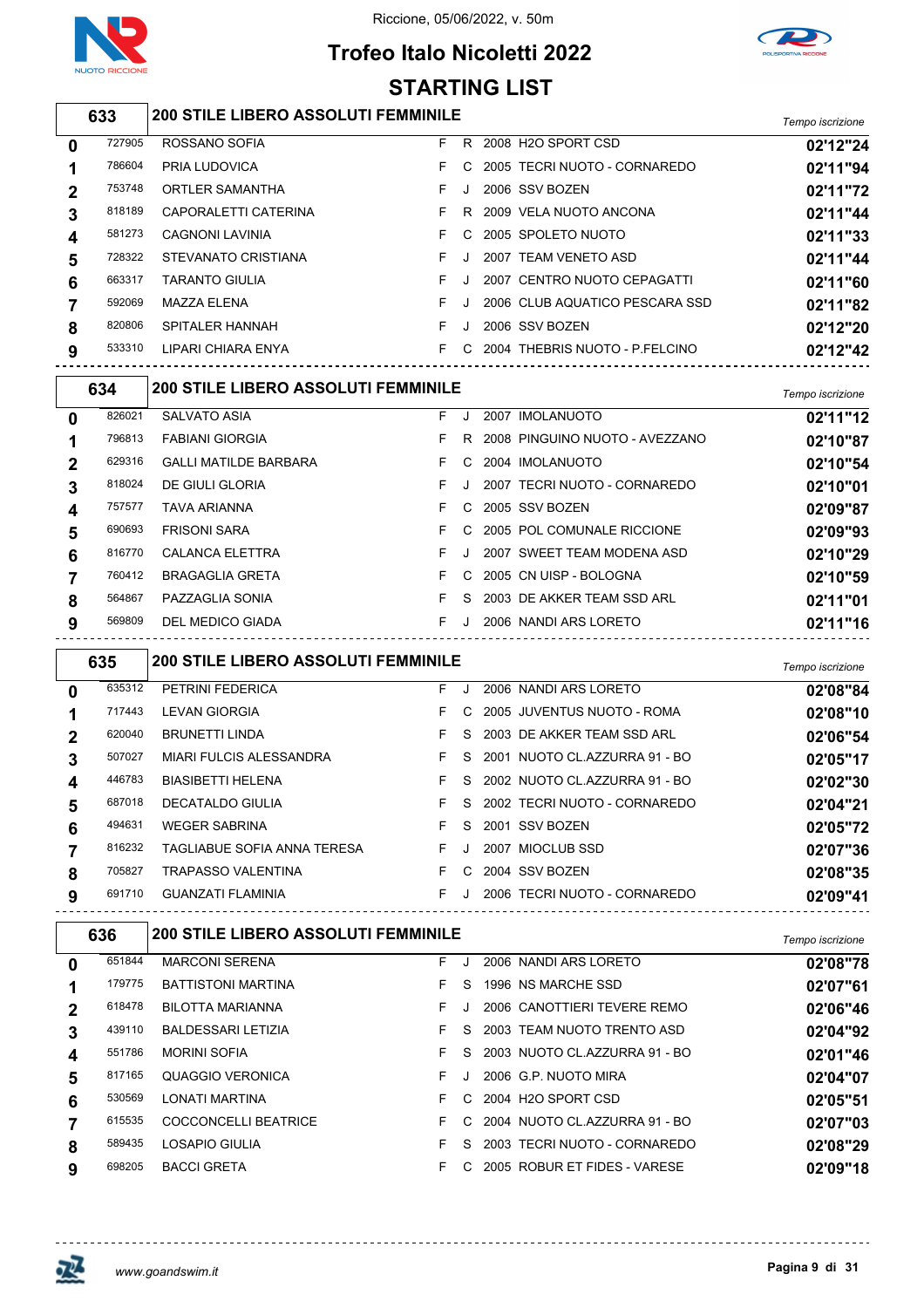Riccione, 05/06/2022, v. 50m

# Trofeo Italo Nicoletti 2022

## STARTING LIST

| 633 | 200 STILE LIBERO ASSOLUTI FEMMINILE | | | | | | Tempo iscrizione |
|---|---|---|---|---|---|---|---|
| 0 | 727905 | ROSSANO SOFIA | F | R | 2008 | H2O SPORT CSD | 02'12"24 |
| 1 | 786604 | PRIA LUDOVICA | F | C | 2005 | TECRI NUOTO - CORNAREDO | 02'11"94 |
| 2 | 753748 | ORTLER SAMANTHA | F | J | 2006 | SSV BOZEN | 02'11"72 |
| 3 | 818189 | CAPORALETTI CATERINA | F | R | 2009 | VELA NUOTO ANCONA | 02'11"44 |
| 4 | 581273 | CAGNONI LAVINIA | F | C | 2005 | SPOLETO NUOTO | 02'11"33 |
| 5 | 728322 | STEVANATO CRISTIANA | F | J | 2007 | TEAM VENETO ASD | 02'11"44 |
| 6 | 663317 | TARANTO GIULIA | F | J | 2007 | CENTRO NUOTO CEPAGATTI | 02'11"60 |
| 7 | 592069 | MAZZA ELENA | F | J | 2006 | CLUB AQUATICO PESCARA SSD | 02'11"82 |
| 8 | 820806 | SPITALER HANNAH | F | J | 2006 | SSV BOZEN | 02'12"20 |
| 9 | 533310 | LIPARI CHIARA ENYA | F | C | 2004 | THEBRIS NUOTO - P.FELCINO | 02'12"42 |

| 634 | 200 STILE LIBERO ASSOLUTI FEMMINILE | | | | | | Tempo iscrizione |
|---|---|---|---|---|---|---|---|
| 0 | 826021 | SALVATO ASIA | F | J | 2007 | IMOLANUOTO | 02'11"12 |
| 1 | 796813 | FABIANI GIORGIA | F | R | 2008 | PINGUINO NUOTO - AVEZZANO | 02'10"87 |
| 2 | 629316 | GALLI MATILDE BARBARA | F | C | 2004 | IMOLANUOTO | 02'10"54 |
| 3 | 818024 | DE GIULI GLORIA | F | J | 2007 | TECRI NUOTO - CORNAREDO | 02'10"01 |
| 4 | 757577 | TAVA ARIANNA | F | C | 2005 | SSV BOZEN | 02'09"87 |
| 5 | 690693 | FRISONI SARA | F | C | 2005 | POL COMUNALE RICCIONE | 02'09"93 |
| 6 | 816770 | CALANCA ELETTRA | F | J | 2007 | SWEET TEAM MODENA ASD | 02'10"29 |
| 7 | 760412 | BRAGAGLIA GRETA | F | C | 2005 | CN UISP - BOLOGNA | 02'10"59 |
| 8 | 564867 | PAZZAGLIA SONIA | F | S | 2003 | DE AKKER TEAM SSD ARL | 02'11"01 |
| 9 | 569809 | DEL MEDICO GIADA | F | J | 2006 | NANDI ARS LORETO | 02'11"16 |

| 635 | 200 STILE LIBERO ASSOLUTI FEMMINILE | | | | | | Tempo iscrizione |
|---|---|---|---|---|---|---|---|
| 0 | 635312 | PETRINI FEDERICA | F | J | 2006 | NANDI ARS LORETO | 02'08"84 |
| 1 | 717443 | LEVAN GIORGIA | F | C | 2005 | JUVENTUS NUOTO - ROMA | 02'08"10 |
| 2 | 620040 | BRUNETTI LINDA | F | S | 2003 | DE AKKER TEAM SSD ARL | 02'06"54 |
| 3 | 507027 | MIARI FULCIS ALESSANDRA | F | S | 2001 | NUOTO CL.AZZURRA 91 - BO | 02'05"17 |
| 4 | 446783 | BIASIBETTI HELENA | F | S | 2002 | NUOTO CL.AZZURRA 91 - BO | 02'02"30 |
| 5 | 687018 | DECATALDO GIULIA | F | S | 2002 | TECRI NUOTO - CORNAREDO | 02'04"21 |
| 6 | 494631 | WEGER SABRINA | F | S | 2001 | SSV BOZEN | 02'05"72 |
| 7 | 816232 | TAGLIABUE SOFIA ANNA TERESA | F | J | 2007 | MIOCLUB SSD | 02'07"36 |
| 8 | 705827 | TRAPASSO VALENTINA | F | C | 2004 | SSV BOZEN | 02'08"35 |
| 9 | 691710 | GUANZATI FLAMINIA | F | J | 2006 | TECRI NUOTO - CORNAREDO | 02'09"41 |

| 636 | 200 STILE LIBERO ASSOLUTI FEMMINILE | | | | | | Tempo iscrizione |
|---|---|---|---|---|---|---|---|
| 0 | 651844 | MARCONI SERENA | F | J | 2006 | NANDI ARS LORETO | 02'08"78 |
| 1 | 179775 | BATTISTONI MARTINA | F | S | 1996 | NS MARCHE SSD | 02'07"61 |
| 2 | 618478 | BILOTTA MARIANNA | F | J | 2006 | CANOTTIERI TEVERE REMO | 02'06"46 |
| 3 | 439110 | BALDESSARI LETIZIA | F | S | 2003 | TEAM NUOTO TRENTO ASD | 02'04"92 |
| 4 | 551786 | MORINI SOFIA | F | S | 2003 | NUOTO CL.AZZURRA 91 - BO | 02'01"46 |
| 5 | 817165 | QUAGGIO VERONICA | F | J | 2006 | G.P. NUOTO MIRA | 02'04"07 |
| 6 | 530569 | LONATI MARTINA | F | C | 2004 | H2O SPORT CSD | 02'05"51 |
| 7 | 615535 | COCCONCELLI BEATRICE | F | C | 2004 | NUOTO CL.AZZURRA 91 - BO | 02'07"03 |
| 8 | 589435 | LOSAPIO GIULIA | F | S | 2003 | TECRI NUOTO - CORNAREDO | 02'08"29 |
| 9 | 698205 | BACCI GRETA | F | C | 2005 | ROBUR ET FIDES - VARESE | 02'09"18 |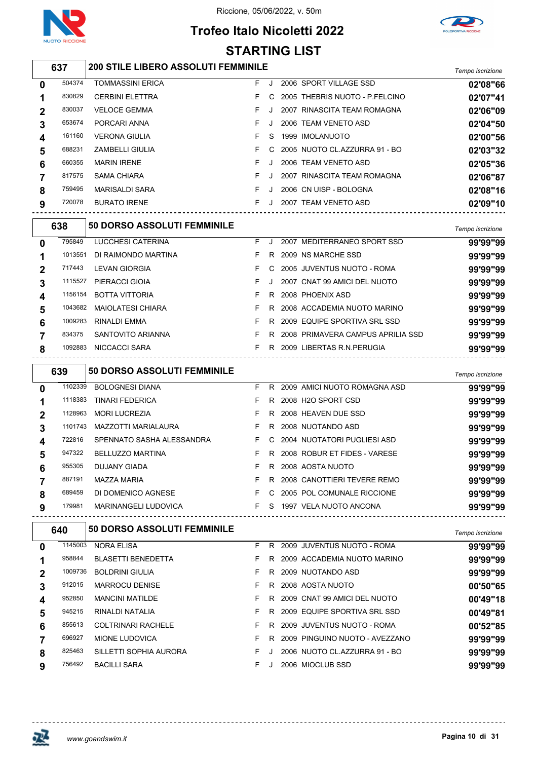# Trofeo Italo Nicoletti 2022

Riccione, 05/06/2022, v. 50m

## STARTING LIST

### 637 — 200 STILE LIBERO ASSOLUTI FEMMINILE

| Corsia | Tessera | Nome | Sesso | Cat. | Anno | Società | Tempo iscrizione |
|---|---|---|---|---|---|---|---|
| 0 | 504374 | TOMMASSINI ERICA | F | J | 2006 | SPORT VILLAGE SSD | 02'08"66 |
| 1 | 830829 | CERBINI ELETTRA | F | C | 2005 | THEBRIS NUOTO - P.FELCINO | 02'07"41 |
| 2 | 830037 | VELOCE GEMMA | F | J | 2007 | RINASCITA TEAM ROMAGNA | 02'06"09 |
| 3 | 653674 | PORCARI ANNA | F | J | 2006 | TEAM VENETO ASD | 02'04"50 |
| 4 | 161160 | VERONA GIULIA | F | S | 1999 | IMOLANUOTO | 02'00"56 |
| 5 | 688231 | ZAMBELLI GIULIA | F | C | 2005 | NUOTO CL.AZZURRA 91 - BO | 02'03"32 |
| 6 | 660355 | MARIN IRENE | F | J | 2006 | TEAM VENETO ASD | 02'05"36 |
| 7 | 817575 | SAMA CHIARA | F | J | 2007 | RINASCITA TEAM ROMAGNA | 02'06"87 |
| 8 | 759495 | MARISALDI SARA | F | J | 2006 | CN UISP - BOLOGNA | 02'08"16 |
| 9 | 720078 | BURATO IRENE | F | J | 2007 | TEAM VENETO ASD | 02'09"10 |

### 638 — 50 DORSO ASSOLUTI FEMMINILE

| Corsia | Tessera | Nome | Sesso | Cat. | Anno | Società | Tempo iscrizione |
|---|---|---|---|---|---|---|---|
| 0 | 795849 | LUCCHESI CATERINA | F | J | 2007 | MEDITERRANEO SPORT SSD | 99'99"99 |
| 1 | 1013551 | DI RAIMONDO MARTINA | F | R | 2009 | NS MARCHE SSD | 99'99"99 |
| 2 | 717443 | LEVAN GIORGIA | F | C | 2005 | JUVENTUS NUOTO - ROMA | 99'99"99 |
| 3 | 1115527 | PIERACCI GIOIA | F | J | 2007 | CNAT 99 AMICI DEL NUOTO | 99'99"99 |
| 4 | 1156154 | BOTTA VITTORIA | F | R | 2008 | PHOENIX ASD | 99'99"99 |
| 5 | 1043682 | MAIOLATESI CHIARA | F | R | 2008 | ACCADEMIA NUOTO MARINO | 99'99"99 |
| 6 | 1009283 | RINALDI EMMA | F | R | 2009 | EQUIPE SPORTIVA SRL SSD | 99'99"99 |
| 7 | 834375 | SANTOVITO ARIANNA | F | R | 2008 | PRIMAVERA CAMPUS APRILIA SSD | 99'99"99 |
| 8 | 1092883 | NICCACCI SARA | F | R | 2009 | LIBERTAS R.N.PERUGIA | 99'99"99 |

### 639 — 50 DORSO ASSOLUTI FEMMINILE

| Corsia | Tessera | Nome | Sesso | Cat. | Anno | Società | Tempo iscrizione |
|---|---|---|---|---|---|---|---|
| 0 | 1102339 | BOLOGNESI DIANA | F | R | 2009 | AMICI NUOTO ROMAGNA ASD | 99'99"99 |
| 1 | 1118383 | TINARI FEDERICA | F | R | 2008 | H2O SPORT CSD | 99'99"99 |
| 2 | 1128963 | MORI LUCREZIA | F | R | 2008 | HEAVEN DUE SSD | 99'99"99 |
| 3 | 1101743 | MAZZOTTI MARIALAURA | F | R | 2008 | NUOTANDO ASD | 99'99"99 |
| 4 | 722816 | SPENNATO SASHA ALESSANDRA | F | C | 2004 | NUOTATORI PUGLIESI ASD | 99'99"99 |
| 5 | 947322 | BELLUZZO MARTINA | F | R | 2008 | ROBUR ET FIDES - VARESE | 99'99"99 |
| 6 | 955305 | DUJANY GIADA | F | R | 2008 | AOSTA NUOTO | 99'99"99 |
| 7 | 887191 | MAZZA MARIA | F | R | 2008 | CANOTTIERI TEVERE REMO | 99'99"99 |
| 8 | 689459 | DI DOMENICO AGNESE | F | C | 2005 | POL COMUNALE RICCIONE | 99'99"99 |
| 9 | 179981 | MARINANGELI LUDOVICA | F | S | 1997 | VELA NUOTO ANCONA | 99'99"99 |

### 640 — 50 DORSO ASSOLUTI FEMMINILE

| Corsia | Tessera | Nome | Sesso | Cat. | Anno | Società | Tempo iscrizione |
|---|---|---|---|---|---|---|---|
| 0 | 1145003 | NORA ELISA | F | R | 2009 | JUVENTUS NUOTO - ROMA | 99'99"99 |
| 1 | 958844 | BLASETTI BENEDETTA | F | R | 2009 | ACCADEMIA NUOTO MARINO | 99'99"99 |
| 2 | 1009736 | BOLDRINI GIULIA | F | R | 2009 | NUOTANDO ASD | 99'99"99 |
| 3 | 912015 | MARROCU DENISE | F | R | 2008 | AOSTA NUOTO | 00'50"65 |
| 4 | 952850 | MANCINI MATILDE | F | R | 2009 | CNAT 99 AMICI DEL NUOTO | 00'49"18 |
| 5 | 945215 | RINALDI NATALIA | F | R | 2009 | EQUIPE SPORTIVA SRL SSD | 00'49"81 |
| 6 | 855613 | COLTRINARI RACHELE | F | R | 2009 | JUVENTUS NUOTO - ROMA | 00'52"85 |
| 7 | 696927 | MIONE LUDOVICA | F | R | 2009 | PINGUINO NUOTO - AVEZZANO | 99'99"99 |
| 8 | 825463 | SILLETTI SOPHIA AURORA | F | J | 2006 | NUOTO CL.AZZURRA 91 - BO | 99'99"99 |
| 9 | 756492 | BACILLI SARA | F | J | 2006 | MIOCLUB SSD | 99'99"99 |

www.goandswim.it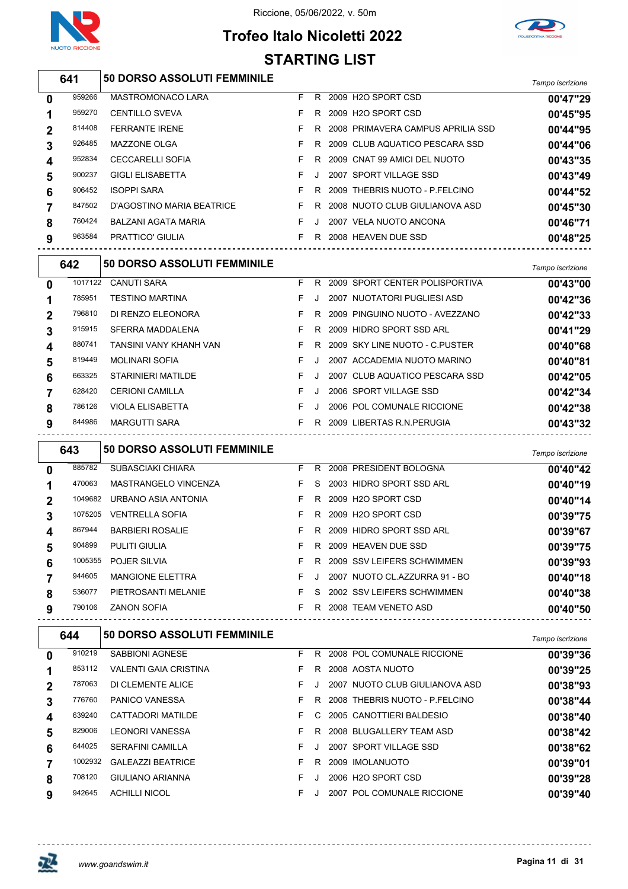Riccione, 05/06/2022, v. 50m

# Trofeo Italo Nicoletti 2022

## STARTING LIST

### 641 — 50 DORSO ASSOLUTI FEMMINILE

| Corsia | Tessera | Nome | Sesso | Cat. | Anno | Società | Tempo iscrizione |
|---|---|---|---|---|---|---|---|
| 0 | 959266 | MASTROMONACO LARA | F | R | 2009 | H2O SPORT CSD | 00'47"29 |
| 1 | 959270 | CENTILLO SVEVA | F | R | 2009 | H2O SPORT CSD | 00'45"95 |
| 2 | 814408 | FERRANTE IRENE | F | R | 2008 | PRIMAVERA CAMPUS APRILIA SSD | 00'44"95 |
| 3 | 926485 | MAZZONE OLGA | F | R | 2009 | CLUB AQUATICO PESCARA SSD | 00'44"06 |
| 4 | 952834 | CECCARELLI SOFIA | F | R | 2009 | CNAT 99 AMICI DEL NUOTO | 00'43"35 |
| 5 | 900237 | GIGLI ELISABETTA | F | J | 2007 | SPORT VILLAGE SSD | 00'43"49 |
| 6 | 906452 | ISOPPI SARA | F | R | 2009 | THEBRIS NUOTO - P.FELCINO | 00'44"52 |
| 7 | 847502 | D'AGOSTINO MARIA BEATRICE | F | R | 2008 | NUOTO CLUB GIULIANOVA ASD | 00'45"30 |
| 8 | 760424 | BALZANI AGATA MARIA | F | J | 2007 | VELA NUOTO ANCONA | 00'46"71 |
| 9 | 963584 | PRATTICO' GIULIA | F | R | 2008 | HEAVEN DUE SSD | 00'48"25 |

### 642 — 50 DORSO ASSOLUTI FEMMINILE

| Corsia | Tessera | Nome | Sesso | Cat. | Anno | Società | Tempo iscrizione |
|---|---|---|---|---|---|---|---|
| 0 | 1017122 | CANUTI SARA | F | R | 2009 | SPORT CENTER POLISPORTIVA | 00'43"00 |
| 1 | 785951 | TESTINO MARTINA | F | J | 2007 | NUOTATORI PUGLIESI ASD | 00'42"36 |
| 2 | 796810 | DI RENZO ELEONORA | F | R | 2009 | PINGUINO NUOTO - AVEZZANO | 00'42"33 |
| 3 | 915915 | SFERRA MADDALENA | F | R | 2009 | HIDRO SPORT SSD ARL | 00'41"29 |
| 4 | 880741 | TANSINI VANY KHANH VAN | F | R | 2009 | SKY LINE NUOTO - C.PUSTER | 00'40"68 |
| 5 | 819449 | MOLINARI SOFIA | F | J | 2007 | ACCADEMIA NUOTO MARINO | 00'40"81 |
| 6 | 663325 | STARINIERI MATILDE | F | J | 2007 | CLUB AQUATICO PESCARA SSD | 00'42"05 |
| 7 | 628420 | CERIONI CAMILLA | F | J | 2006 | SPORT VILLAGE SSD | 00'42"34 |
| 8 | 786126 | VIOLA ELISABETTA | F | J | 2006 | POL COMUNALE RICCIONE | 00'42"38 |
| 9 | 844986 | MARGUTTI SARA | F | R | 2009 | LIBERTAS R.N.PERUGIA | 00'43"32 |

### 643 — 50 DORSO ASSOLUTI FEMMINILE

| Corsia | Tessera | Nome | Sesso | Cat. | Anno | Società | Tempo iscrizione |
|---|---|---|---|---|---|---|---|
| 0 | 885782 | SUBASCIAKI CHIARA | F | R | 2008 | PRESIDENT BOLOGNA | 00'40"42 |
| 1 | 470063 | MASTRANGELO VINCENZA | F | S | 2003 | HIDRO SPORT SSD ARL | 00'40"19 |
| 2 | 1049682 | URBANO ASIA ANTONIA | F | R | 2009 | H2O SPORT CSD | 00'40"14 |
| 3 | 1075205 | VENTRELLA SOFIA | F | R | 2009 | H2O SPORT CSD | 00'39"75 |
| 4 | 867944 | BARBIERI ROSALIE | F | R | 2009 | HIDRO SPORT SSD ARL | 00'39"67 |
| 5 | 904899 | PULITI GIULIA | F | R | 2009 | HEAVEN DUE SSD | 00'39"75 |
| 6 | 1005355 | POJER SILVIA | F | R | 2009 | SSV LEIFERS SCHWIMMEN | 00'39"93 |
| 7 | 944605 | MANGIONE ELETTRA | F | J | 2007 | NUOTO CL.AZZURRA 91 - BO | 00'40"18 |
| 8 | 536077 | PIETROSANTI MELANIE | F | S | 2002 | SSV LEIFERS SCHWIMMEN | 00'40"38 |
| 9 | 790106 | ZANON SOFIA | F | R | 2008 | TEAM VENETO ASD | 00'40"50 |

### 644 — 50 DORSO ASSOLUTI FEMMINILE

| Corsia | Tessera | Nome | Sesso | Cat. | Anno | Società | Tempo iscrizione |
|---|---|---|---|---|---|---|---|
| 0 | 910219 | SABBIONI AGNESE | F | R | 2008 | POL COMUNALE RICCIONE | 00'39"36 |
| 1 | 853112 | VALENTI GAIA CRISTINA | F | R | 2008 | AOSTA NUOTO | 00'39"25 |
| 2 | 787063 | DI CLEMENTE ALICE | F | J | 2007 | NUOTO CLUB GIULIANOVA ASD | 00'38"93 |
| 3 | 776760 | PANICO VANESSA | F | R | 2008 | THEBRIS NUOTO - P.FELCINO | 00'38"44 |
| 4 | 639240 | CATTADORI MATILDE | F | C | 2005 | CANOTTIERI BALDESIO | 00'38"40 |
| 5 | 829006 | LEONORI VANESSA | F | R | 2008 | BLUGALLERY TEAM ASD | 00'38"42 |
| 6 | 644025 | SERAFINI CAMILLA | F | J | 2007 | SPORT VILLAGE SSD | 00'38"62 |
| 7 | 1002932 | GALEAZZI BEATRICE | F | R | 2009 | IMOLANUOTO | 00'39"01 |
| 8 | 708120 | GIULIANO ARIANNA | F | J | 2006 | H2O SPORT CSD | 00'39"28 |
| 9 | 942645 | ACHILLI NICOL | F | J | 2007 | POL COMUNALE RICCIONE | 00'39"40 |

www.goandswim.it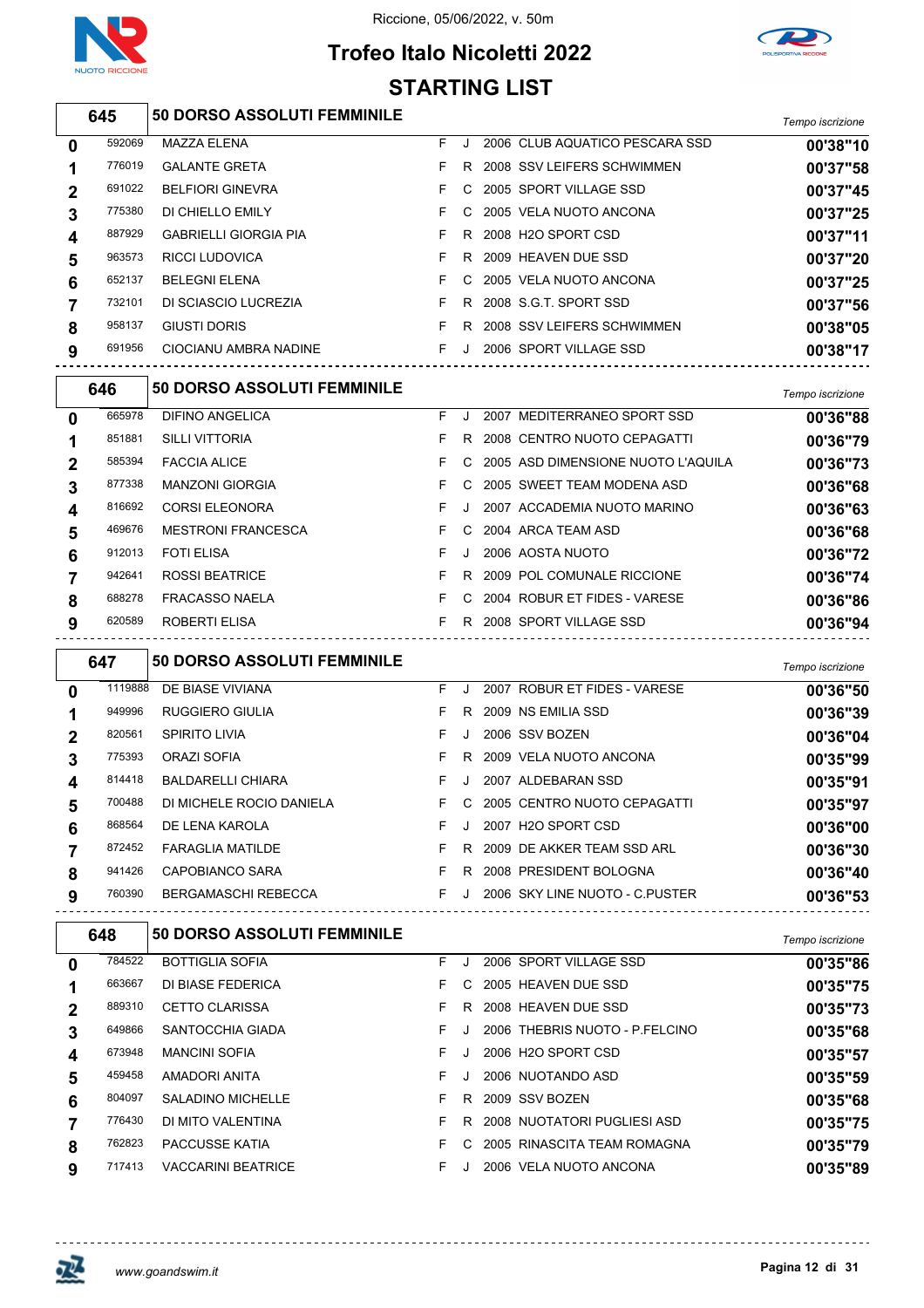Riccione, 05/06/2022, v. 50m

# Trofeo Italo Nicoletti 2022

## STARTING LIST

### 645 — 50 DORSO ASSOLUTI FEMMINILE

| Corsia | Matricola | Nome | Sesso | Cat. | Anno | Società | Tempo iscrizione |
|---|---|---|---|---|---|---|---|
| 0 | 592069 | MAZZA ELENA | F | J | 2006 | CLUB AQUATICO PESCARA SSD | 00'38"10 |
| 1 | 776019 | GALANTE GRETA | F | R | 2008 | SSV LEIFERS SCHWIMMEN | 00'37"58 |
| 2 | 691022 | BELFIORI GINEVRA | F | C | 2005 | SPORT VILLAGE SSD | 00'37"45 |
| 3 | 775380 | DI CHIELLO EMILY | F | C | 2005 | VELA NUOTO ANCONA | 00'37"25 |
| 4 | 887929 | GABRIELLI GIORGIA PIA | F | R | 2008 | H2O SPORT CSD | 00'37"11 |
| 5 | 963573 | RICCI LUDOVICA | F | R | 2009 | HEAVEN DUE SSD | 00'37"20 |
| 6 | 652137 | BELEGNI ELENA | F | C | 2005 | VELA NUOTO ANCONA | 00'37"25 |
| 7 | 732101 | DI SCIASCIO LUCREZIA | F | R | 2008 | S.G.T. SPORT SSD | 00'37"56 |
| 8 | 958137 | GIUSTI DORIS | F | R | 2008 | SSV LEIFERS SCHWIMMEN | 00'38"05 |
| 9 | 691956 | CIOCIANU AMBRA NADINE | F | J | 2006 | SPORT VILLAGE SSD | 00'38"17 |

### 646 — 50 DORSO ASSOLUTI FEMMINILE

| Corsia | Matricola | Nome | Sesso | Cat. | Anno | Società | Tempo iscrizione |
|---|---|---|---|---|---|---|---|
| 0 | 665978 | DIFINO ANGELICA | F | J | 2007 | MEDITERRANEO SPORT SSD | 00'36"88 |
| 1 | 851881 | SILLI VITTORIA | F | R | 2008 | CENTRO NUOTO CEPAGATTI | 00'36"79 |
| 2 | 585394 | FACCIA ALICE | F | C | 2005 | ASD DIMENSIONE NUOTO L'AQUILA | 00'36"73 |
| 3 | 877338 | MANZONI GIORGIA | F | C | 2005 | SWEET TEAM MODENA ASD | 00'36"68 |
| 4 | 816692 | CORSI ELEONORA | F | J | 2007 | ACCADEMIA NUOTO MARINO | 00'36"63 |
| 5 | 469676 | MESTRONI FRANCESCA | F | C | 2004 | ARCA TEAM ASD | 00'36"68 |
| 6 | 912013 | FOTI ELISA | F | J | 2006 | AOSTA NUOTO | 00'36"72 |
| 7 | 942641 | ROSSI BEATRICE | F | R | 2009 | POL COMUNALE RICCIONE | 00'36"74 |
| 8 | 688278 | FRACASSO NAELA | F | C | 2004 | ROBUR ET FIDES - VARESE | 00'36"86 |
| 9 | 620589 | ROBERTI ELISA | F | R | 2008 | SPORT VILLAGE SSD | 00'36"94 |

### 647 — 50 DORSO ASSOLUTI FEMMINILE

| Corsia | Matricola | Nome | Sesso | Cat. | Anno | Società | Tempo iscrizione |
|---|---|---|---|---|---|---|---|
| 0 | 1119888 | DE BIASE VIVIANA | F | J | 2007 | ROBUR ET FIDES - VARESE | 00'36"50 |
| 1 | 949996 | RUGGIERO GIULIA | F | R | 2009 | NS EMILIA SSD | 00'36"39 |
| 2 | 820561 | SPIRITO LIVIA | F | J | 2006 | SSV BOZEN | 00'36"04 |
| 3 | 775393 | ORAZI SOFIA | F | R | 2009 | VELA NUOTO ANCONA | 00'35"99 |
| 4 | 814418 | BALDARELLI CHIARA | F | J | 2007 | ALDEBARAN SSD | 00'35"91 |
| 5 | 700488 | DI MICHELE ROCIO DANIELA | F | C | 2005 | CENTRO NUOTO CEPAGATTI | 00'35"97 |
| 6 | 868564 | DE LENA KAROLA | F | J | 2007 | H2O SPORT CSD | 00'36"00 |
| 7 | 872452 | FARAGLIA MATILDE | F | R | 2009 | DE AKKER TEAM SSD ARL | 00'36"30 |
| 8 | 941426 | CAPOBIANCO SARA | F | R | 2008 | PRESIDENT BOLOGNA | 00'36"40 |
| 9 | 760390 | BERGAMASCHI REBECCA | F | J | 2006 | SKY LINE NUOTO - C.PUSTER | 00'36"53 |

### 648 — 50 DORSO ASSOLUTI FEMMINILE

| Corsia | Matricola | Nome | Sesso | Cat. | Anno | Società | Tempo iscrizione |
|---|---|---|---|---|---|---|---|
| 0 | 784522 | BOTTIGLIA SOFIA | F | J | 2006 | SPORT VILLAGE SSD | 00'35"86 |
| 1 | 663667 | DI BIASE FEDERICA | F | C | 2005 | HEAVEN DUE SSD | 00'35"75 |
| 2 | 889310 | CETTO CLARISSA | F | R | 2008 | HEAVEN DUE SSD | 00'35"73 |
| 3 | 649866 | SANTOCCHIA GIADA | F | J | 2006 | THEBRIS NUOTO - P.FELCINO | 00'35"68 |
| 4 | 673948 | MANCINI SOFIA | F | J | 2006 | H2O SPORT CSD | 00'35"57 |
| 5 | 459458 | AMADORI ANITA | F | J | 2006 | NUOTANDO ASD | 00'35"59 |
| 6 | 804097 | SALADINO MICHELLE | F | R | 2009 | SSV BOZEN | 00'35"68 |
| 7 | 776430 | DI MITO VALENTINA | F | R | 2008 | NUOTATORI PUGLIESI ASD | 00'35"75 |
| 8 | 762823 | PACCUSSE KATIA | F | C | 2005 | RINASCITA TEAM ROMAGNA | 00'35"79 |
| 9 | 717413 | VACCARINI BEATRICE | F | J | 2006 | VELA NUOTO ANCONA | 00'35"89 |

www.goandswim.it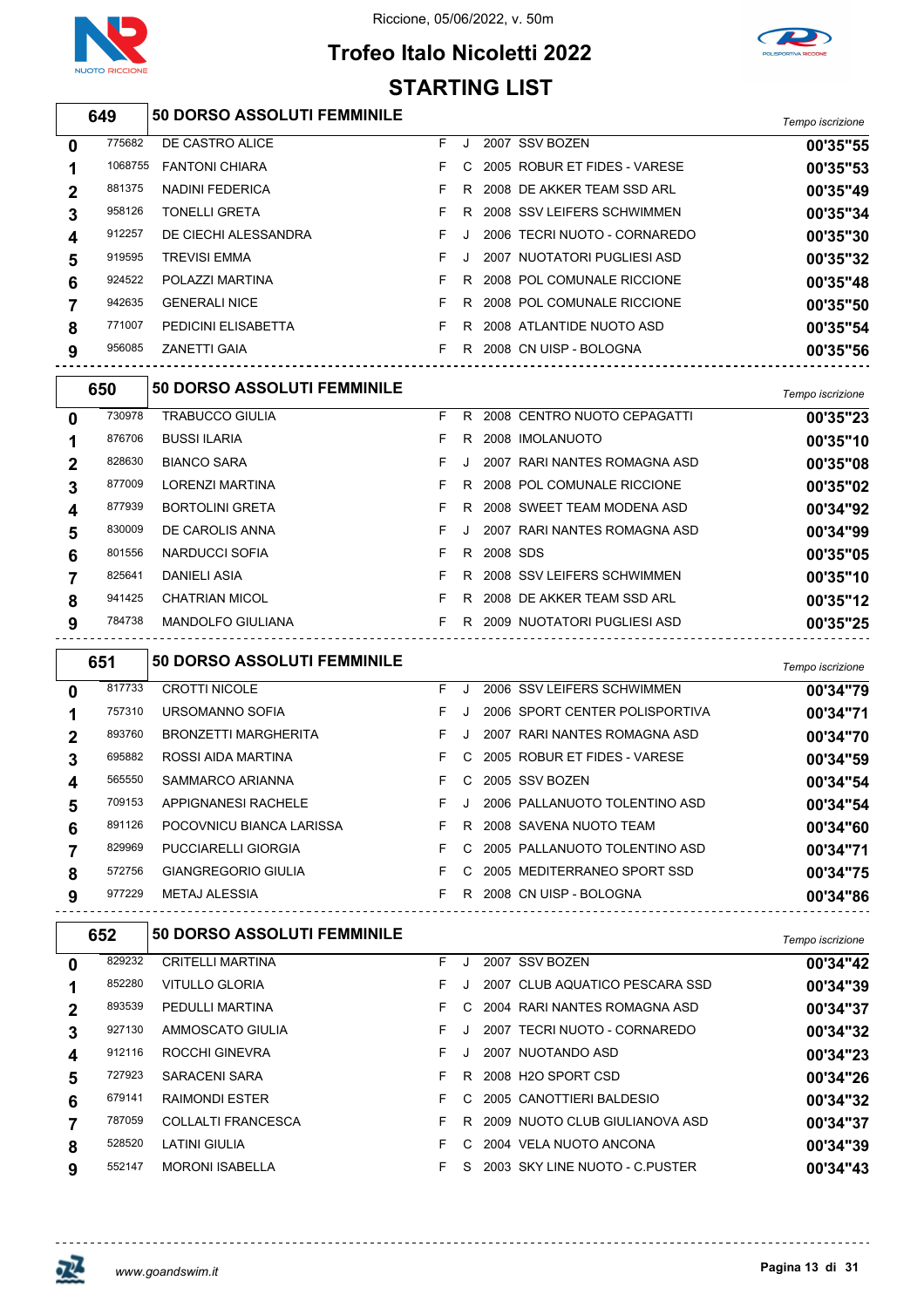# Trofeo Italo Nicoletti 2022

Riccione, 05/06/2022, v. 50m

## STARTING LIST

### 649 — 50 DORSO ASSOLUTI FEMMINILE

| Corsia | Matricola | Nome | Sesso | Cat. | Anno | Società | Tempo iscrizione |
|---|---|---|---|---|---|---|---|
| 0 | 775682 | DE CASTRO ALICE | F | J | 2007 | SSV BOZEN | 00'35"55 |
| 1 | 1068755 | FANTONI CHIARA | F | C | 2005 | ROBUR ET FIDES - VARESE | 00'35"53 |
| 2 | 881375 | NADINI FEDERICA | F | R | 2008 | DE AKKER TEAM SSD ARL | 00'35"49 |
| 3 | 958126 | TONELLI GRETA | F | R | 2008 | SSV LEIFERS SCHWIMMEN | 00'35"34 |
| 4 | 912257 | DE CIECHI ALESSANDRA | F | J | 2006 | TECRI NUOTO - CORNAREDO | 00'35"30 |
| 5 | 919595 | TREVISI EMMA | F | J | 2007 | NUOTATORI PUGLIESI ASD | 00'35"32 |
| 6 | 924522 | POLAZZI MARTINA | F | R | 2008 | POL COMUNALE RICCIONE | 00'35"48 |
| 7 | 942635 | GENERALI NICE | F | R | 2008 | POL COMUNALE RICCIONE | 00'35"50 |
| 8 | 771007 | PEDICINI ELISABETTA | F | R | 2008 | ATLANTIDE NUOTO ASD | 00'35"54 |
| 9 | 956085 | ZANETTI GAIA | F | R | 2008 | CN UISP - BOLOGNA | 00'35"56 |

### 650 — 50 DORSO ASSOLUTI FEMMINILE

| Corsia | Matricola | Nome | Sesso | Cat. | Anno | Società | Tempo iscrizione |
|---|---|---|---|---|---|---|---|
| 0 | 730978 | TRABUCCO GIULIA | F | R | 2008 | CENTRO NUOTO CEPAGATTI | 00'35"23 |
| 1 | 876706 | BUSSI ILARIA | F | R | 2008 | IMOLANUOTO | 00'35"10 |
| 2 | 828630 | BIANCO SARA | F | J | 2007 | RARI NANTES ROMAGNA ASD | 00'35"08 |
| 3 | 877009 | LORENZI MARTINA | F | R | 2008 | POL COMUNALE RICCIONE | 00'35"02 |
| 4 | 877939 | BORTOLINI GRETA | F | R | 2008 | SWEET TEAM MODENA ASD | 00'34"92 |
| 5 | 830009 | DE CAROLIS ANNA | F | J | 2007 | RARI NANTES ROMAGNA ASD | 00'34"99 |
| 6 | 801556 | NARDUCCI SOFIA | F | R | 2008 | SDS | 00'35"05 |
| 7 | 825641 | DANIELI ASIA | F | R | 2008 | SSV LEIFERS SCHWIMMEN | 00'35"10 |
| 8 | 941425 | CHATRIAN MICOL | F | R | 2008 | DE AKKER TEAM SSD ARL | 00'35"12 |
| 9 | 784738 | MANDOLFO GIULIANA | F | R | 2009 | NUOTATORI PUGLIESI ASD | 00'35"25 |

### 651 — 50 DORSO ASSOLUTI FEMMINILE

| Corsia | Matricola | Nome | Sesso | Cat. | Anno | Società | Tempo iscrizione |
|---|---|---|---|---|---|---|---|
| 0 | 817733 | CROTTI NICOLE | F | J | 2006 | SSV LEIFERS SCHWIMMEN | 00'34"79 |
| 1 | 757310 | URSOMANNO SOFIA | F | J | 2006 | SPORT CENTER POLISPORTIVA | 00'34"71 |
| 2 | 893760 | BRONZETTI MARGHERITA | F | J | 2007 | RARI NANTES ROMAGNA ASD | 00'34"70 |
| 3 | 695882 | ROSSI AIDA MARTINA | F | C | 2005 | ROBUR ET FIDES - VARESE | 00'34"59 |
| 4 | 565550 | SAMMARCO ARIANNA | F | C | 2005 | SSV BOZEN | 00'34"54 |
| 5 | 709153 | APPIGNANESI RACHELE | F | J | 2006 | PALLANUOTO TOLENTINO ASD | 00'34"54 |
| 6 | 891126 | POCOVNICU BIANCA LARISSA | F | R | 2008 | SAVENA NUOTO TEAM | 00'34"60 |
| 7 | 829969 | PUCCIARELLI GIORGIA | F | C | 2005 | PALLANUOTO TOLENTINO ASD | 00'34"71 |
| 8 | 572756 | GIANGREGORIO GIULIA | F | C | 2005 | MEDITERRANEO SPORT SSD | 00'34"75 |
| 9 | 977229 | METAJ ALESSIA | F | R | 2008 | CN UISP - BOLOGNA | 00'34"86 |

### 652 — 50 DORSO ASSOLUTI FEMMINILE

| Corsia | Matricola | Nome | Sesso | Cat. | Anno | Società | Tempo iscrizione |
|---|---|---|---|---|---|---|---|
| 0 | 829232 | CRITELLI MARTINA | F | J | 2007 | SSV BOZEN | 00'34"42 |
| 1 | 852280 | VITULLO GLORIA | F | J | 2007 | CLUB AQUATICO PESCARA SSD | 00'34"39 |
| 2 | 893539 | PEDULLI MARTINA | F | C | 2004 | RARI NANTES ROMAGNA ASD | 00'34"37 |
| 3 | 927130 | AMMOSCATO GIULIA | F | J | 2007 | TECRI NUOTO - CORNAREDO | 00'34"32 |
| 4 | 912116 | ROCCHI GINEVRA | F | J | 2007 | NUOTANDO ASD | 00'34"23 |
| 5 | 727923 | SARACENI SARA | F | R | 2008 | H2O SPORT CSD | 00'34"26 |
| 6 | 679141 | RAIMONDI ESTER | F | C | 2005 | CANOTTIERI BALDESIO | 00'34"32 |
| 7 | 787059 | COLLALTI FRANCESCA | F | R | 2009 | NUOTO CLUB GIULIANOVA ASD | 00'34"37 |
| 8 | 528520 | LATINI GIULIA | F | C | 2004 | VELA NUOTO ANCONA | 00'34"39 |
| 9 | 552147 | MORONI ISABELLA | F | S | 2003 | SKY LINE NUOTO - C.PUSTER | 00'34"43 |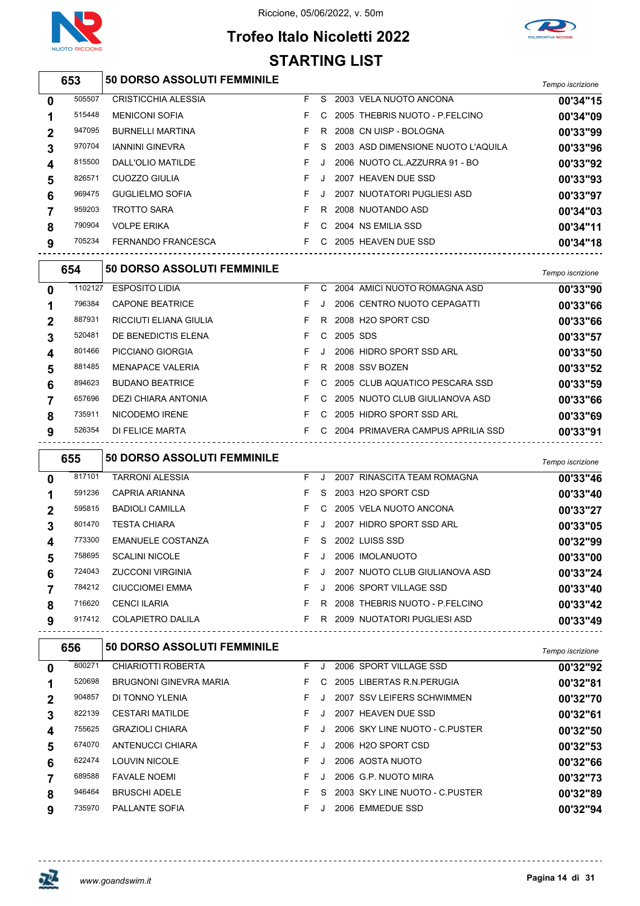Riccione, 05/06/2022, v. 50m

# Trofeo Italo Nicoletti 2022

## STARTING LIST

### 653 — 50 DORSO ASSOLUTI FEMMINILE

| Corsia | Matricola | Nome | Sesso | Cat. | Anno | Società | Tempo iscrizione |
|---|---|---|---|---|---|---|---|
| 0 | 505507 | CRISTICCHIA ALESSIA | F | S | 2003 | VELA NUOTO ANCONA | 00'34"15 |
| 1 | 515448 | MENICONI SOFIA | F | C | 2005 | THEBRIS NUOTO - P.FELCINO | 00'34"09 |
| 2 | 947095 | BURNELLI MARTINA | F | R | 2008 | CN UISP - BOLOGNA | 00'33"99 |
| 3 | 970704 | IANNINI GINEVRA | F | S | 2003 | ASD DIMENSIONE NUOTO L'AQUILA | 00'33"96 |
| 4 | 815500 | DALL'OLIO MATILDE | F | J | 2006 | NUOTO CL.AZZURRA 91 - BO | 00'33"92 |
| 5 | 826571 | CUOZZO GIULIA | F | J | 2007 | HEAVEN DUE SSD | 00'33"93 |
| 6 | 969475 | GUGLIELMO SOFIA | F | J | 2007 | NUOTATORI PUGLIESI ASD | 00'33"97 |
| 7 | 959203 | TROTTO SARA | F | R | 2008 | NUOTANDO ASD | 00'34"03 |
| 8 | 790904 | VOLPE ERIKA | F | C | 2004 | NS EMILIA SSD | 00'34"11 |
| 9 | 705234 | FERNANDO FRANCESCA | F | C | 2005 | HEAVEN DUE SSD | 00'34"18 |

### 654 — 50 DORSO ASSOLUTI FEMMINILE

| Corsia | Matricola | Nome | Sesso | Cat. | Anno | Società | Tempo iscrizione |
|---|---|---|---|---|---|---|---|
| 0 | 1102127 | ESPOSITO LIDIA | F | C | 2004 | AMICI NUOTO ROMAGNA ASD | 00'33"90 |
| 1 | 796384 | CAPONE BEATRICE | F | J | 2006 | CENTRO NUOTO CEPAGATTI | 00'33"66 |
| 2 | 887931 | RICCIUTI ELIANA GIULIA | F | R | 2008 | H2O SPORT CSD | 00'33"66 |
| 3 | 520481 | DE BENEDICTIS ELENA | F | C | 2005 | SDS | 00'33"57 |
| 4 | 801466 | PICCIANO GIORGIA | F | J | 2006 | HIDRO SPORT SSD ARL | 00'33"50 |
| 5 | 881485 | MENAPACE VALERIA | F | R | 2008 | SSV BOZEN | 00'33"52 |
| 6 | 894623 | BUDANO BEATRICE | F | C | 2005 | CLUB AQUATICO PESCARA SSD | 00'33"59 |
| 7 | 657696 | DEZI CHIARA ANTONIA | F | C | 2005 | NUOTO CLUB GIULIANOVA ASD | 00'33"66 |
| 8 | 735911 | NICODEMO IRENE | F | C | 2005 | HIDRO SPORT SSD ARL | 00'33"69 |
| 9 | 526354 | DI FELICE MARTA | F | C | 2004 | PRIMAVERA CAMPUS APRILIA SSD | 00'33"91 |

### 655 — 50 DORSO ASSOLUTI FEMMINILE

| Corsia | Matricola | Nome | Sesso | Cat. | Anno | Società | Tempo iscrizione |
|---|---|---|---|---|---|---|---|
| 0 | 817101 | TARRONI ALESSIA | F | J | 2007 | RINASCITA TEAM ROMAGNA | 00'33"46 |
| 1 | 591236 | CAPRIA ARIANNA | F | S | 2003 | H2O SPORT CSD | 00'33"40 |
| 2 | 595815 | BADIOLI CAMILLA | F | C | 2005 | VELA NUOTO ANCONA | 00'33"27 |
| 3 | 801470 | TESTA CHIARA | F | J | 2007 | HIDRO SPORT SSD ARL | 00'33"05 |
| 4 | 773300 | EMANUELE COSTANZA | F | S | 2002 | LUISS SSD | 00'32"99 |
| 5 | 758695 | SCALINI NICOLE | F | J | 2006 | IMOLANUOTO | 00'33"00 |
| 6 | 724043 | ZUCCONI VIRGINIA | F | J | 2007 | NUOTO CLUB GIULIANOVA ASD | 00'33"24 |
| 7 | 784212 | CIUCCIOMEI EMMA | F | J | 2006 | SPORT VILLAGE SSD | 00'33"40 |
| 8 | 716620 | CENCI ILARIA | F | R | 2008 | THEBRIS NUOTO - P.FELCINO | 00'33"42 |
| 9 | 917412 | COLAPIETRO DALILA | F | R | 2009 | NUOTATORI PUGLIESI ASD | 00'33"49 |

### 656 — 50 DORSO ASSOLUTI FEMMINILE

| Corsia | Matricola | Nome | Sesso | Cat. | Anno | Società | Tempo iscrizione |
|---|---|---|---|---|---|---|---|
| 0 | 800271 | CHIARIOTTI ROBERTA | F | J | 2006 | SPORT VILLAGE SSD | 00'32"92 |
| 1 | 520698 | BRUGNONI GINEVRA MARIA | F | C | 2005 | LIBERTAS R.N.PERUGIA | 00'32"81 |
| 2 | 904857 | DI TONNO YLENIA | F | J | 2007 | SSV LEIFERS SCHWIMMEN | 00'32"70 |
| 3 | 822139 | CESTARI MATILDE | F | J | 2007 | HEAVEN DUE SSD | 00'32"61 |
| 4 | 755625 | GRAZIOLI CHIARA | F | J | 2006 | SKY LINE NUOTO - C.PUSTER | 00'32"50 |
| 5 | 674070 | ANTENUCCI CHIARA | F | J | 2006 | H2O SPORT CSD | 00'32"53 |
| 6 | 622474 | LOUVIN NICOLE | F | J | 2006 | AOSTA NUOTO | 00'32"66 |
| 7 | 689588 | FAVALE NOEMI | F | J | 2006 | G.P. NUOTO MIRA | 00'32"73 |
| 8 | 946464 | BRUSCHI ADELE | F | S | 2003 | SKY LINE NUOTO - C.PUSTER | 00'32"89 |
| 9 | 735970 | PALLANTE SOFIA | F | J | 2006 | EMMEDUE SSD | 00'32"94 |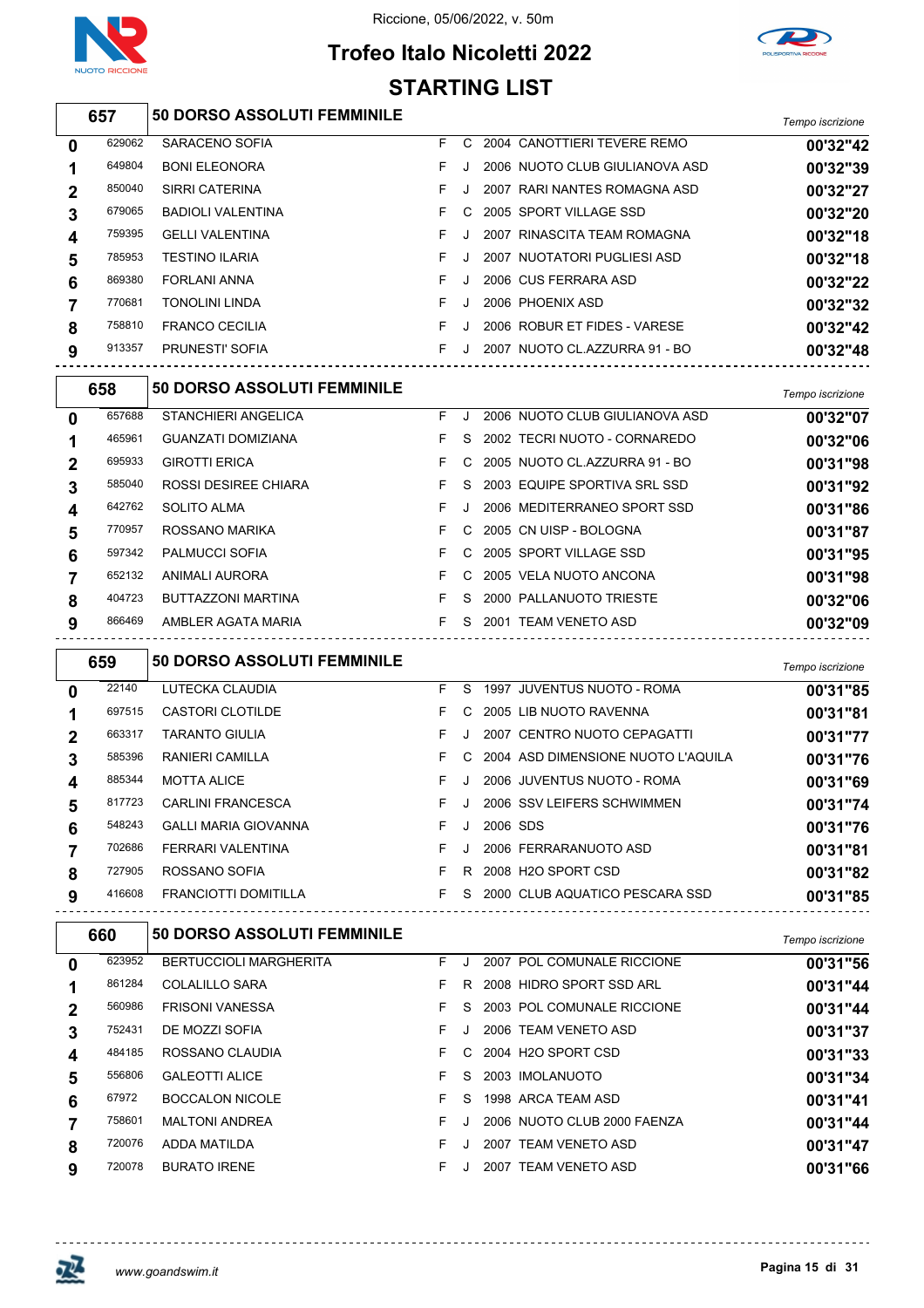Riccione, 05/06/2022, v. 50m

# Trofeo Italo Nicoletti 2022

## STARTING LIST

### 657 — 50 DORSO ASSOLUTI FEMMINILE

| Corsia | Tessera | Atleta | Sesso | Cat. | Anno | Società | Tempo iscrizione |
|---|---|---|---|---|---|---|---|
| 0 | 629062 | SARACENO SOFIA | F | C | 2004 | CANOTTIERI TEVERE REMO | 00'32"42 |
| 1 | 649804 | BONI ELEONORA | F | J | 2006 | NUOTO CLUB GIULIANOVA ASD | 00'32"39 |
| 2 | 850040 | SIRRI CATERINA | F | J | 2007 | RARI NANTES ROMAGNA ASD | 00'32"27 |
| 3 | 679065 | BADIOLI VALENTINA | F | C | 2005 | SPORT VILLAGE SSD | 00'32"20 |
| 4 | 759395 | GELLI VALENTINA | F | J | 2007 | RINASCITA TEAM ROMAGNA | 00'32"18 |
| 5 | 785953 | TESTINO ILARIA | F | J | 2007 | NUOTATORI PUGLIESI ASD | 00'32"18 |
| 6 | 869380 | FORLANI ANNA | F | J | 2006 | CUS FERRARA ASD | 00'32"22 |
| 7 | 770681 | TONOLINI LINDA | F | J | 2006 | PHOENIX ASD | 00'32"32 |
| 8 | 758810 | FRANCO CECILIA | F | J | 2006 | ROBUR ET FIDES - VARESE | 00'32"42 |
| 9 | 913357 | PRUNESTI' SOFIA | F | J | 2007 | NUOTO CL.AZZURRA 91 - BO | 00'32"48 |

### 658 — 50 DORSO ASSOLUTI FEMMINILE

| Corsia | Tessera | Atleta | Sesso | Cat. | Anno | Società | Tempo iscrizione |
|---|---|---|---|---|---|---|---|
| 0 | 657688 | STANCHIERI ANGELICA | F | J | 2006 | NUOTO CLUB GIULIANOVA ASD | 00'32"07 |
| 1 | 465961 | GUANZATI DOMIZIANA | F | S | 2002 | TECRI NUOTO - CORNAREDO | 00'32"06 |
| 2 | 695933 | GIROTTI ERICA | F | C | 2005 | NUOTO CL.AZZURRA 91 - BO | 00'31"98 |
| 3 | 585040 | ROSSI DESIREE CHIARA | F | S | 2003 | EQUIPE SPORTIVA SRL SSD | 00'31"92 |
| 4 | 642762 | SOLITO ALMA | F | J | 2006 | MEDITERRANEO SPORT SSD | 00'31"86 |
| 5 | 770957 | ROSSANO MARIKA | F | C | 2005 | CN UISP - BOLOGNA | 00'31"87 |
| 6 | 597342 | PALMUCCI SOFIA | F | C | 2005 | SPORT VILLAGE SSD | 00'31"95 |
| 7 | 652132 | ANIMALI AURORA | F | C | 2005 | VELA NUOTO ANCONA | 00'31"98 |
| 8 | 404723 | BUTTAZZONI MARTINA | F | S | 2000 | PALLANUOTO TRIESTE | 00'32"06 |
| 9 | 866469 | AMBLER AGATA MARIA | F | S | 2001 | TEAM VENETO ASD | 00'32"09 |

### 659 — 50 DORSO ASSOLUTI FEMMINILE

| Corsia | Tessera | Atleta | Sesso | Cat. | Anno | Società | Tempo iscrizione |
|---|---|---|---|---|---|---|---|
| 0 | 22140 | LUTECKA CLAUDIA | F | S | 1997 | JUVENTUS NUOTO - ROMA | 00'31"85 |
| 1 | 697515 | CASTORI CLOTILDE | F | C | 2005 | LIB NUOTO RAVENNA | 00'31"81 |
| 2 | 663317 | TARANTO GIULIA | F | J | 2007 | CENTRO NUOTO CEPAGATTI | 00'31"77 |
| 3 | 585396 | RANIERI CAMILLA | F | C | 2004 | ASD DIMENSIONE NUOTO L'AQUILA | 00'31"76 |
| 4 | 885344 | MOTTA ALICE | F | J | 2006 | JUVENTUS NUOTO - ROMA | 00'31"69 |
| 5 | 817723 | CARLINI FRANCESCA | F | J | 2006 | SSV LEIFERS SCHWIMMEN | 00'31"74 |
| 6 | 548243 | GALLI MARIA GIOVANNA | F | J | 2006 | SDS | 00'31"76 |
| 7 | 702686 | FERRARI VALENTINA | F | J | 2006 | FERRARANUOTO ASD | 00'31"81 |
| 8 | 727905 | ROSSANO SOFIA | F | R | 2008 | H2O SPORT CSD | 00'31"82 |
| 9 | 416608 | FRANCIOTTI DOMITILLA | F | S | 2000 | CLUB AQUATICO PESCARA SSD | 00'31"85 |

### 660 — 50 DORSO ASSOLUTI FEMMINILE

| Corsia | Tessera | Atleta | Sesso | Cat. | Anno | Società | Tempo iscrizione |
|---|---|---|---|---|---|---|---|
| 0 | 623952 | BERTUCCIOLI MARGHERITA | F | J | 2007 | POL COMUNALE RICCIONE | 00'31"56 |
| 1 | 861284 | COLALILLO SARA | F | R | 2008 | HIDRO SPORT SSD ARL | 00'31"44 |
| 2 | 560986 | FRISONI VANESSA | F | S | 2003 | POL COMUNALE RICCIONE | 00'31"44 |
| 3 | 752431 | DE MOZZI SOFIA | F | J | 2006 | TEAM VENETO ASD | 00'31"37 |
| 4 | 484185 | ROSSANO CLAUDIA | F | C | 2004 | H2O SPORT CSD | 00'31"33 |
| 5 | 556806 | GALEOTTI ALICE | F | S | 2003 | IMOLANUOTO | 00'31"34 |
| 6 | 67972 | BOCCALON NICOLE | F | S | 1998 | ARCA TEAM ASD | 00'31"41 |
| 7 | 758601 | MALTONI ANDREA | F | J | 2006 | NUOTO CLUB 2000 FAENZA | 00'31"44 |
| 8 | 720076 | ADDA MATILDA | F | J | 2007 | TEAM VENETO ASD | 00'31"47 |
| 9 | 720078 | BURATO IRENE | F | J | 2007 | TEAM VENETO ASD | 00'31"66 |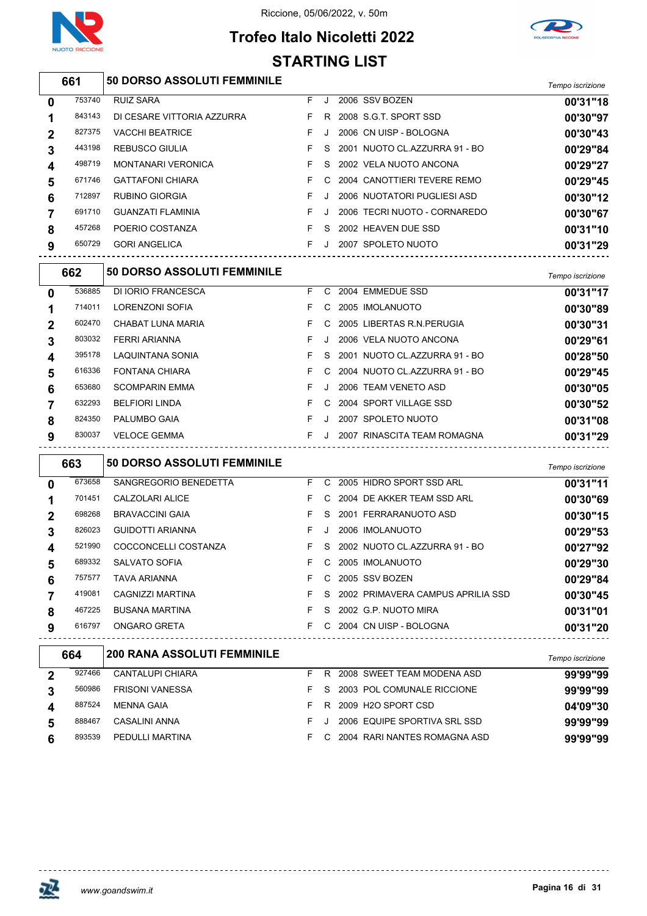Riccione, 05/06/2022, v. 50m

# Trofeo Italo Nicoletti 2022

## STARTING LIST

### 661 — 50 DORSO ASSOLUTI FEMMINILE

| Corsia | Tessera | Nome | Sesso | Cat. | Anno | Società | Tempo iscrizione |
|---|---|---|---|---|---|---|---|
| 0 | 753740 | RUIZ SARA | F | J | 2006 | SSV BOZEN | 00'31"18 |
| 1 | 843143 | DI CESARE VITTORIA AZZURRA | F | R | 2008 | S.G.T. SPORT SSD | 00'30"97 |
| 2 | 827375 | VACCHI BEATRICE | F | J | 2006 | CN UISP - BOLOGNA | 00'30"43 |
| 3 | 443198 | REBUSCO GIULIA | F | S | 2001 | NUOTO CL.AZZURRA 91 - BO | 00'29"84 |
| 4 | 498719 | MONTANARI VERONICA | F | S | 2002 | VELA NUOTO ANCONA | 00'29"27 |
| 5 | 671746 | GATTAFONI CHIARA | F | C | 2004 | CANOTTIERI TEVERE REMO | 00'29"45 |
| 6 | 712897 | RUBINO GIORGIA | F | J | 2006 | NUOTATORI PUGLIESI ASD | 00'30"12 |
| 7 | 691710 | GUANZATI FLAMINIA | F | J | 2006 | TECRI NUOTO - CORNAREDO | 00'30"67 |
| 8 | 457268 | POERIO COSTANZA | F | S | 2002 | HEAVEN DUE SSD | 00'31"10 |
| 9 | 650729 | GORI ANGELICA | F | J | 2007 | SPOLETO NUOTO | 00'31"29 |

### 662 — 50 DORSO ASSOLUTI FEMMINILE

| Corsia | Tessera | Nome | Sesso | Cat. | Anno | Società | Tempo iscrizione |
|---|---|---|---|---|---|---|---|
| 0 | 536885 | DI IORIO FRANCESCA | F | C | 2004 | EMMEDUE SSD | 00'31"17 |
| 1 | 714011 | LORENZONI SOFIA | F | C | 2005 | IMOLANUOTO | 00'30"89 |
| 2 | 602470 | CHABAT LUNA MARIA | F | C | 2005 | LIBERTAS R.N.PERUGIA | 00'30"31 |
| 3 | 803032 | FERRI ARIANNA | F | J | 2006 | VELA NUOTO ANCONA | 00'29"61 |
| 4 | 395178 | LAQUINTANA SONIA | F | S | 2001 | NUOTO CL.AZZURRA 91 - BO | 00'28"50 |
| 5 | 616336 | FONTANA CHIARA | F | C | 2004 | NUOTO CL.AZZURRA 91 - BO | 00'29"45 |
| 6 | 653680 | SCOMPARIN EMMA | F | J | 2006 | TEAM VENETO ASD | 00'30"05 |
| 7 | 632293 | BELFIORI LINDA | F | C | 2004 | SPORT VILLAGE SSD | 00'30"52 |
| 8 | 824350 | PALUMBO GAIA | F | J | 2007 | SPOLETO NUOTO | 00'31"08 |
| 9 | 830037 | VELOCE GEMMA | F | J | 2007 | RINASCITA TEAM ROMAGNA | 00'31"29 |

### 663 — 50 DORSO ASSOLUTI FEMMINILE

| Corsia | Tessera | Nome | Sesso | Cat. | Anno | Società | Tempo iscrizione |
|---|---|---|---|---|---|---|---|
| 0 | 673658 | SANGREGORIO BENEDETTA | F | C | 2005 | HIDRO SPORT SSD ARL | 00'31"11 |
| 1 | 701451 | CALZOLARI ALICE | F | C | 2004 | DE AKKER TEAM SSD ARL | 00'30"69 |
| 2 | 698268 | BRAVACCINI GAIA | F | S | 2001 | FERRARANUOTO ASD | 00'30"15 |
| 3 | 826023 | GUIDOTTI ARIANNA | F | J | 2006 | IMOLANUOTO | 00'29"53 |
| 4 | 521990 | COCCONCELLI COSTANZA | F | S | 2002 | NUOTO CL.AZZURRA 91 - BO | 00'27"92 |
| 5 | 689332 | SALVATO SOFIA | F | C | 2005 | IMOLANUOTO | 00'29"30 |
| 6 | 757577 | TAVA ARIANNA | F | C | 2005 | SSV BOZEN | 00'29"84 |
| 7 | 419081 | CAGNIZZI MARTINA | F | S | 2002 | PRIMAVERA CAMPUS APRILIA SSD | 00'30"45 |
| 8 | 467225 | BUSANA MARTINA | F | S | 2002 | G.P. NUOTO MIRA | 00'31"01 |
| 9 | 616797 | ONGARO GRETA | F | C | 2004 | CN UISP - BOLOGNA | 00'31"20 |

### 664 — 200 RANA ASSOLUTI FEMMINILE

| Corsia | Tessera | Nome | Sesso | Cat. | Anno | Società | Tempo iscrizione |
|---|---|---|---|---|---|---|---|
| 2 | 927466 | CANTALUPI CHIARA | F | R | 2008 | SWEET TEAM MODENA ASD | 99'99"99 |
| 3 | 560986 | FRISONI VANESSA | F | S | 2003 | POL COMUNALE RICCIONE | 99'99"99 |
| 4 | 887524 | MENNA GAIA | F | R | 2009 | H2O SPORT CSD | 04'09"30 |
| 5 | 888467 | CASALINI ANNA | F | J | 2006 | EQUIPE SPORTIVA SRL SSD | 99'99"99 |
| 6 | 893539 | PEDULLI MARTINA | F | C | 2004 | RARI NANTES ROMAGNA ASD | 99'99"99 |

www.goandswim.it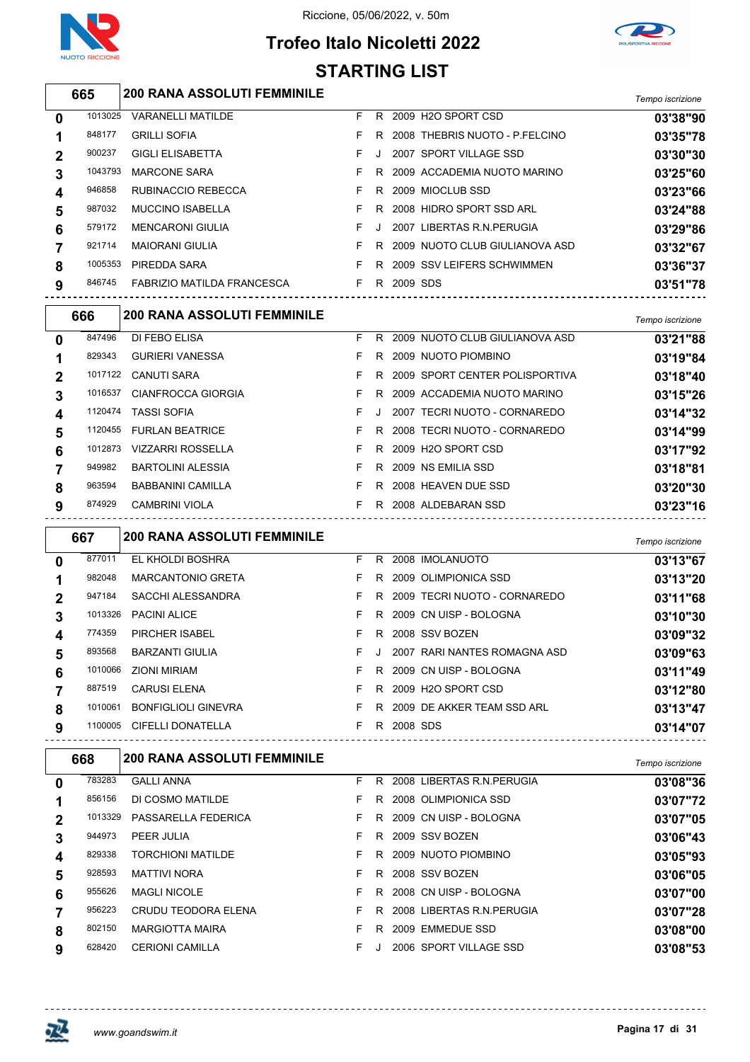Riccione, 05/06/2022, v. 50m

# Trofeo Italo Nicoletti 2022

## STARTING LIST

### 665 — 200 RANA ASSOLUTI FEMMINILE

| Corsia | Tessera | Atleta | Sesso | Cat. | Anno | Società | Tempo iscrizione |
|---|---|---|---|---|---|---|---|
| 0 | 1013025 | VARANELLI MATILDE | F | R | 2009 | H2O SPORT CSD | 03'38"90 |
| 1 | 848177 | GRILLI SOFIA | F | R | 2008 | THEBRIS NUOTO - P.FELCINO | 03'35"78 |
| 2 | 900237 | GIGLI ELISABETTA | F | J | 2007 | SPORT VILLAGE SSD | 03'30"30 |
| 3 | 1043793 | MARCONE SARA | F | R | 2009 | ACCADEMIA NUOTO MARINO | 03'25"60 |
| 4 | 946858 | RUBINACCIO REBECCA | F | R | 2009 | MIOCLUB SSD | 03'23"66 |
| 5 | 987032 | MUCCINO ISABELLA | F | R | 2008 | HIDRO SPORT SSD ARL | 03'24"88 |
| 6 | 579172 | MENCARONI GIULIA | F | J | 2007 | LIBERTAS R.N.PERUGIA | 03'29"86 |
| 7 | 921714 | MAIORANI GIULIA | F | R | 2009 | NUOTO CLUB GIULIANOVA ASD | 03'32"67 |
| 8 | 1005353 | PIREDDA SARA | F | R | 2009 | SSV LEIFERS SCHWIMMEN | 03'36"37 |
| 9 | 846745 | FABRIZIO MATILDA FRANCESCA | F | R | 2009 | SDS | 03'51"78 |

### 666 — 200 RANA ASSOLUTI FEMMINILE

| Corsia | Tessera | Atleta | Sesso | Cat. | Anno | Società | Tempo iscrizione |
|---|---|---|---|---|---|---|---|
| 0 | 847496 | DI FEBO ELISA | F | R | 2009 | NUOTO CLUB GIULIANOVA ASD | 03'21"88 |
| 1 | 829343 | GURIERI VANESSA | F | R | 2009 | NUOTO PIOMBINO | 03'19"84 |
| 2 | 1017122 | CANUTI SARA | F | R | 2009 | SPORT CENTER POLISPORTIVA | 03'18"40 |
| 3 | 1016537 | CIANFROCCA GIORGIA | F | R | 2009 | ACCADEMIA NUOTO MARINO | 03'15"26 |
| 4 | 1120474 | TASSI SOFIA | F | J | 2007 | TECRI NUOTO - CORNAREDO | 03'14"32 |
| 5 | 1120455 | FURLAN BEATRICE | F | R | 2008 | TECRI NUOTO - CORNAREDO | 03'14"99 |
| 6 | 1012873 | VIZZARRI ROSSELLA | F | R | 2009 | H2O SPORT CSD | 03'17"92 |
| 7 | 949982 | BARTOLINI ALESSIA | F | R | 2009 | NS EMILIA SSD | 03'18"81 |
| 8 | 963594 | BABBANINI CAMILLA | F | R | 2008 | HEAVEN DUE SSD | 03'20"30 |
| 9 | 874929 | CAMBRINI VIOLA | F | R | 2008 | ALDEBARAN SSD | 03'23"16 |

### 667 — 200 RANA ASSOLUTI FEMMINILE

| Corsia | Tessera | Atleta | Sesso | Cat. | Anno | Società | Tempo iscrizione |
|---|---|---|---|---|---|---|---|
| 0 | 877011 | EL KHOLDI BOSHRA | F | R | 2008 | IMOLANUOTO | 03'13"67 |
| 1 | 982048 | MARCANTONIO GRETA | F | R | 2009 | OLIMPIONICA SSD | 03'13"20 |
| 2 | 947184 | SACCHI ALESSANDRA | F | R | 2009 | TECRI NUOTO - CORNAREDO | 03'11"68 |
| 3 | 1013326 | PACINI ALICE | F | R | 2009 | CN UISP - BOLOGNA | 03'10"30 |
| 4 | 774359 | PIRCHER ISABEL | F | R | 2008 | SSV BOZEN | 03'09"32 |
| 5 | 893568 | BARZANTI GIULIA | F | J | 2007 | RARI NANTES ROMAGNA ASD | 03'09"63 |
| 6 | 1010066 | ZIONI MIRIAM | F | R | 2009 | CN UISP - BOLOGNA | 03'11"49 |
| 7 | 887519 | CARUSI ELENA | F | R | 2009 | H2O SPORT CSD | 03'12"80 |
| 8 | 1010061 | BONFIGLIOLI GINEVRA | F | R | 2009 | DE AKKER TEAM SSD ARL | 03'13"47 |
| 9 | 1100005 | CIFELLI DONATELLA | F | R | 2008 | SDS | 03'14"07 |

### 668 — 200 RANA ASSOLUTI FEMMINILE

| Corsia | Tessera | Atleta | Sesso | Cat. | Anno | Società | Tempo iscrizione |
|---|---|---|---|---|---|---|---|
| 0 | 783283 | GALLI ANNA | F | R | 2008 | LIBERTAS R.N.PERUGIA | 03'08"36 |
| 1 | 856156 | DI COSMO MATILDE | F | R | 2008 | OLIMPIONICA SSD | 03'07"72 |
| 2 | 1013329 | PASSARELLA FEDERICA | F | R | 2009 | CN UISP - BOLOGNA | 03'07"05 |
| 3 | 944973 | PEER JULIA | F | R | 2009 | SSV BOZEN | 03'06"43 |
| 4 | 829338 | TORCHIONI MATILDE | F | R | 2009 | NUOTO PIOMBINO | 03'05"93 |
| 5 | 928593 | MATTIVI NORA | F | R | 2008 | SSV BOZEN | 03'06"05 |
| 6 | 955626 | MAGLI NICOLE | F | R | 2008 | CN UISP - BOLOGNA | 03'07"00 |
| 7 | 956223 | CRUDU TEODORA ELENA | F | R | 2008 | LIBERTAS R.N.PERUGIA | 03'07"28 |
| 8 | 802150 | MARGIOTTA MAIRA | F | R | 2009 | EMMEDUE SSD | 03'08"00 |
| 9 | 628420 | CERIONI CAMILLA | F | J | 2006 | SPORT VILLAGE SSD | 03'08"53 |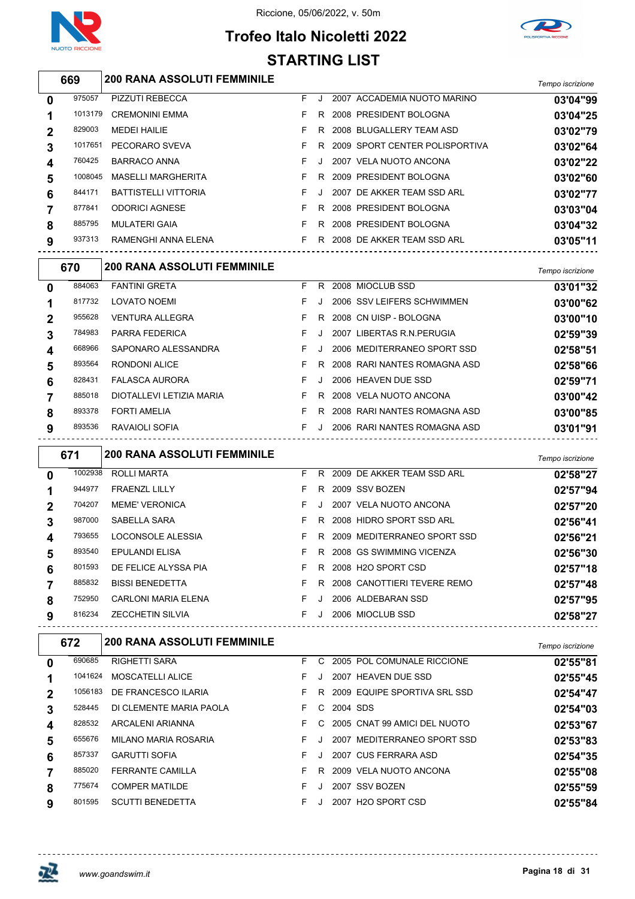Riccione, 05/06/2022, v. 50m

# Trofeo Italo Nicoletti 2022

## STARTING LIST

### 669 — 200 RANA ASSOLUTI FEMMINILE

| Corsia | Codice | Nome | Sesso | Cat. | Anno | Società | Tempo iscrizione |
|---|---|---|---|---|---|---|---|
| 0 | 975057 | PIZZUTI REBECCA | F | J | 2007 | ACCADEMIA NUOTO MARINO | 03'04"99 |
| 1 | 1013179 | CREMONINI EMMA | F | R | 2008 | PRESIDENT BOLOGNA | 03'04"25 |
| 2 | 829003 | MEDEI HAILIE | F | R | 2008 | BLUGALLERY TEAM ASD | 03'02"79 |
| 3 | 1017651 | PECORARO SVEVA | F | R | 2009 | SPORT CENTER POLISPORTIVA | 03'02"64 |
| 4 | 760425 | BARRACO ANNA | F | J | 2007 | VELA NUOTO ANCONA | 03'02"22 |
| 5 | 1008045 | MASELLI MARGHERITA | F | R | 2009 | PRESIDENT BOLOGNA | 03'02"60 |
| 6 | 844171 | BATTISTELLI VITTORIA | F | J | 2007 | DE AKKER TEAM SSD ARL | 03'02"77 |
| 7 | 877841 | ODORICI AGNESE | F | R | 2008 | PRESIDENT BOLOGNA | 03'03"04 |
| 8 | 885795 | MULATERI GAIA | F | R | 2008 | PRESIDENT BOLOGNA | 03'04"32 |
| 9 | 937313 | RAMENGHI ANNA ELENA | F | R | 2008 | DE AKKER TEAM SSD ARL | 03'05"11 |

### 670 — 200 RANA ASSOLUTI FEMMINILE

| Corsia | Codice | Nome | Sesso | Cat. | Anno | Società | Tempo iscrizione |
|---|---|---|---|---|---|---|---|
| 0 | 884063 | FANTINI GRETA | F | R | 2008 | MIOCLUB SSD | 03'01"32 |
| 1 | 817732 | LOVATO NOEMI | F | J | 2006 | SSV LEIFERS SCHWIMMEN | 03'00"62 |
| 2 | 955628 | VENTURA ALLEGRA | F | R | 2008 | CN UISP - BOLOGNA | 03'00"10 |
| 3 | 784983 | PARRA FEDERICA | F | J | 2007 | LIBERTAS R.N.PERUGIA | 02'59"39 |
| 4 | 668966 | SAPONARO ALESSANDRA | F | J | 2006 | MEDITERRANEO SPORT SSD | 02'58"51 |
| 5 | 893564 | RONDONI ALICE | F | R | 2008 | RARI NANTES ROMAGNA ASD | 02'58"66 |
| 6 | 828431 | FALASCA AURORA | F | J | 2006 | HEAVEN DUE SSD | 02'59"71 |
| 7 | 885018 | DIOTALLEVI LETIZIA MARIA | F | R | 2008 | VELA NUOTO ANCONA | 03'00"42 |
| 8 | 893378 | FORTI AMELIA | F | R | 2008 | RARI NANTES ROMAGNA ASD | 03'00"85 |
| 9 | 893536 | RAVAIOLI SOFIA | F | J | 2006 | RARI NANTES ROMAGNA ASD | 03'01"91 |

### 671 — 200 RANA ASSOLUTI FEMMINILE

| Corsia | Codice | Nome | Sesso | Cat. | Anno | Società | Tempo iscrizione |
|---|---|---|---|---|---|---|---|
| 0 | 1002938 | ROLLI MARTA | F | R | 2009 | DE AKKER TEAM SSD ARL | 02'58"27 |
| 1 | 944977 | FRAENZL LILLY | F | R | 2009 | SSV BOZEN | 02'57"94 |
| 2 | 704207 | MEME' VERONICA | F | J | 2007 | VELA NUOTO ANCONA | 02'57"20 |
| 3 | 987000 | SABELLA SARA | F | R | 2008 | HIDRO SPORT SSD ARL | 02'56"41 |
| 4 | 793655 | LOCONSOLE ALESSIA | F | R | 2009 | MEDITERRANEO SPORT SSD | 02'56"21 |
| 5 | 893540 | EPULANDI ELISA | F | R | 2008 | GS SWIMMING VICENZA | 02'56"30 |
| 6 | 801593 | DE FELICE ALYSSA PIA | F | R | 2008 | H2O SPORT CSD | 02'57"18 |
| 7 | 885832 | BISSI BENEDETTA | F | R | 2008 | CANOTTIERI TEVERE REMO | 02'57"48 |
| 8 | 752950 | CARLONI MARIA ELENA | F | J | 2006 | ALDEBARAN SSD | 02'57"95 |
| 9 | 816234 | ZECCHETIN SILVIA | F | J | 2006 | MIOCLUB SSD | 02'58"27 |

### 672 — 200 RANA ASSOLUTI FEMMINILE

| Corsia | Codice | Nome | Sesso | Cat. | Anno | Società | Tempo iscrizione |
|---|---|---|---|---|---|---|---|
| 0 | 690685 | RIGHETTI SARA | F | C | 2005 | POL COMUNALE RICCIONE | 02'55"81 |
| 1 | 1041624 | MOSCATELLI ALICE | F | J | 2007 | HEAVEN DUE SSD | 02'55"45 |
| 2 | 1056183 | DE FRANCESCO ILARIA | F | R | 2009 | EQUIPE SPORTIVA SRL SSD | 02'54"47 |
| 3 | 528445 | DI CLEMENTE MARIA PAOLA | F | C | 2004 | SDS | 02'54"03 |
| 4 | 828532 | ARCALENI ARIANNA | F | C | 2005 | CNAT 99 AMICI DEL NUOTO | 02'53"67 |
| 5 | 655676 | MILANO MARIA ROSARIA | F | J | 2007 | MEDITERRANEO SPORT SSD | 02'53"83 |
| 6 | 857337 | GARUTTI SOFIA | F | J | 2007 | CUS FERRARA ASD | 02'54"35 |
| 7 | 885020 | FERRANTE CAMILLA | F | R | 2009 | VELA NUOTO ANCONA | 02'55"08 |
| 8 | 775674 | COMPER MATILDE | F | J | 2007 | SSV BOZEN | 02'55"59 |
| 9 | 801595 | SCUTTI BENEDETTA | F | J | 2007 | H2O SPORT CSD | 02'55"84 |

www.goandswim.it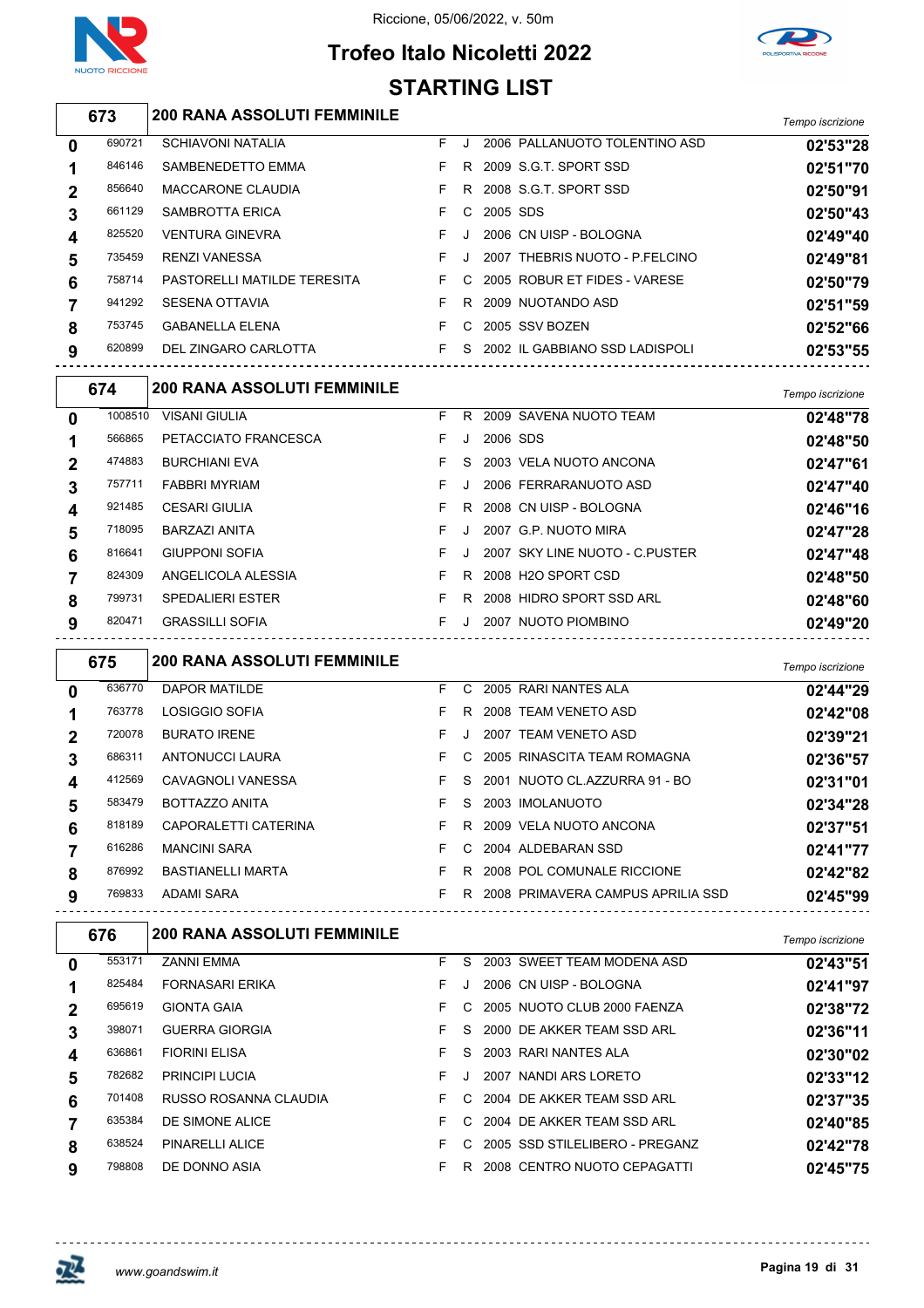# Trofeo Italo Nicoletti 2022

Riccione, 05/06/2022, v. 50m

## STARTING LIST

### 673 — 200 RANA ASSOLUTI FEMMINILE

| | | | | | | | Tempo iscrizione |
|---|---|---|---|---|---|---|---|
| 0 | 690721 | SCHIAVONI NATALIA | F | J | 2006 | PALLANUOTO TOLENTINO ASD | 02'53"28 |
| 1 | 846146 | SAMBENEDETTO EMMA | F | R | 2009 | S.G.T. SPORT SSD | 02'51"70 |
| 2 | 856640 | MACCARONE CLAUDIA | F | R | 2008 | S.G.T. SPORT SSD | 02'50"91 |
| 3 | 661129 | SAMBROTTA ERICA | F | C | 2005 | SDS | 02'50"43 |
| 4 | 825520 | VENTURA GINEVRA | F | J | 2006 | CN UISP - BOLOGNA | 02'49"40 |
| 5 | 735459 | RENZI VANESSA | F | J | 2007 | THEBRIS NUOTO - P.FELCINO | 02'49"81 |
| 6 | 758714 | PASTORELLI MATILDE TERESITA | F | C | 2005 | ROBUR ET FIDES - VARESE | 02'50"79 |
| 7 | 941292 | SESENA OTTAVIA | F | R | 2009 | NUOTANDO ASD | 02'51"59 |
| 8 | 753745 | GABANELLA ELENA | F | C | 2005 | SSV BOZEN | 02'52"66 |
| 9 | 620899 | DEL ZINGARO CARLOTTA | F | S | 2002 | IL GABBIANO SSD LADISPOLI | 02'53"55 |

### 674 — 200 RANA ASSOLUTI FEMMINILE

| | | | | | | | Tempo iscrizione |
|---|---|---|---|---|---|---|---|
| 0 | 1008510 | VISANI GIULIA | F | R | 2009 | SAVENA NUOTO TEAM | 02'48"78 |
| 1 | 566865 | PETACCIATO FRANCESCA | F | J | 2006 | SDS | 02'48"50 |
| 2 | 474883 | BURCHIANI EVA | F | S | 2003 | VELA NUOTO ANCONA | 02'47"61 |
| 3 | 757711 | FABBRI MYRIAM | F | J | 2006 | FERRARANUOTO ASD | 02'47"40 |
| 4 | 921485 | CESARI GIULIA | F | R | 2008 | CN UISP - BOLOGNA | 02'46"16 |
| 5 | 718095 | BARZAZI ANITA | F | J | 2007 | G.P. NUOTO MIRA | 02'47"28 |
| 6 | 816641 | GIUPPONI SOFIA | F | J | 2007 | SKY LINE NUOTO - C.PUSTER | 02'47"48 |
| 7 | 824309 | ANGELICOLA ALESSIA | F | R | 2008 | H2O SPORT CSD | 02'48"50 |
| 8 | 799731 | SPEDALIERI ESTER | F | R | 2008 | HIDRO SPORT SSD ARL | 02'48"60 |
| 9 | 820471 | GRASSILLI SOFIA | F | J | 2007 | NUOTO PIOMBINO | 02'49"20 |

### 675 — 200 RANA ASSOLUTI FEMMINILE

| | | | | | | | Tempo iscrizione |
|---|---|---|---|---|---|---|---|
| 0 | 636770 | DAPOR MATILDE | F | C | 2005 | RARI NANTES ALA | 02'44"29 |
| 1 | 763778 | LOSIGGIO SOFIA | F | R | 2008 | TEAM VENETO ASD | 02'42"08 |
| 2 | 720078 | BURATO IRENE | F | J | 2007 | TEAM VENETO ASD | 02'39"21 |
| 3 | 686311 | ANTONUCCI LAURA | F | C | 2005 | RINASCITA TEAM ROMAGNA | 02'36"57 |
| 4 | 412569 | CAVAGNOLI VANESSA | F | S | 2001 | NUOTO CL.AZZURRA 91 - BO | 02'31"01 |
| 5 | 583479 | BOTTAZZO ANITA | F | S | 2003 | IMOLANUOTO | 02'34"28 |
| 6 | 818189 | CAPORALETTI CATERINA | F | R | 2009 | VELA NUOTO ANCONA | 02'37"51 |
| 7 | 616286 | MANCINI SARA | F | C | 2004 | ALDEBARAN SSD | 02'41"77 |
| 8 | 876992 | BASTIANELLI MARTA | F | R | 2008 | POL COMUNALE RICCIONE | 02'42"82 |
| 9 | 769833 | ADAMI SARA | F | R | 2008 | PRIMAVERA CAMPUS APRILIA SSD | 02'45"99 |

### 676 — 200 RANA ASSOLUTI FEMMINILE

| | | | | | | | Tempo iscrizione |
|---|---|---|---|---|---|---|---|
| 0 | 553171 | ZANNI EMMA | F | S | 2003 | SWEET TEAM MODENA ASD | 02'43"51 |
| 1 | 825484 | FORNASARI ERIKA | F | J | 2006 | CN UISP - BOLOGNA | 02'41"97 |
| 2 | 695619 | GIONTA GAIA | F | C | 2005 | NUOTO CLUB 2000 FAENZA | 02'38"72 |
| 3 | 398071 | GUERRA GIORGIA | F | S | 2000 | DE AKKER TEAM SSD ARL | 02'36"11 |
| 4 | 636861 | FIORINI ELISA | F | S | 2003 | RARI NANTES ALA | 02'30"02 |
| 5 | 782682 | PRINCIPI LUCIA | F | J | 2007 | NANDI ARS LORETO | 02'33"12 |
| 6 | 701408 | RUSSO ROSANNA CLAUDIA | F | C | 2004 | DE AKKER TEAM SSD ARL | 02'37"35 |
| 7 | 635384 | DE SIMONE ALICE | F | C | 2004 | DE AKKER TEAM SSD ARL | 02'40"85 |
| 8 | 638524 | PINARELLI ALICE | F | C | 2005 | SSD STILELIBERO - PREGANZ | 02'42"78 |
| 9 | 798808 | DE DONNO ASIA | F | R | 2008 | CENTRO NUOTO CEPAGATTI | 02'45"75 |

www.goandswim.it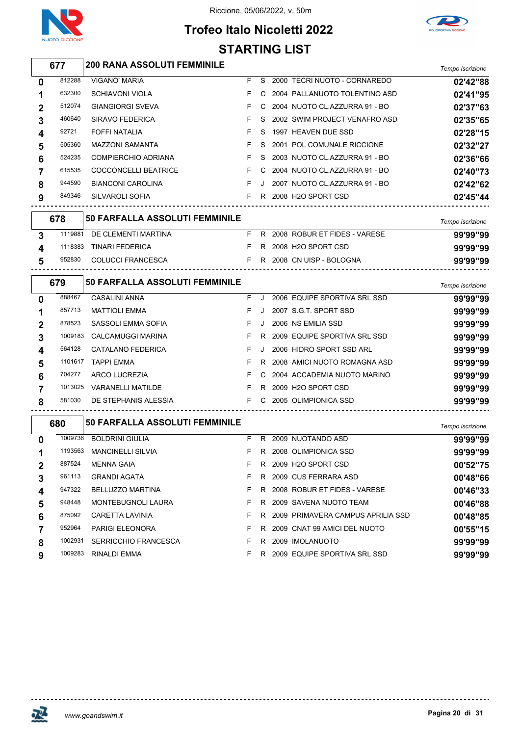Riccione, 05/06/2022, v. 50m

# Trofeo Italo Nicoletti 2022

## STARTING LIST

### 677 — 200 RANA ASSOLUTI FEMMINILE

| Corsia | Tessera | Nome | Sesso | Cat. | Anno | Società | Tempo iscrizione |
|---|---|---|---|---|---|---|---|
| 0 | 812288 | VIGANO' MARIA | F | S | 2000 | TECRI NUOTO - CORNAREDO | 02'42"88 |
| 1 | 632300 | SCHIAVONI VIOLA | F | C | 2004 | PALLANUOTO TOLENTINO ASD | 02'41"95 |
| 2 | 512074 | GIANGIORGI SVEVA | F | C | 2004 | NUOTO CL.AZZURRA 91 - BO | 02'37"63 |
| 3 | 460640 | SIRAVO FEDERICA | F | S | 2002 | SWIM PROJECT VENAFRO ASD | 02'35"65 |
| 4 | 92721 | FOFFI NATALIA | F | S | 1997 | HEAVEN DUE SSD | 02'28"15 |
| 5 | 505360 | MAZZONI SAMANTA | F | S | 2001 | POL COMUNALE RICCIONE | 02'32"27 |
| 6 | 524235 | COMPIERCHIO ADRIANA | F | S | 2003 | NUOTO CL.AZZURRA 91 - BO | 02'36"66 |
| 7 | 615535 | COCCONCELLI BEATRICE | F | C | 2004 | NUOTO CL.AZZURRA 91 - BO | 02'40"73 |
| 8 | 944590 | BIANCONI CAROLINA | F | J | 2007 | NUOTO CL.AZZURRA 91 - BO | 02'42"62 |
| 9 | 849346 | SILVAROLI SOFIA | F | R | 2008 | H2O SPORT CSD | 02'45"44 |

### 678 — 50 FARFALLA ASSOLUTI FEMMINILE

| Corsia | Tessera | Nome | Sesso | Cat. | Anno | Società | Tempo iscrizione |
|---|---|---|---|---|---|---|---|
| 3 | 1119881 | DE CLEMENTI MARTINA | F | R | 2008 | ROBUR ET FIDES - VARESE | 99'99"99 |
| 4 | 1118383 | TINARI FEDERICA | F | R | 2008 | H2O SPORT CSD | 99'99"99 |
| 5 | 952830 | COLUCCI FRANCESCA | F | R | 2008 | CN UISP - BOLOGNA | 99'99"99 |

### 679 — 50 FARFALLA ASSOLUTI FEMMINILE

| Corsia | Tessera | Nome | Sesso | Cat. | Anno | Società | Tempo iscrizione |
|---|---|---|---|---|---|---|---|
| 0 | 888467 | CASALINI ANNA | F | J | 2006 | EQUIPE SPORTIVA SRL SSD | 99'99"99 |
| 1 | 857713 | MATTIOLI EMMA | F | J | 2007 | S.G.T. SPORT SSD | 99'99"99 |
| 2 | 878523 | SASSOLI EMMA SOFIA | F | J | 2006 | NS EMILIA SSD | 99'99"99 |
| 3 | 1009183 | CALCAMUGGI MARINA | F | R | 2009 | EQUIPE SPORTIVA SRL SSD | 99'99"99 |
| 4 | 564128 | CATALANO FEDERICA | F | J | 2006 | HIDRO SPORT SSD ARL | 99'99"99 |
| 5 | 1101617 | TAPPI EMMA | F | R | 2008 | AMICI NUOTO ROMAGNA ASD | 99'99"99 |
| 6 | 704277 | ARCO LUCREZIA | F | C | 2004 | ACCADEMIA NUOTO MARINO | 99'99"99 |
| 7 | 1013025 | VARANELLI MATILDE | F | R | 2009 | H2O SPORT CSD | 99'99"99 |
| 8 | 581030 | DE STEPHANIS ALESSIA | F | C | 2005 | OLIMPIONICA SSD | 99'99"99 |

### 680 — 50 FARFALLA ASSOLUTI FEMMINILE

| Corsia | Tessera | Nome | Sesso | Cat. | Anno | Società | Tempo iscrizione |
|---|---|---|---|---|---|---|---|
| 0 | 1009736 | BOLDRINI GIULIA | F | R | 2009 | NUOTANDO ASD | 99'99"99 |
| 1 | 1193563 | MANCINELLI SILVIA | F | R | 2008 | OLIMPIONICA SSD | 99'99"99 |
| 2 | 887524 | MENNA GAIA | F | R | 2009 | H2O SPORT CSD | 00'52"75 |
| 3 | 961113 | GRANDI AGATA | F | R | 2009 | CUS FERRARA ASD | 00'48"66 |
| 4 | 947322 | BELLUZZO MARTINA | F | R | 2008 | ROBUR ET FIDES - VARESE | 00'46"33 |
| 5 | 948448 | MONTEBUGNOLI LAURA | F | R | 2009 | SAVENA NUOTO TEAM | 00'46"88 |
| 6 | 875092 | CARETTA LAVINIA | F | R | 2009 | PRIMAVERA CAMPUS APRILIA SSD | 00'48"85 |
| 7 | 952964 | PARIGI ELEONORA | F | R | 2009 | CNAT 99 AMICI DEL NUOTO | 00'55"15 |
| 8 | 1002931 | SERRICCHIO FRANCESCA | F | R | 2009 | IMOLANUOTO | 99'99"99 |
| 9 | 1009283 | RINALDI EMMA | F | R | 2009 | EQUIPE SPORTIVA SRL SSD | 99'99"99 |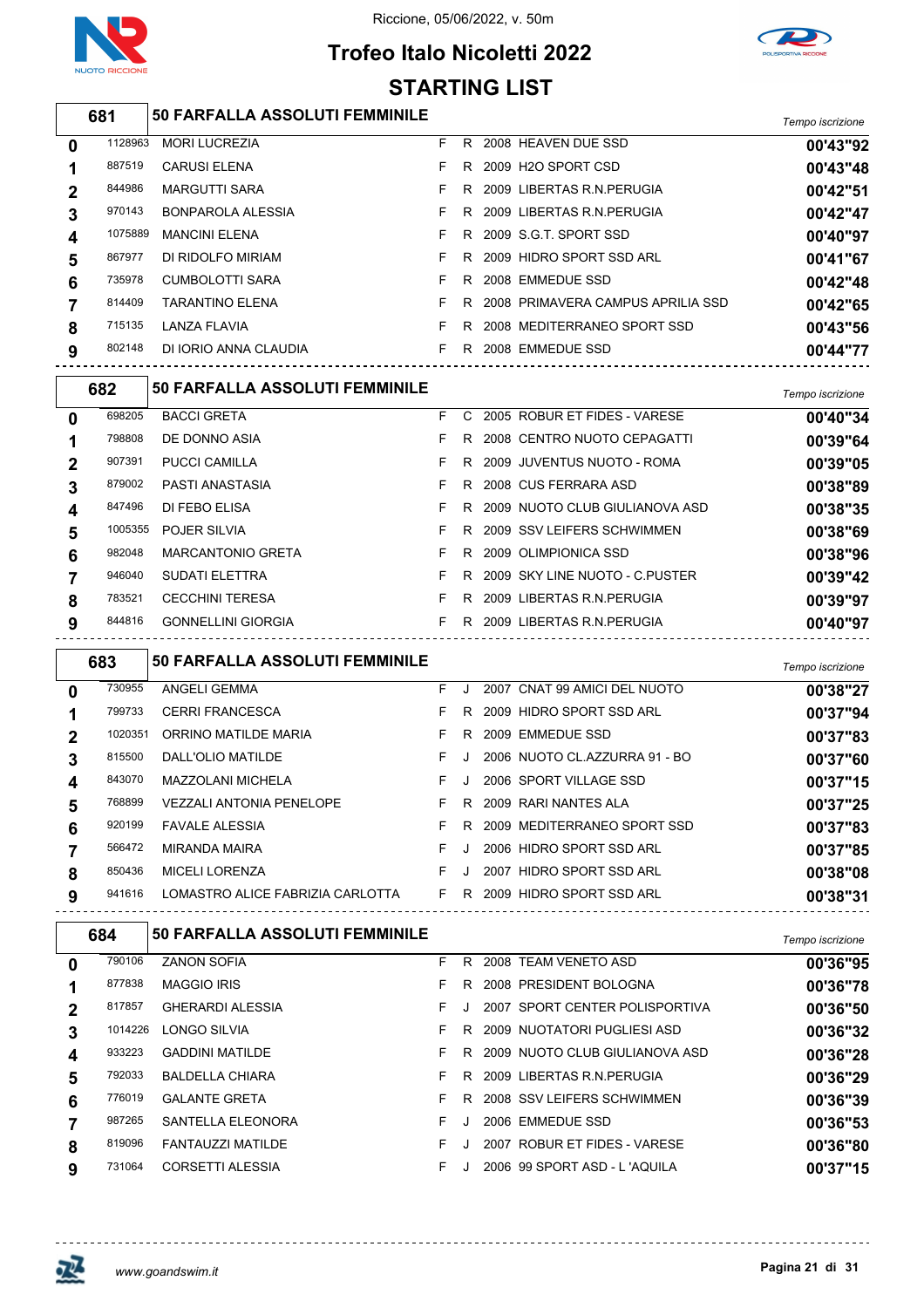# Trofeo Italo Nicoletti 2022

Riccione, 05/06/2022, v. 50m

## STARTING LIST

### 681 — 50 FARFALLA ASSOLUTI FEMMINILE

| Corsia | Matricola | Atleta | Sesso | Cat. | Anno | Società | Tempo iscrizione |
|---|---|---|---|---|---|---|---|
| 0 | 1128963 | MORI LUCREZIA | F | R | 2008 | HEAVEN DUE SSD | 00'43"92 |
| 1 | 887519 | CARUSI ELENA | F | R | 2009 | H2O SPORT CSD | 00'43"48 |
| 2 | 844986 | MARGUTTI SARA | F | R | 2009 | LIBERTAS R.N.PERUGIA | 00'42"51 |
| 3 | 970143 | BONPAROLA ALESSIA | F | R | 2009 | LIBERTAS R.N.PERUGIA | 00'42"47 |
| 4 | 1075889 | MANCINI ELENA | F | R | 2009 | S.G.T. SPORT SSD | 00'40"97 |
| 5 | 867977 | DI RIDOLFO MIRIAM | F | R | 2009 | HIDRO SPORT SSD ARL | 00'41"67 |
| 6 | 735978 | CUMBOLOTTI SARA | F | R | 2008 | EMMEDUE SSD | 00'42"48 |
| 7 | 814409 | TARANTINO ELENA | F | R | 2008 | PRIMAVERA CAMPUS APRILIA SSD | 00'42"65 |
| 8 | 715135 | LANZA FLAVIA | F | R | 2008 | MEDITERRANEO SPORT SSD | 00'43"56 |
| 9 | 802148 | DI IORIO ANNA CLAUDIA | F | R | 2008 | EMMEDUE SSD | 00'44"77 |

### 682 — 50 FARFALLA ASSOLUTI FEMMINILE

| Corsia | Matricola | Atleta | Sesso | Cat. | Anno | Società | Tempo iscrizione |
|---|---|---|---|---|---|---|---|
| 0 | 698205 | BACCI GRETA | F | C | 2005 | ROBUR ET FIDES - VARESE | 00'40"34 |
| 1 | 798808 | DE DONNO ASIA | F | R | 2008 | CENTRO NUOTO CEPAGATTI | 00'39"64 |
| 2 | 907391 | PUCCI CAMILLA | F | R | 2009 | JUVENTUS NUOTO - ROMA | 00'39"05 |
| 3 | 879002 | PASTI ANASTASIA | F | R | 2008 | CUS FERRARA ASD | 00'38"89 |
| 4 | 847496 | DI FEBO ELISA | F | R | 2009 | NUOTO CLUB GIULIANOVA ASD | 00'38"35 |
| 5 | 1005355 | POJER SILVIA | F | R | 2009 | SSV LEIFERS SCHWIMMEN | 00'38"69 |
| 6 | 982048 | MARCANTONIO GRETA | F | R | 2009 | OLIMPIONICA SSD | 00'38"96 |
| 7 | 946040 | SUDATI ELETTRA | F | R | 2009 | SKY LINE NUOTO - C.PUSTER | 00'39"42 |
| 8 | 783521 | CECCHINI TERESA | F | R | 2009 | LIBERTAS R.N.PERUGIA | 00'39"97 |
| 9 | 844816 | GONNELLINI GIORGIA | F | R | 2009 | LIBERTAS R.N.PERUGIA | 00'40"97 |

### 683 — 50 FARFALLA ASSOLUTI FEMMINILE

| Corsia | Matricola | Atleta | Sesso | Cat. | Anno | Società | Tempo iscrizione |
|---|---|---|---|---|---|---|---|
| 0 | 730955 | ANGELI GEMMA | F | J | 2007 | CNAT 99 AMICI DEL NUOTO | 00'38"27 |
| 1 | 799733 | CERRI FRANCESCA | F | R | 2009 | HIDRO SPORT SSD ARL | 00'37"94 |
| 2 | 1020351 | ORRINO MATILDE MARIA | F | R | 2009 | EMMEDUE SSD | 00'37"83 |
| 3 | 815500 | DALL'OLIO MATILDE | F | J | 2006 | NUOTO CL.AZZURRA 91 - BO | 00'37"60 |
| 4 | 843070 | MAZZOLANI MICHELA | F | J | 2006 | SPORT VILLAGE SSD | 00'37"15 |
| 5 | 768899 | VEZZALI ANTONIA PENELOPE | F | R | 2009 | RARI NANTES ALA | 00'37"25 |
| 6 | 920199 | FAVALE ALESSIA | F | R | 2009 | MEDITERRANEO SPORT SSD | 00'37"83 |
| 7 | 566472 | MIRANDA MAIRA | F | J | 2006 | HIDRO SPORT SSD ARL | 00'37"85 |
| 8 | 850436 | MICELI LORENZA | F | J | 2007 | HIDRO SPORT SSD ARL | 00'38"08 |
| 9 | 941616 | LOMASTRO ALICE FABRIZIA CARLOTTA | F | R | 2009 | HIDRO SPORT SSD ARL | 00'38"31 |

### 684 — 50 FARFALLA ASSOLUTI FEMMINILE

| Corsia | Matricola | Atleta | Sesso | Cat. | Anno | Società | Tempo iscrizione |
|---|---|---|---|---|---|---|---|
| 0 | 790106 | ZANON SOFIA | F | R | 2008 | TEAM VENETO ASD | 00'36"95 |
| 1 | 877838 | MAGGIO IRIS | F | R | 2008 | PRESIDENT BOLOGNA | 00'36"78 |
| 2 | 817857 | GHERARDI ALESSIA | F | J | 2007 | SPORT CENTER POLISPORTIVA | 00'36"50 |
| 3 | 1014226 | LONGO SILVIA | F | R | 2009 | NUOTATORI PUGLIESI ASD | 00'36"32 |
| 4 | 933223 | GADDINI MATILDE | F | R | 2009 | NUOTO CLUB GIULIANOVA ASD | 00'36"28 |
| 5 | 792033 | BALDELLA CHIARA | F | R | 2009 | LIBERTAS R.N.PERUGIA | 00'36"29 |
| 6 | 776019 | GALANTE GRETA | F | R | 2008 | SSV LEIFERS SCHWIMMEN | 00'36"39 |
| 7 | 987265 | SANTELLA ELEONORA | F | J | 2006 | EMMEDUE SSD | 00'36"53 |
| 8 | 819096 | FANTAUZZI MATILDE | F | J | 2007 | ROBUR ET FIDES - VARESE | 00'36"80 |
| 9 | 731064 | CORSETTI ALESSIA | F | J | 2006 | 99 SPORT ASD - L 'AQUILA | 00'37"15 |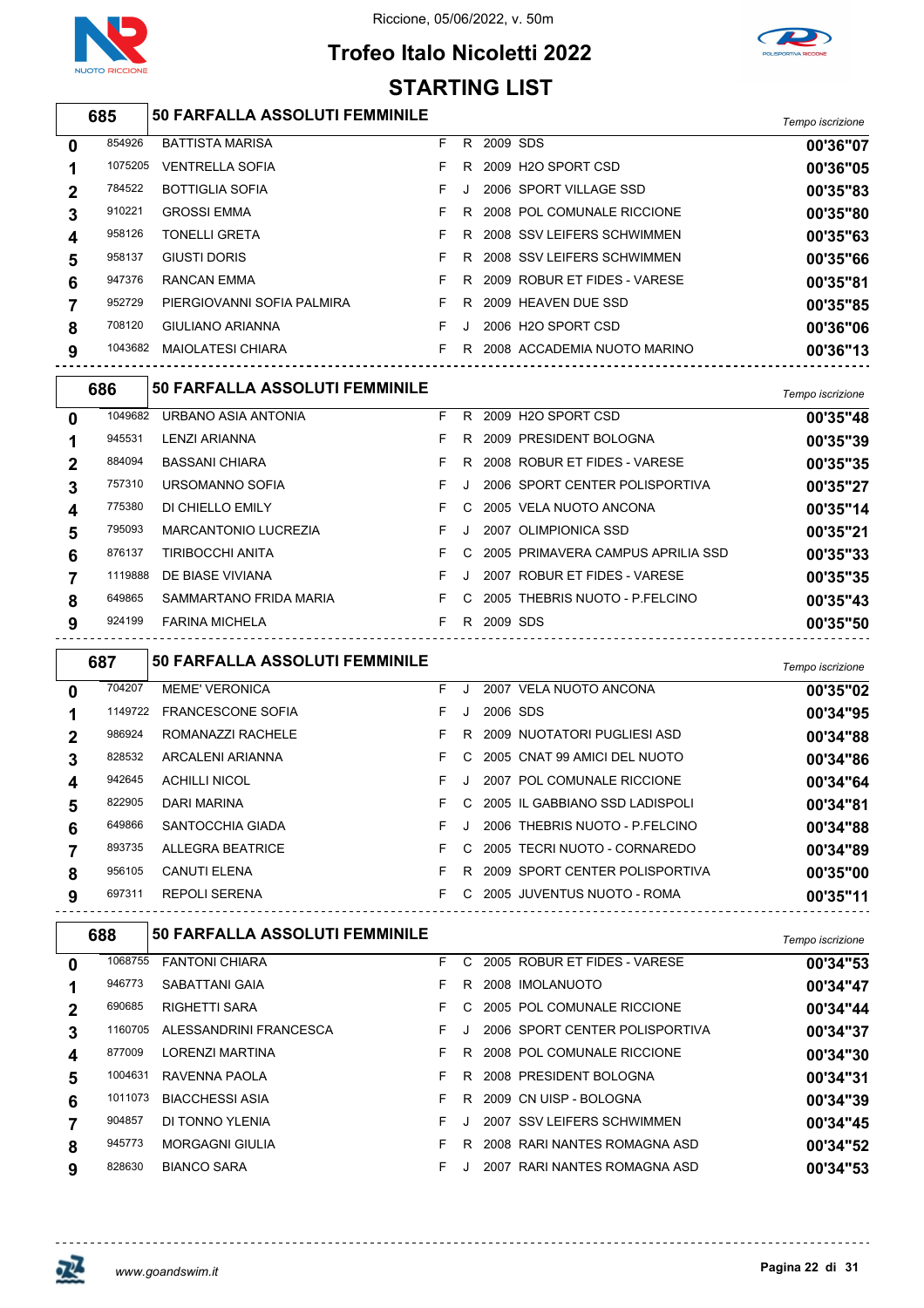Riccione, 05/06/2022, v. 50m

# Trofeo Italo Nicoletti 2022

## STARTING LIST

### 685 — 50 FARFALLA ASSOLUTI FEMMINILE

| Corsia | Tessera | Nome | Sesso | Cat. | Anno | Società | Tempo iscrizione |
|---|---|---|---|---|---|---|---|
| 0 | 854926 | BATTISTA MARISA | F | R | 2009 | SDS | 00'36"07 |
| 1 | 1075205 | VENTRELLA SOFIA | F | R | 2009 | H2O SPORT CSD | 00'36"05 |
| 2 | 784522 | BOTTIGLIA SOFIA | F | J | 2006 | SPORT VILLAGE SSD | 00'35"83 |
| 3 | 910221 | GROSSI EMMA | F | R | 2008 | POL COMUNALE RICCIONE | 00'35"80 |
| 4 | 958126 | TONELLI GRETA | F | R | 2008 | SSV LEIFERS SCHWIMMEN | 00'35"63 |
| 5 | 958137 | GIUSTI DORIS | F | R | 2008 | SSV LEIFERS SCHWIMMEN | 00'35"66 |
| 6 | 947376 | RANCAN EMMA | F | R | 2009 | ROBUR ET FIDES - VARESE | 00'35"81 |
| 7 | 952729 | PIERGIOVANNI SOFIA PALMIRA | F | R | 2009 | HEAVEN DUE SSD | 00'35"85 |
| 8 | 708120 | GIULIANO ARIANNA | F | J | 2006 | H2O SPORT CSD | 00'36"06 |
| 9 | 1043682 | MAIOLATESI CHIARA | F | R | 2008 | ACCADEMIA NUOTO MARINO | 00'36"13 |

### 686 — 50 FARFALLA ASSOLUTI FEMMINILE

| Corsia | Tessera | Nome | Sesso | Cat. | Anno | Società | Tempo iscrizione |
|---|---|---|---|---|---|---|---|
| 0 | 1049682 | URBANO ASIA ANTONIA | F | R | 2009 | H2O SPORT CSD | 00'35"48 |
| 1 | 945531 | LENZI ARIANNA | F | R | 2009 | PRESIDENT BOLOGNA | 00'35"39 |
| 2 | 884094 | BASSANI CHIARA | F | R | 2008 | ROBUR ET FIDES - VARESE | 00'35"35 |
| 3 | 757310 | URSOMANNO SOFIA | F | J | 2006 | SPORT CENTER POLISPORTIVA | 00'35"27 |
| 4 | 775380 | DI CHIELLO EMILY | F | C | 2005 | VELA NUOTO ANCONA | 00'35"14 |
| 5 | 795093 | MARCANTONIO LUCREZIA | F | J | 2007 | OLIMPIONICA SSD | 00'35"21 |
| 6 | 876137 | TIRIBOCCHI ANITA | F | C | 2005 | PRIMAVERA CAMPUS APRILIA SSD | 00'35"33 |
| 7 | 1119888 | DE BIASE VIVIANA | F | J | 2007 | ROBUR ET FIDES - VARESE | 00'35"35 |
| 8 | 649865 | SAMMARTANO FRIDA MARIA | F | C | 2005 | THEBRIS NUOTO - P.FELCINO | 00'35"43 |
| 9 | 924199 | FARINA MICHELA | F | R | 2009 | SDS | 00'35"50 |

### 687 — 50 FARFALLA ASSOLUTI FEMMINILE

| Corsia | Tessera | Nome | Sesso | Cat. | Anno | Società | Tempo iscrizione |
|---|---|---|---|---|---|---|---|
| 0 | 704207 | MEME' VERONICA | F | J | 2007 | VELA NUOTO ANCONA | 00'35"02 |
| 1 | 1149722 | FRANCESCONE SOFIA | F | J | 2006 | SDS | 00'34"95 |
| 2 | 986924 | ROMANAZZI RACHELE | F | R | 2009 | NUOTATORI PUGLIESI ASD | 00'34"88 |
| 3 | 828532 | ARCALENI ARIANNA | F | C | 2005 | CNAT 99 AMICI DEL NUOTO | 00'34"86 |
| 4 | 942645 | ACHILLI NICOL | F | J | 2007 | POL COMUNALE RICCIONE | 00'34"64 |
| 5 | 822905 | DARI MARINA | F | C | 2005 | IL GABBIANO SSD LADISPOLI | 00'34"81 |
| 6 | 649866 | SANTOCCHIA GIADA | F | J | 2006 | THEBRIS NUOTO - P.FELCINO | 00'34"88 |
| 7 | 893735 | ALLEGRA BEATRICE | F | C | 2005 | TECRI NUOTO - CORNAREDO | 00'34"89 |
| 8 | 956105 | CANUTI ELENA | F | R | 2009 | SPORT CENTER POLISPORTIVA | 00'35"00 |
| 9 | 697311 | REPOLI SERENA | F | C | 2005 | JUVENTUS NUOTO - ROMA | 00'35"11 |

### 688 — 50 FARFALLA ASSOLUTI FEMMINILE

| Corsia | Tessera | Nome | Sesso | Cat. | Anno | Società | Tempo iscrizione |
|---|---|---|---|---|---|---|---|
| 0 | 1068755 | FANTONI CHIARA | F | C | 2005 | ROBUR ET FIDES - VARESE | 00'34"53 |
| 1 | 946773 | SABATTANI GAIA | F | R | 2008 | IMOLANUOTO | 00'34"47 |
| 2 | 690685 | RIGHETTI SARA | F | C | 2005 | POL COMUNALE RICCIONE | 00'34"44 |
| 3 | 1160705 | ALESSANDRINI FRANCESCA | F | J | 2006 | SPORT CENTER POLISPORTIVA | 00'34"37 |
| 4 | 877009 | LORENZI MARTINA | F | R | 2008 | POL COMUNALE RICCIONE | 00'34"30 |
| 5 | 1004631 | RAVENNA PAOLA | F | R | 2008 | PRESIDENT BOLOGNA | 00'34"31 |
| 6 | 1011073 | BIACCHESSI ASIA | F | R | 2009 | CN UISP - BOLOGNA | 00'34"39 |
| 7 | 904857 | DI TONNO YLENIA | F | J | 2007 | SSV LEIFERS SCHWIMMEN | 00'34"45 |
| 8 | 945773 | MORGAGNI GIULIA | F | R | 2008 | RARI NANTES ROMAGNA ASD | 00'34"52 |
| 9 | 828630 | BIANCO SARA | F | J | 2007 | RARI NANTES ROMAGNA ASD | 00'34"53 |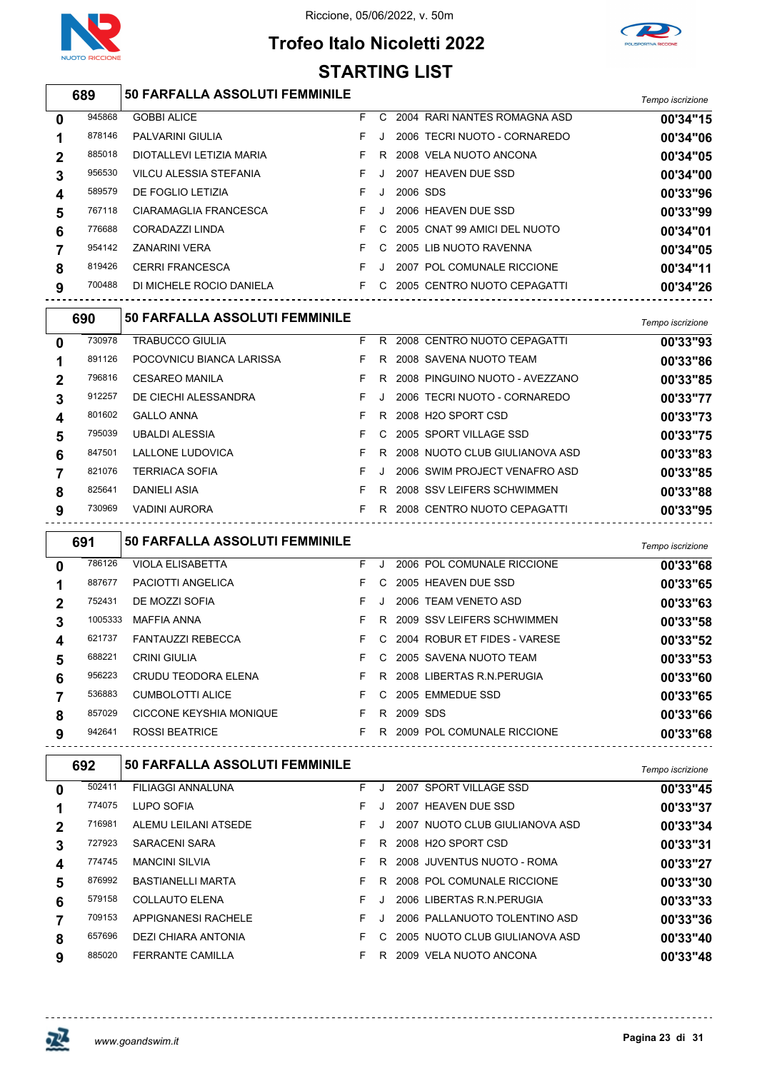Riccione, 05/06/2022, v. 50m

# Trofeo Italo Nicoletti 2022

## STARTING LIST

### 689 50 FARFALLA ASSOLUTI FEMMINILE

| Corsia | Codice | Nome | Sesso | Cat. | Anno | Società | Tempo iscrizione |
|---|---|---|---|---|---|---|---|
| 0 | 945868 | GOBBI ALICE | F | C | 2004 | RARI NANTES ROMAGNA ASD | 00'34"15 |
| 1 | 878146 | PALVARINI GIULIA | F | J | 2006 | TECRI NUOTO - CORNAREDO | 00'34"06 |
| 2 | 885018 | DIOTALLEVI LETIZIA MARIA | F | R | 2008 | VELA NUOTO ANCONA | 00'34"05 |
| 3 | 956530 | VILCU ALESSIA STEFANIA | F | J | 2007 | HEAVEN DUE SSD | 00'34"00 |
| 4 | 589579 | DE FOGLIO LETIZIA | F | J | 2006 | SDS | 00'33"96 |
| 5 | 767118 | CIARAMAGLIA FRANCESCA | F | J | 2006 | HEAVEN DUE SSD | 00'33"99 |
| 6 | 776688 | CORADAZZI LINDA | F | C | 2005 | CNAT 99 AMICI DEL NUOTO | 00'34"01 |
| 7 | 954142 | ZANARINI VERA | F | C | 2005 | LIB NUOTO RAVENNA | 00'34"05 |
| 8 | 819426 | CERRI FRANCESCA | F | J | 2007 | POL COMUNALE RICCIONE | 00'34"11 |
| 9 | 700488 | DI MICHELE ROCIO DANIELA | F | C | 2005 | CENTRO NUOTO CEPAGATTI | 00'34"26 |

### 690 50 FARFALLA ASSOLUTI FEMMINILE

| Corsia | Codice | Nome | Sesso | Cat. | Anno | Società | Tempo iscrizione |
|---|---|---|---|---|---|---|---|
| 0 | 730978 | TRABUCCO GIULIA | F | R | 2008 | CENTRO NUOTO CEPAGATTI | 00'33"93 |
| 1 | 891126 | POCOVNICU BIANCA LARISSA | F | R | 2008 | SAVENA NUOTO TEAM | 00'33"86 |
| 2 | 796816 | CESAREO MANILA | F | R | 2008 | PINGUINO NUOTO - AVEZZANO | 00'33"85 |
| 3 | 912257 | DE CIECHI ALESSANDRA | F | J | 2006 | TECRI NUOTO - CORNAREDO | 00'33"77 |
| 4 | 801602 | GALLO ANNA | F | R | 2008 | H2O SPORT CSD | 00'33"73 |
| 5 | 795039 | UBALDI ALESSIA | F | C | 2005 | SPORT VILLAGE SSD | 00'33"75 |
| 6 | 847501 | LALLONE LUDOVICA | F | R | 2008 | NUOTO CLUB GIULIANOVA ASD | 00'33"83 |
| 7 | 821076 | TERRIACA SOFIA | F | J | 2006 | SWIM PROJECT VENAFRO ASD | 00'33"85 |
| 8 | 825641 | DANIELI ASIA | F | R | 2008 | SSV LEIFERS SCHWIMMEN | 00'33"88 |
| 9 | 730969 | VADINI AURORA | F | R | 2008 | CENTRO NUOTO CEPAGATTI | 00'33"95 |

### 691 50 FARFALLA ASSOLUTI FEMMINILE

| Corsia | Codice | Nome | Sesso | Cat. | Anno | Società | Tempo iscrizione |
|---|---|---|---|---|---|---|---|
| 0 | 786126 | VIOLA ELISABETTA | F | J | 2006 | POL COMUNALE RICCIONE | 00'33"68 |
| 1 | 887677 | PACIOTTI ANGELICA | F | C | 2005 | HEAVEN DUE SSD | 00'33"65 |
| 2 | 752431 | DE MOZZI SOFIA | F | J | 2006 | TEAM VENETO ASD | 00'33"63 |
| 3 | 1005333 | MAFFIA ANNA | F | R | 2009 | SSV LEIFERS SCHWIMMEN | 00'33"58 |
| 4 | 621737 | FANTAUZZI REBECCA | F | C | 2004 | ROBUR ET FIDES - VARESE | 00'33"52 |
| 5 | 688221 | CRINI GIULIA | F | C | 2005 | SAVENA NUOTO TEAM | 00'33"53 |
| 6 | 956223 | CRUDU TEODORA ELENA | F | R | 2008 | LIBERTAS R.N.PERUGIA | 00'33"60 |
| 7 | 536883 | CUMBOLOTTI ALICE | F | C | 2005 | EMMEDUE SSD | 00'33"65 |
| 8 | 857029 | CICCONE KEYSHIA MONIQUE | F | R | 2009 | SDS | 00'33"66 |
| 9 | 942641 | ROSSI BEATRICE | F | R | 2009 | POL COMUNALE RICCIONE | 00'33"68 |

### 692 50 FARFALLA ASSOLUTI FEMMINILE

| Corsia | Codice | Nome | Sesso | Cat. | Anno | Società | Tempo iscrizione |
|---|---|---|---|---|---|---|---|
| 0 | 502411 | FILIAGGI ANNALUNA | F | J | 2007 | SPORT VILLAGE SSD | 00'33"45 |
| 1 | 774075 | LUPO SOFIA | F | J | 2007 | HEAVEN DUE SSD | 00'33"37 |
| 2 | 716981 | ALEMU LEILANI ATSEDE | F | J | 2007 | NUOTO CLUB GIULIANOVA ASD | 00'33"34 |
| 3 | 727923 | SARACENI SARA | F | R | 2008 | H2O SPORT CSD | 00'33"31 |
| 4 | 774745 | MANCINI SILVIA | F | R | 2008 | JUVENTUS NUOTO - ROMA | 00'33"27 |
| 5 | 876992 | BASTIANELLI MARTA | F | R | 2008 | POL COMUNALE RICCIONE | 00'33"30 |
| 6 | 579158 | COLLAUTO ELENA | F | J | 2006 | LIBERTAS R.N.PERUGIA | 00'33"33 |
| 7 | 709153 | APPIGNANESI RACHELE | F | J | 2006 | PALLANUOTO TOLENTINO ASD | 00'33"36 |
| 8 | 657696 | DEZI CHIARA ANTONIA | F | C | 2005 | NUOTO CLUB GIULIANOVA ASD | 00'33"40 |
| 9 | 885020 | FERRANTE CAMILLA | F | R | 2009 | VELA NUOTO ANCONA | 00'33"48 |

www.goandswim.it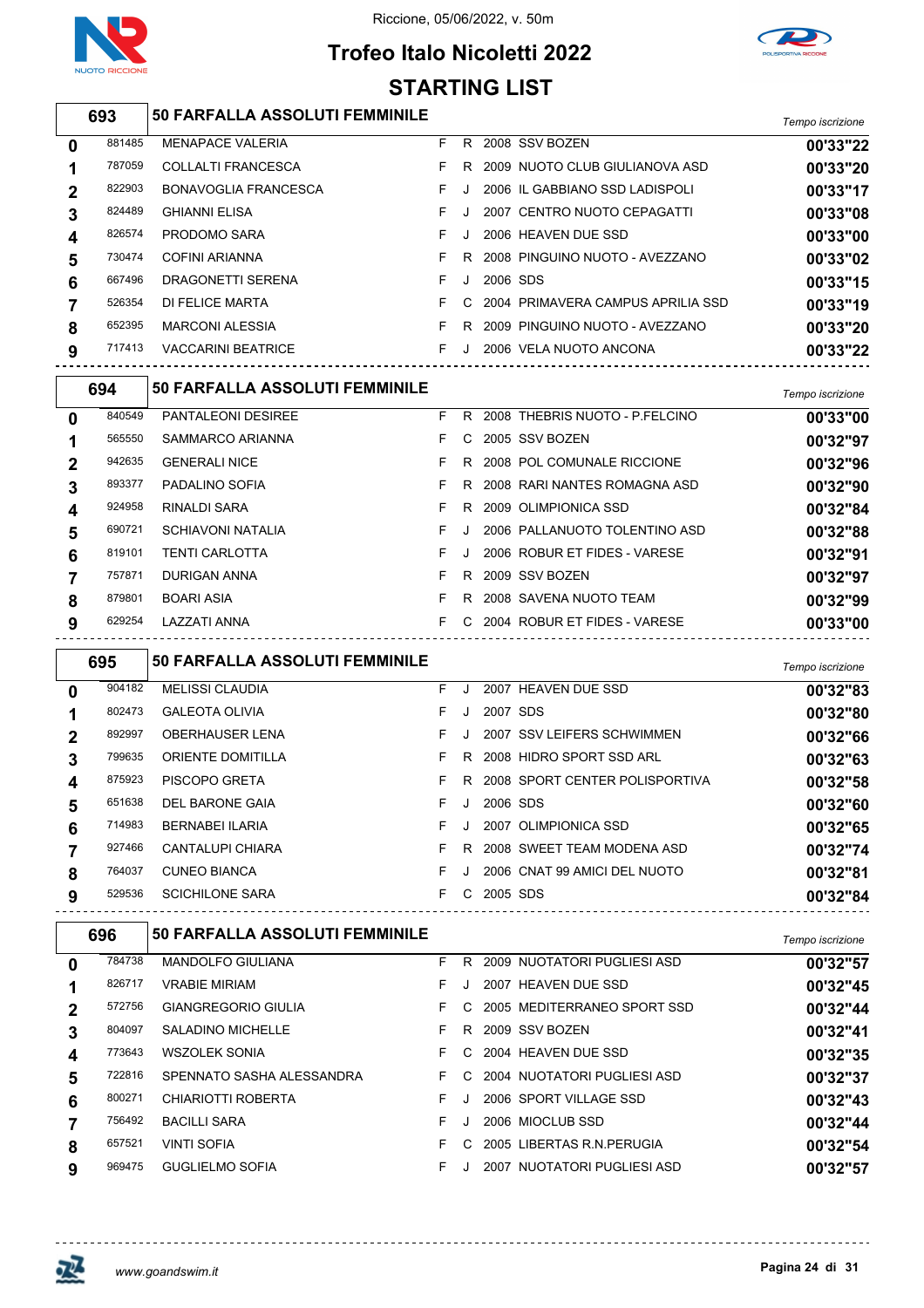Riccione, 05/06/2022, v. 50m

# Trofeo Italo Nicoletti 2022

## STARTING LIST

### 693 — 50 FARFALLA ASSOLUTI FEMMINILE

| Corsia | Tessera | Nome | Sesso | Cat. | Anno | Società | Tempo iscrizione |
|---|---|---|---|---|---|---|---|
| 0 | 881485 | MENAPACE VALERIA | F | R | 2008 | SSV BOZEN | 00'33"22 |
| 1 | 787059 | COLLALTI FRANCESCA | F | R | 2009 | NUOTO CLUB GIULIANOVA ASD | 00'33"20 |
| 2 | 822903 | BONAVOGLIA FRANCESCA | F | J | 2006 | IL GABBIANO SSD LADISPOLI | 00'33"17 |
| 3 | 824489 | GHIANNI ELISA | F | J | 2007 | CENTRO NUOTO CEPAGATTI | 00'33"08 |
| 4 | 826574 | PRODOMO SARA | F | J | 2006 | HEAVEN DUE SSD | 00'33"00 |
| 5 | 730474 | COFINI ARIANNA | F | R | 2008 | PINGUINO NUOTO - AVEZZANO | 00'33"02 |
| 6 | 667496 | DRAGONETTI SERENA | F | J | 2006 | SDS | 00'33"15 |
| 7 | 526354 | DI FELICE MARTA | F | C | 2004 | PRIMAVERA CAMPUS APRILIA SSD | 00'33"19 |
| 8 | 652395 | MARCONI ALESSIA | F | R | 2009 | PINGUINO NUOTO - AVEZZANO | 00'33"20 |
| 9 | 717413 | VACCARINI BEATRICE | F | J | 2006 | VELA NUOTO ANCONA | 00'33"22 |

### 694 — 50 FARFALLA ASSOLUTI FEMMINILE

| Corsia | Tessera | Nome | Sesso | Cat. | Anno | Società | Tempo iscrizione |
|---|---|---|---|---|---|---|---|
| 0 | 840549 | PANTALEONI DESIREE | F | R | 2008 | THEBRIS NUOTO - P.FELCINO | 00'33"00 |
| 1 | 565550 | SAMMARCO ARIANNA | F | C | 2005 | SSV BOZEN | 00'32"97 |
| 2 | 942635 | GENERALI NICE | F | R | 2008 | POL COMUNALE RICCIONE | 00'32"96 |
| 3 | 893377 | PADALINO SOFIA | F | R | 2008 | RARI NANTES ROMAGNA ASD | 00'32"90 |
| 4 | 924958 | RINALDI SARA | F | R | 2009 | OLIMPIONICA SSD | 00'32"84 |
| 5 | 690721 | SCHIAVONI NATALIA | F | J | 2006 | PALLANUOTO TOLENTINO ASD | 00'32"88 |
| 6 | 819101 | TENTI CARLOTTA | F | J | 2006 | ROBUR ET FIDES - VARESE | 00'32"91 |
| 7 | 757871 | DURIGAN ANNA | F | R | 2009 | SSV BOZEN | 00'32"97 |
| 8 | 879801 | BOARI ASIA | F | R | 2008 | SAVENA NUOTO TEAM | 00'32"99 |
| 9 | 629254 | LAZZATI ANNA | F | C | 2004 | ROBUR ET FIDES - VARESE | 00'33"00 |

### 695 — 50 FARFALLA ASSOLUTI FEMMINILE

| Corsia | Tessera | Nome | Sesso | Cat. | Anno | Società | Tempo iscrizione |
|---|---|---|---|---|---|---|---|
| 0 | 904182 | MELISSI CLAUDIA | F | J | 2007 | HEAVEN DUE SSD | 00'32"83 |
| 1 | 802473 | GALEOTA OLIVIA | F | J | 2007 | SDS | 00'32"80 |
| 2 | 892997 | OBERHAUSER LENA | F | J | 2007 | SSV LEIFERS SCHWIMMEN | 00'32"66 |
| 3 | 799635 | ORIENTE DOMITILLA | F | R | 2008 | HIDRO SPORT SSD ARL | 00'32"63 |
| 4 | 875923 | PISCOPO GRETA | F | R | 2008 | SPORT CENTER POLISPORTIVA | 00'32"58 |
| 5 | 651638 | DEL BARONE GAIA | F | J | 2006 | SDS | 00'32"60 |
| 6 | 714983 | BERNABEI ILARIA | F | J | 2007 | OLIMPIONICA SSD | 00'32"65 |
| 7 | 927466 | CANTALUPI CHIARA | F | R | 2008 | SWEET TEAM MODENA ASD | 00'32"74 |
| 8 | 764037 | CUNEO BIANCA | F | J | 2006 | CNAT 99 AMICI DEL NUOTO | 00'32"81 |
| 9 | 529536 | SCICHILONE SARA | F | C | 2005 | SDS | 00'32"84 |

### 696 — 50 FARFALLA ASSOLUTI FEMMINILE

| Corsia | Tessera | Nome | Sesso | Cat. | Anno | Società | Tempo iscrizione |
|---|---|---|---|---|---|---|---|
| 0 | 784738 | MANDOLFO GIULIANA | F | R | 2009 | NUOTATORI PUGLIESI ASD | 00'32"57 |
| 1 | 826717 | VRABIE MIRIAM | F | J | 2007 | HEAVEN DUE SSD | 00'32"45 |
| 2 | 572756 | GIANGREGORIO GIULIA | F | C | 2005 | MEDITERRANEO SPORT SSD | 00'32"44 |
| 3 | 804097 | SALADINO MICHELLE | F | R | 2009 | SSV BOZEN | 00'32"41 |
| 4 | 773643 | WSZOLEK SONIA | F | C | 2004 | HEAVEN DUE SSD | 00'32"35 |
| 5 | 722816 | SPENNATO SASHA ALESSANDRA | F | C | 2004 | NUOTATORI PUGLIESI ASD | 00'32"37 |
| 6 | 800271 | CHIARIOTTI ROBERTA | F | J | 2006 | SPORT VILLAGE SSD | 00'32"43 |
| 7 | 756492 | BACILLI SARA | F | J | 2006 | MIOCLUB SSD | 00'32"44 |
| 8 | 657521 | VINTI SOFIA | F | C | 2005 | LIBERTAS R.N.PERUGIA | 00'32"54 |
| 9 | 969475 | GUGLIELMO SOFIA | F | J | 2007 | NUOTATORI PUGLIESI ASD | 00'32"57 |

www.goandswim.it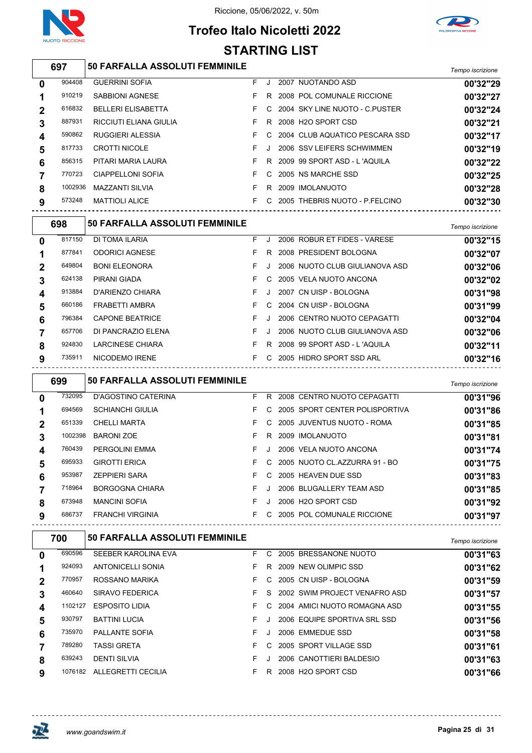Riccione, 05/06/2022, v. 50m

# Trofeo Italo Nicoletti 2022

## STARTING LIST

### 697 — 50 FARFALLA ASSOLUTI FEMMINILE

| Corsia | Matricola | Nome | Sesso | Cat. | Anno | Società | Tempo iscrizione |
|---|---|---|---|---|---|---|---|
| 0 | 904408 | GUERRINI SOFIA | F | J | 2007 | NUOTANDO ASD | 00'32"29 |
| 1 | 910219 | SABBIONI AGNESE | F | R | 2008 | POL COMUNALE RICCIONE | 00'32"27 |
| 2 | 616832 | BELLERI ELISABETTA | F | C | 2004 | SKY LINE NUOTO - C.PUSTER | 00'32"24 |
| 3 | 887931 | RICCIUTI ELIANA GIULIA | F | R | 2008 | H2O SPORT CSD | 00'32"21 |
| 4 | 590862 | RUGGIERI ALESSIA | F | C | 2004 | CLUB AQUATICO PESCARA SSD | 00'32"17 |
| 5 | 817733 | CROTTI NICOLE | F | J | 2006 | SSV LEIFERS SCHWIMMEN | 00'32"19 |
| 6 | 856315 | PITARI MARIA LAURA | F | R | 2009 | 99 SPORT ASD - L 'AQUILA | 00'32"22 |
| 7 | 770723 | CIAPPELLONI SOFIA | F | C | 2005 | NS MARCHE SSD | 00'32"25 |
| 8 | 1002936 | MAZZANTI SILVIA | F | R | 2009 | IMOLANUOTO | 00'32"28 |
| 9 | 573248 | MATTIOLI ALICE | F | C | 2005 | THEBRIS NUOTO - P.FELCINO | 00'32"30 |

### 698 — 50 FARFALLA ASSOLUTI FEMMINILE

| Corsia | Matricola | Nome | Sesso | Cat. | Anno | Società | Tempo iscrizione |
|---|---|---|---|---|---|---|---|
| 0 | 817150 | DI TOMA ILARIA | F | J | 2006 | ROBUR ET FIDES - VARESE | 00'32"15 |
| 1 | 877841 | ODORICI AGNESE | F | R | 2008 | PRESIDENT BOLOGNA | 00'32"07 |
| 2 | 649804 | BONI ELEONORA | F | J | 2006 | NUOTO CLUB GIULIANOVA ASD | 00'32"06 |
| 3 | 624138 | PIRANI GIADA | F | C | 2005 | VELA NUOTO ANCONA | 00'32"02 |
| 4 | 913884 | D'ARIENZO CHIARA | F | J | 2007 | CN UISP - BOLOGNA | 00'31"98 |
| 5 | 660186 | FRABETTI AMBRA | F | C | 2004 | CN UISP - BOLOGNA | 00'31"99 |
| 6 | 796384 | CAPONE BEATRICE | F | J | 2006 | CENTRO NUOTO CEPAGATTI | 00'32"04 |
| 7 | 657706 | DI PANCRAZIO ELENA | F | J | 2006 | NUOTO CLUB GIULIANOVA ASD | 00'32"06 |
| 8 | 924830 | LARCINESE CHIARA | F | R | 2008 | 99 SPORT ASD - L 'AQUILA | 00'32"11 |
| 9 | 735911 | NICODEMO IRENE | F | C | 2005 | HIDRO SPORT SSD ARL | 00'32"16 |

### 699 — 50 FARFALLA ASSOLUTI FEMMINILE

| Corsia | Matricola | Nome | Sesso | Cat. | Anno | Società | Tempo iscrizione |
|---|---|---|---|---|---|---|---|
| 0 | 732095 | D'AGOSTINO CATERINA | F | R | 2008 | CENTRO NUOTO CEPAGATTI | 00'31"96 |
| 1 | 694569 | SCHIANCHI GIULIA | F | C | 2005 | SPORT CENTER POLISPORTIVA | 00'31"86 |
| 2 | 651339 | CHELLI MARTA | F | C | 2005 | JUVENTUS NUOTO - ROMA | 00'31"85 |
| 3 | 1002398 | BARONI ZOE | F | R | 2009 | IMOLANUOTO | 00'31"81 |
| 4 | 760439 | PERGOLINI EMMA | F | J | 2006 | VELA NUOTO ANCONA | 00'31"74 |
| 5 | 695933 | GIROTTI ERICA | F | C | 2005 | NUOTO CL.AZZURRA 91 - BO | 00'31"75 |
| 6 | 953987 | ZEPPIERI SARA | F | C | 2005 | HEAVEN DUE SSD | 00'31"83 |
| 7 | 718964 | BORGOGNA CHIARA | F | J | 2006 | BLUGALLERY TEAM ASD | 00'31"85 |
| 8 | 673948 | MANCINI SOFIA | F | J | 2006 | H2O SPORT CSD | 00'31"92 |
| 9 | 686737 | FRANCHI VIRGINIA | F | C | 2005 | POL COMUNALE RICCIONE | 00'31"97 |

### 700 — 50 FARFALLA ASSOLUTI FEMMINILE

| Corsia | Matricola | Nome | Sesso | Cat. | Anno | Società | Tempo iscrizione |
|---|---|---|---|---|---|---|---|
| 0 | 690596 | SEEBER KAROLINA EVA | F | C | 2005 | BRESSANONE NUOTO | 00'31"63 |
| 1 | 924093 | ANTONICELLI SONIA | F | R | 2009 | NEW OLIMPIC SSD | 00'31"62 |
| 2 | 770957 | ROSSANO MARIKA | F | C | 2005 | CN UISP - BOLOGNA | 00'31"59 |
| 3 | 460640 | SIRAVO FEDERICA | F | S | 2002 | SWIM PROJECT VENAFRO ASD | 00'31"57 |
| 4 | 1102127 | ESPOSITO LIDIA | F | C | 2004 | AMICI NUOTO ROMAGNA ASD | 00'31"55 |
| 5 | 930797 | BATTINI LUCIA | F | J | 2006 | EQUIPE SPORTIVA SRL SSD | 00'31"56 |
| 6 | 735970 | PALLANTE SOFIA | F | J | 2006 | EMMEDUE SSD | 00'31"58 |
| 7 | 789280 | TASSI GRETA | F | C | 2005 | SPORT VILLAGE SSD | 00'31"61 |
| 8 | 639243 | DENTI SILVIA | F | J | 2006 | CANOTTIERI BALDESIO | 00'31"63 |
| 9 | 1076182 | ALLEGRETTI CECILIA | F | R | 2008 | H2O SPORT CSD | 00'31"66 |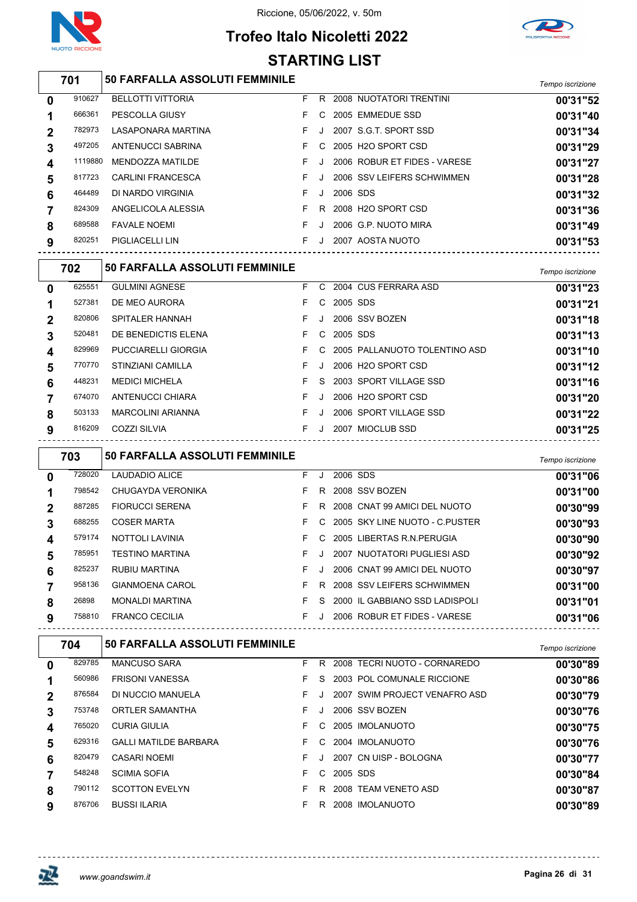Riccione, 05/06/2022, v. 50m

# Trofeo Italo Nicoletti 2022

## STARTING LIST

### 701 — 50 FARFALLA ASSOLUTI FEMMINILE

| Corsia | Tessera | Nome | Sesso | Cat. | Anno | Società | Tempo iscrizione |
|---|---|---|---|---|---|---|---|
| 0 | 910627 | BELLOTTI VITTORIA | F | R | 2008 | NUOTATORI TRENTINI | 00'31"52 |
| 1 | 666361 | PESCOLLA GIUSY | F | C | 2005 | EMMEDUE SSD | 00'31"40 |
| 2 | 782973 | LASAPONARA MARTINA | F | J | 2007 | S.G.T. SPORT SSD | 00'31"34 |
| 3 | 497205 | ANTENUCCI SABRINA | F | C | 2005 | H2O SPORT CSD | 00'31"29 |
| 4 | 1119880 | MENDOZZA MATILDE | F | J | 2006 | ROBUR ET FIDES - VARESE | 00'31"27 |
| 5 | 817723 | CARLINI FRANCESCA | F | J | 2006 | SSV LEIFERS SCHWIMMEN | 00'31"28 |
| 6 | 464489 | DI NARDO VIRGINIA | F | J | 2006 | SDS | 00'31"32 |
| 7 | 824309 | ANGELICOLA ALESSIA | F | R | 2008 | H2O SPORT CSD | 00'31"36 |
| 8 | 689588 | FAVALE NOEMI | F | J | 2006 | G.P. NUOTO MIRA | 00'31"49 |
| 9 | 820251 | PIGLIACELLI LIN | F | J | 2007 | AOSTA NUOTO | 00'31"53 |

### 702 — 50 FARFALLA ASSOLUTI FEMMINILE

| Corsia | Tessera | Nome | Sesso | Cat. | Anno | Società | Tempo iscrizione |
|---|---|---|---|---|---|---|---|
| 0 | 625551 | GULMINI AGNESE | F | C | 2004 | CUS FERRARA ASD | 00'31"23 |
| 1 | 527381 | DE MEO AURORA | F | C | 2005 | SDS | 00'31"21 |
| 2 | 820806 | SPITALER HANNAH | F | J | 2006 | SSV BOZEN | 00'31"18 |
| 3 | 520481 | DE BENEDICTIS ELENA | F | C | 2005 | SDS | 00'31"13 |
| 4 | 829969 | PUCCIARELLI GIORGIA | F | C | 2005 | PALLANUOTO TOLENTINO ASD | 00'31"10 |
| 5 | 770770 | STINZIANI CAMILLA | F | J | 2006 | H2O SPORT CSD | 00'31"12 |
| 6 | 448231 | MEDICI MICHELA | F | S | 2003 | SPORT VILLAGE SSD | 00'31"16 |
| 7 | 674070 | ANTENUCCI CHIARA | F | J | 2006 | H2O SPORT CSD | 00'31"20 |
| 8 | 503133 | MARCOLINI ARIANNA | F | J | 2006 | SPORT VILLAGE SSD | 00'31"22 |
| 9 | 816209 | COZZI SILVIA | F | J | 2007 | MIOCLUB SSD | 00'31"25 |

### 703 — 50 FARFALLA ASSOLUTI FEMMINILE

| Corsia | Tessera | Nome | Sesso | Cat. | Anno | Società | Tempo iscrizione |
|---|---|---|---|---|---|---|---|
| 0 | 728020 | LAUDADIO ALICE | F | J | 2006 | SDS | 00'31"06 |
| 1 | 798542 | CHUGAYDA VERONIKA | F | R | 2008 | SSV BOZEN | 00'31"00 |
| 2 | 887285 | FIORUCCI SERENA | F | R | 2008 | CNAT 99 AMICI DEL NUOTO | 00'30"99 |
| 3 | 688255 | COSER MARTA | F | C | 2005 | SKY LINE NUOTO - C.PUSTER | 00'30"93 |
| 4 | 579174 | NOTTOLI LAVINIA | F | C | 2005 | LIBERTAS R.N.PERUGIA | 00'30"90 |
| 5 | 785951 | TESTINO MARTINA | F | J | 2007 | NUOTATORI PUGLIESI ASD | 00'30"92 |
| 6 | 825237 | RUBIU MARTINA | F | J | 2006 | CNAT 99 AMICI DEL NUOTO | 00'30"97 |
| 7 | 958136 | GIANMOENA CAROL | F | R | 2008 | SSV LEIFERS SCHWIMMEN | 00'31"00 |
| 8 | 26898 | MONALDI MARTINA | F | S | 2000 | IL GABBIANO SSD LADISPOLI | 00'31"01 |
| 9 | 758810 | FRANCO CECILIA | F | J | 2006 | ROBUR ET FIDES - VARESE | 00'31"06 |

### 704 — 50 FARFALLA ASSOLUTI FEMMINILE

| Corsia | Tessera | Nome | Sesso | Cat. | Anno | Società | Tempo iscrizione |
|---|---|---|---|---|---|---|---|
| 0 | 829785 | MANCUSO SARA | F | R | 2008 | TECRI NUOTO - CORNAREDO | 00'30"89 |
| 1 | 560986 | FRISONI VANESSA | F | S | 2003 | POL COMUNALE RICCIONE | 00'30"86 |
| 2 | 876584 | DI NUCCIO MANUELA | F | J | 2007 | SWIM PROJECT VENAFRO ASD | 00'30"79 |
| 3 | 753748 | ORTLER SAMANTHA | F | J | 2006 | SSV BOZEN | 00'30"76 |
| 4 | 765020 | CURIA GIULIA | F | C | 2005 | IMOLANUOTO | 00'30"75 |
| 5 | 629316 | GALLI MATILDE BARBARA | F | C | 2004 | IMOLANUOTO | 00'30"76 |
| 6 | 820479 | CASARI NOEMI | F | J | 2007 | CN UISP - BOLOGNA | 00'30"77 |
| 7 | 548248 | SCIMIA SOFIA | F | C | 2005 | SDS | 00'30"84 |
| 8 | 790112 | SCOTTON EVELYN | F | R | 2008 | TEAM VENETO ASD | 00'30"87 |
| 9 | 876706 | BUSSI ILARIA | F | R | 2008 | IMOLANUOTO | 00'30"89 |

www.goandswim.it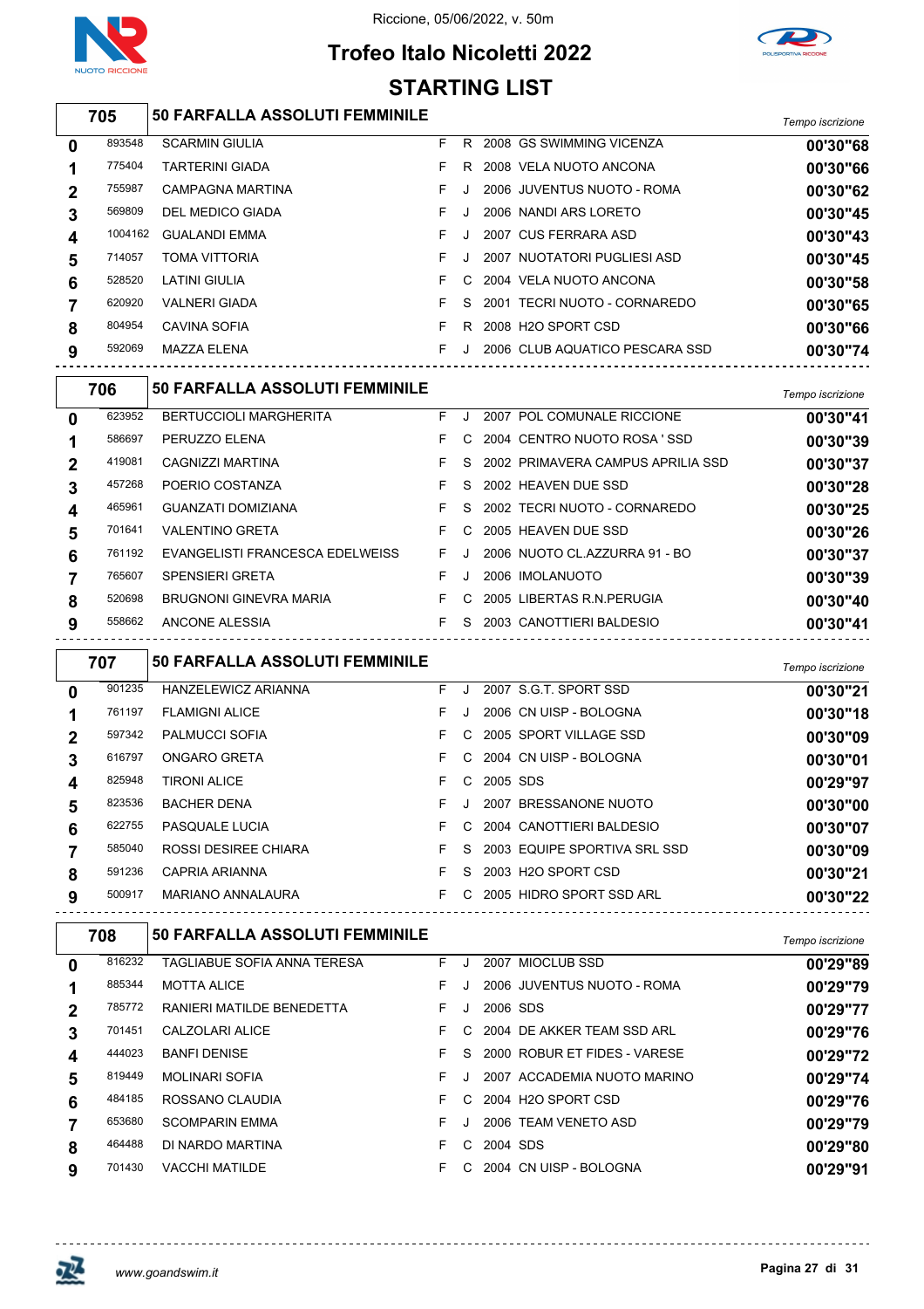# Trofeo Italo Nicoletti 2022

Riccione, 05/06/2022, v. 50m

## STARTING LIST

### 705 — 50 FARFALLA ASSOLUTI FEMMINILE

| Corsia | Tessera | Atleta | Sesso | Cat. | Anno | Società | Tempo iscrizione |
|---|---|---|---|---|---|---|---|
| 0 | 893548 | SCARMIN GIULIA | F | R | 2008 | GS SWIMMING VICENZA | 00'30"68 |
| 1 | 775404 | TARTERINI GIADA | F | R | 2008 | VELA NUOTO ANCONA | 00'30"66 |
| 2 | 755987 | CAMPAGNA MARTINA | F | J | 2006 | JUVENTUS NUOTO - ROMA | 00'30"62 |
| 3 | 569809 | DEL MEDICO GIADA | F | J | 2006 | NANDI ARS LORETO | 00'30"45 |
| 4 | 1004162 | GUALANDI EMMA | F | J | 2007 | CUS FERRARA ASD | 00'30"43 |
| 5 | 714057 | TOMA VITTORIA | F | J | 2007 | NUOTATORI PUGLIESI ASD | 00'30"45 |
| 6 | 528520 | LATINI GIULIA | F | C | 2004 | VELA NUOTO ANCONA | 00'30"58 |
| 7 | 620920 | VALNERI GIADA | F | S | 2001 | TECRI NUOTO - CORNAREDO | 00'30"65 |
| 8 | 804954 | CAVINA SOFIA | F | R | 2008 | H2O SPORT CSD | 00'30"66 |
| 9 | 592069 | MAZZA ELENA | F | J | 2006 | CLUB AQUATICO PESCARA SSD | 00'30"74 |

### 706 — 50 FARFALLA ASSOLUTI FEMMINILE

| Corsia | Tessera | Atleta | Sesso | Cat. | Anno | Società | Tempo iscrizione |
|---|---|---|---|---|---|---|---|
| 0 | 623952 | BERTUCCIOLI MARGHERITA | F | J | 2007 | POL COMUNALE RICCIONE | 00'30"41 |
| 1 | 586697 | PERUZZO ELENA | F | C | 2004 | CENTRO NUOTO ROSA ' SSD | 00'30"39 |
| 2 | 419081 | CAGNIZZI MARTINA | F | S | 2002 | PRIMAVERA CAMPUS APRILIA SSD | 00'30"37 |
| 3 | 457268 | POERIO COSTANZA | F | S | 2002 | HEAVEN DUE SSD | 00'30"28 |
| 4 | 465961 | GUANZATI DOMIZIANA | F | S | 2002 | TECRI NUOTO - CORNAREDO | 00'30"25 |
| 5 | 701641 | VALENTINO GRETA | F | C | 2005 | HEAVEN DUE SSD | 00'30"26 |
| 6 | 761192 | EVANGELISTI FRANCESCA EDELWEISS | F | J | 2006 | NUOTO CL.AZZURRA 91 - BO | 00'30"37 |
| 7 | 765607 | SPENSIERI GRETA | F | J | 2006 | IMOLANUOTO | 00'30"39 |
| 8 | 520698 | BRUGNONI GINEVRA MARIA | F | C | 2005 | LIBERTAS R.N.PERUGIA | 00'30"40 |
| 9 | 558662 | ANCONE ALESSIA | F | S | 2003 | CANOTTIERI BALDESIO | 00'30"41 |

### 707 — 50 FARFALLA ASSOLUTI FEMMINILE

| Corsia | Tessera | Atleta | Sesso | Cat. | Anno | Società | Tempo iscrizione |
|---|---|---|---|---|---|---|---|
| 0 | 901235 | HANZELEWICZ ARIANNA | F | J | 2007 | S.G.T. SPORT SSD | 00'30"21 |
| 1 | 761197 | FLAMIGNI ALICE | F | J | 2006 | CN UISP - BOLOGNA | 00'30"18 |
| 2 | 597342 | PALMUCCI SOFIA | F | C | 2005 | SPORT VILLAGE SSD | 00'30"09 |
| 3 | 616797 | ONGARO GRETA | F | C | 2004 | CN UISP - BOLOGNA | 00'30"01 |
| 4 | 825948 | TIRONI ALICE | F | C | 2005 | SDS | 00'29"97 |
| 5 | 823536 | BACHER DENA | F | J | 2007 | BRESSANONE NUOTO | 00'30"00 |
| 6 | 622755 | PASQUALE LUCIA | F | C | 2004 | CANOTTIERI BALDESIO | 00'30"07 |
| 7 | 585040 | ROSSI DESIREE CHIARA | F | S | 2003 | EQUIPE SPORTIVA SRL SSD | 00'30"09 |
| 8 | 591236 | CAPRIA ARIANNA | F | S | 2003 | H2O SPORT CSD | 00'30"21 |
| 9 | 500917 | MARIANO ANNALAURA | F | C | 2005 | HIDRO SPORT SSD ARL | 00'30"22 |

### 708 — 50 FARFALLA ASSOLUTI FEMMINILE

| Corsia | Tessera | Atleta | Sesso | Cat. | Anno | Società | Tempo iscrizione |
|---|---|---|---|---|---|---|---|
| 0 | 816232 | TAGLIABUE SOFIA ANNA TERESA | F | J | 2007 | MIOCLUB SSD | 00'29"89 |
| 1 | 885344 | MOTTA ALICE | F | J | 2006 | JUVENTUS NUOTO - ROMA | 00'29"79 |
| 2 | 785772 | RANIERI MATILDE BENEDETTA | F | J | 2006 | SDS | 00'29"77 |
| 3 | 701451 | CALZOLARI ALICE | F | C | 2004 | DE AKKER TEAM SSD ARL | 00'29"76 |
| 4 | 444023 | BANFI DENISE | F | S | 2000 | ROBUR ET FIDES - VARESE | 00'29"72 |
| 5 | 819449 | MOLINARI SOFIA | F | J | 2007 | ACCADEMIA NUOTO MARINO | 00'29"74 |
| 6 | 484185 | ROSSANO CLAUDIA | F | C | 2004 | H2O SPORT CSD | 00'29"76 |
| 7 | 653680 | SCOMPARIN EMMA | F | J | 2006 | TEAM VENETO ASD | 00'29"79 |
| 8 | 464488 | DI NARDO MARTINA | F | C | 2004 | SDS | 00'29"80 |
| 9 | 701430 | VACCHI MATILDE | F | C | 2004 | CN UISP - BOLOGNA | 00'29"91 |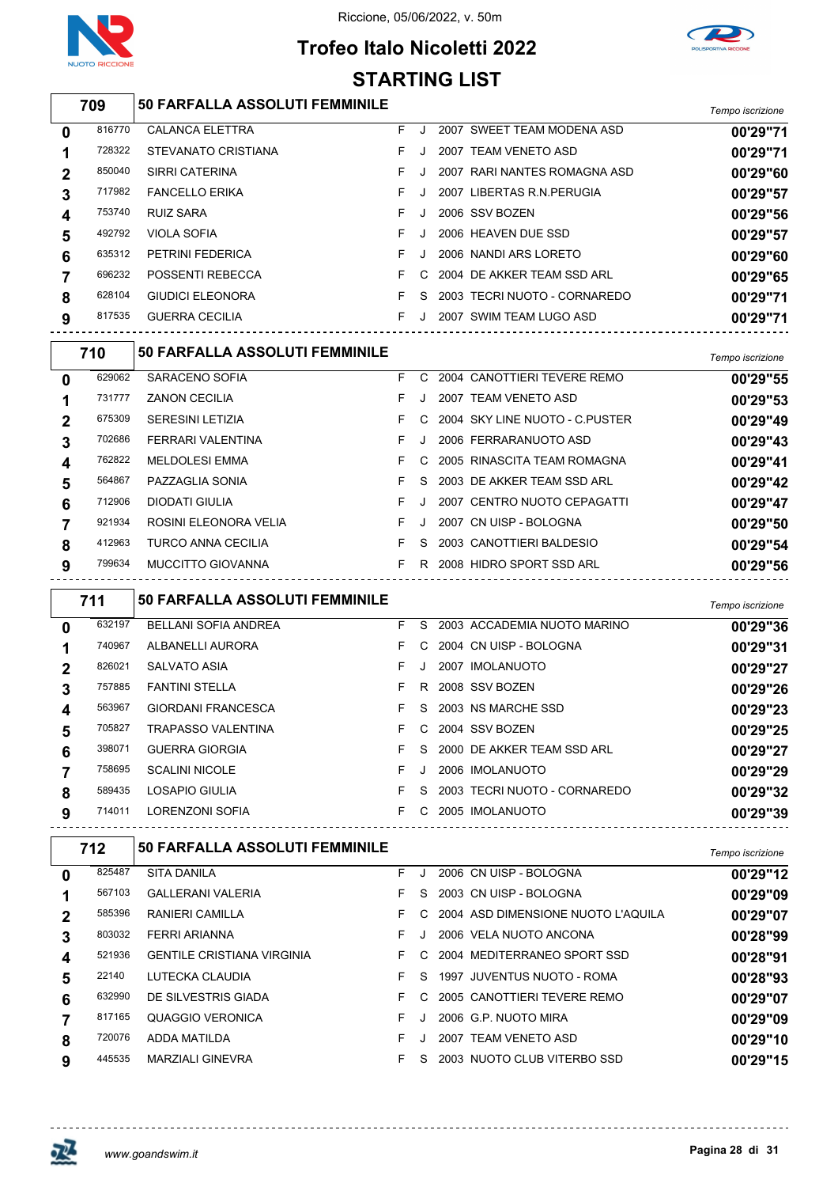Riccione, 05/06/2022, v. 50m

# Trofeo Italo Nicoletti 2022

## STARTING LIST

### 709 — 50 FARFALLA ASSOLUTI FEMMINILE

| Corsia | Matricola | Nome | Sesso | Cat. | Anno | Società | Tempo iscrizione |
|---|---|---|---|---|---|---|---|
| 0 | 816770 | CALANCA ELETTRA | F | J | 2007 | SWEET TEAM MODENA ASD | 00'29"71 |
| 1 | 728322 | STEVANATO CRISTIANA | F | J | 2007 | TEAM VENETO ASD | 00'29"71 |
| 2 | 850040 | SIRRI CATERINA | F | J | 2007 | RARI NANTES ROMAGNA ASD | 00'29"60 |
| 3 | 717982 | FANCELLO ERIKA | F | J | 2007 | LIBERTAS R.N.PERUGIA | 00'29"57 |
| 4 | 753740 | RUIZ SARA | F | J | 2006 | SSV BOZEN | 00'29"56 |
| 5 | 492792 | VIOLA SOFIA | F | J | 2006 | HEAVEN DUE SSD | 00'29"57 |
| 6 | 635312 | PETRINI FEDERICA | F | J | 2006 | NANDI ARS LORETO | 00'29"60 |
| 7 | 696232 | POSSENTI REBECCA | F | C | 2004 | DE AKKER TEAM SSD ARL | 00'29"65 |
| 8 | 628104 | GIUDICI ELEONORA | F | S | 2003 | TECRI NUOTO - CORNAREDO | 00'29"71 |
| 9 | 817535 | GUERRA CECILIA | F | J | 2007 | SWIM TEAM LUGO ASD | 00'29"71 |

### 710 — 50 FARFALLA ASSOLUTI FEMMINILE

| Corsia | Matricola | Nome | Sesso | Cat. | Anno | Società | Tempo iscrizione |
|---|---|---|---|---|---|---|---|
| 0 | 629062 | SARACENO SOFIA | F | C | 2004 | CANOTTIERI TEVERE REMO | 00'29"55 |
| 1 | 731777 | ZANON CECILIA | F | J | 2007 | TEAM VENETO ASD | 00'29"53 |
| 2 | 675309 | SERESINI LETIZIA | F | C | 2004 | SKY LINE NUOTO - C.PUSTER | 00'29"49 |
| 3 | 702686 | FERRARI VALENTINA | F | J | 2006 | FERRARANUOTO ASD | 00'29"43 |
| 4 | 762822 | MELDOLESI EMMA | F | C | 2005 | RINASCITA TEAM ROMAGNA | 00'29"41 |
| 5 | 564867 | PAZZAGLIA SONIA | F | S | 2003 | DE AKKER TEAM SSD ARL | 00'29"42 |
| 6 | 712906 | DIODATI GIULIA | F | J | 2007 | CENTRO NUOTO CEPAGATTI | 00'29"47 |
| 7 | 921934 | ROSINI ELEONORA VELIA | F | J | 2007 | CN UISP - BOLOGNA | 00'29"50 |
| 8 | 412963 | TURCO ANNA CECILIA | F | S | 2003 | CANOTTIERI BALDESIO | 00'29"54 |
| 9 | 799634 | MUCCITTO GIOVANNA | F | R | 2008 | HIDRO SPORT SSD ARL | 00'29"56 |

### 711 — 50 FARFALLA ASSOLUTI FEMMINILE

| Corsia | Matricola | Nome | Sesso | Cat. | Anno | Società | Tempo iscrizione |
|---|---|---|---|---|---|---|---|
| 0 | 632197 | BELLANI SOFIA ANDREA | F | S | 2003 | ACCADEMIA NUOTO MARINO | 00'29"36 |
| 1 | 740967 | ALBANELLI AURORA | F | C | 2004 | CN UISP - BOLOGNA | 00'29"31 |
| 2 | 826021 | SALVATO ASIA | F | J | 2007 | IMOLANUOTO | 00'29"27 |
| 3 | 757885 | FANTINI STELLA | F | R | 2008 | SSV BOZEN | 00'29"26 |
| 4 | 563967 | GIORDANI FRANCESCA | F | S | 2003 | NS MARCHE SSD | 00'29"23 |
| 5 | 705827 | TRAPASSO VALENTINA | F | C | 2004 | SSV BOZEN | 00'29"25 |
| 6 | 398071 | GUERRA GIORGIA | F | S | 2000 | DE AKKER TEAM SSD ARL | 00'29"27 |
| 7 | 758695 | SCALINI NICOLE | F | J | 2006 | IMOLANUOTO | 00'29"29 |
| 8 | 589435 | LOSAPIO GIULIA | F | S | 2003 | TECRI NUOTO - CORNAREDO | 00'29"32 |
| 9 | 714011 | LORENZONI SOFIA | F | C | 2005 | IMOLANUOTO | 00'29"39 |

### 712 — 50 FARFALLA ASSOLUTI FEMMINILE

| Corsia | Matricola | Nome | Sesso | Cat. | Anno | Società | Tempo iscrizione |
|---|---|---|---|---|---|---|---|
| 0 | 825487 | SITA DANILA | F | J | 2006 | CN UISP - BOLOGNA | 00'29"12 |
| 1 | 567103 | GALLERANI VALERIA | F | S | 2003 | CN UISP - BOLOGNA | 00'29"09 |
| 2 | 585396 | RANIERI CAMILLA | F | C | 2004 | ASD DIMENSIONE NUOTO L'AQUILA | 00'29"07 |
| 3 | 803032 | FERRI ARIANNA | F | J | 2006 | VELA NUOTO ANCONA | 00'28"99 |
| 4 | 521936 | GENTILE CRISTIANA VIRGINIA | F | C | 2004 | MEDITERRANEO SPORT SSD | 00'28"91 |
| 5 | 22140 | LUTECKA CLAUDIA | F | S | 1997 | JUVENTUS NUOTO - ROMA | 00'28"93 |
| 6 | 632990 | DE SILVESTRIS GIADA | F | C | 2005 | CANOTTIERI TEVERE REMO | 00'29"07 |
| 7 | 817165 | QUAGGIO VERONICA | F | J | 2006 | G.P. NUOTO MIRA | 00'29"09 |
| 8 | 720076 | ADDA MATILDA | F | J | 2007 | TEAM VENETO ASD | 00'29"10 |
| 9 | 445535 | MARZIALI GINEVRA | F | S | 2003 | NUOTO CLUB VITERBO SSD | 00'29"15 |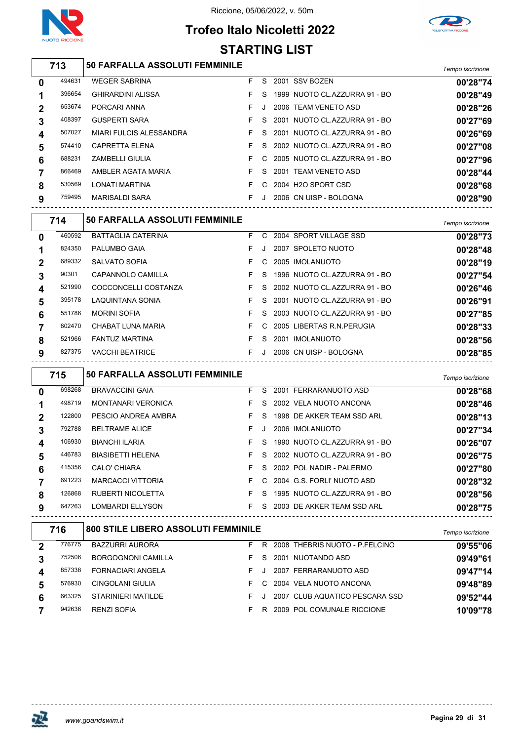Riccione, 05/06/2022, v. 50m

# Trofeo Italo Nicoletti 2022

## STARTING LIST

### 713 — 50 FARFALLA ASSOLUTI FEMMINILE

| Corsia | Matricola | Nome | Sesso | Cat. | Anno | Società | Tempo iscrizione |
|---|---|---|---|---|---|---|---|
| 0 | 494631 | WEGER SABRINA | F | S | 2001 | SSV BOZEN | 00'28"74 |
| 1 | 396654 | GHIRARDINI ALISSA | F | S | 1999 | NUOTO CL.AZZURRA 91 - BO | 00'28"49 |
| 2 | 653674 | PORCARI ANNA | F | J | 2006 | TEAM VENETO ASD | 00'28"26 |
| 3 | 408397 | GUSPERTI SARA | F | S | 2001 | NUOTO CL.AZZURRA 91 - BO | 00'27"69 |
| 4 | 507027 | MIARI FULCIS ALESSANDRA | F | S | 2001 | NUOTO CL.AZZURRA 91 - BO | 00'26"69 |
| 5 | 574410 | CAPRETTA ELENA | F | S | 2002 | NUOTO CL.AZZURRA 91 - BO | 00'27"08 |
| 6 | 688231 | ZAMBELLI GIULIA | F | C | 2005 | NUOTO CL.AZZURRA 91 - BO | 00'27"96 |
| 7 | 866469 | AMBLER AGATA MARIA | F | S | 2001 | TEAM VENETO ASD | 00'28"44 |
| 8 | 530569 | LONATI MARTINA | F | C | 2004 | H2O SPORT CSD | 00'28"68 |
| 9 | 759495 | MARISALDI SARA | F | J | 2006 | CN UISP - BOLOGNA | 00'28"90 |

### 714 — 50 FARFALLA ASSOLUTI FEMMINILE

| Corsia | Matricola | Nome | Sesso | Cat. | Anno | Società | Tempo iscrizione |
|---|---|---|---|---|---|---|---|
| 0 | 460592 | BATTAGLIA CATERINA | F | C | 2004 | SPORT VILLAGE SSD | 00'28"73 |
| 1 | 824350 | PALUMBO GAIA | F | J | 2007 | SPOLETO NUOTO | 00'28"48 |
| 2 | 689332 | SALVATO SOFIA | F | C | 2005 | IMOLANUOTO | 00'28"19 |
| 3 | 90301 | CAPANNOLO CAMILLA | F | S | 1996 | NUOTO CL.AZZURRA 91 - BO | 00'27"54 |
| 4 | 521990 | COCCONCELLI COSTANZA | F | S | 2002 | NUOTO CL.AZZURRA 91 - BO | 00'26"46 |
| 5 | 395178 | LAQUINTANA SONIA | F | S | 2001 | NUOTO CL.AZZURRA 91 - BO | 00'26"91 |
| 6 | 551786 | MORINI SOFIA | F | S | 2003 | NUOTO CL.AZZURRA 91 - BO | 00'27"85 |
| 7 | 602470 | CHABAT LUNA MARIA | F | C | 2005 | LIBERTAS R.N.PERUGIA | 00'28"33 |
| 8 | 521966 | FANTUZ MARTINA | F | S | 2001 | IMOLANUOTO | 00'28"56 |
| 9 | 827375 | VACCHI BEATRICE | F | J | 2006 | CN UISP - BOLOGNA | 00'28"85 |

### 715 — 50 FARFALLA ASSOLUTI FEMMINILE

| Corsia | Matricola | Nome | Sesso | Cat. | Anno | Società | Tempo iscrizione |
|---|---|---|---|---|---|---|---|
| 0 | 698268 | BRAVACCINI GAIA | F | S | 2001 | FERRARANUOTO ASD | 00'28"68 |
| 1 | 498719 | MONTANARI VERONICA | F | S | 2002 | VELA NUOTO ANCONA | 00'28"46 |
| 2 | 122800 | PESCIO ANDREA AMBRA | F | S | 1998 | DE AKKER TEAM SSD ARL | 00'28"13 |
| 3 | 792788 | BELTRAME ALICE | F | J | 2006 | IMOLANUOTO | 00'27"34 |
| 4 | 106930 | BIANCHI ILARIA | F | S | 1990 | NUOTO CL.AZZURRA 91 - BO | 00'26"07 |
| 5 | 446783 | BIASIBETTI HELENA | F | S | 2002 | NUOTO CL.AZZURRA 91 - BO | 00'26"75 |
| 6 | 415356 | CALO' CHIARA | F | S | 2002 | POL NADIR - PALERMO | 00'27"80 |
| 7 | 691223 | MARCACCI VITTORIA | F | C | 2004 | G.S. FORLI' NUOTO ASD | 00'28"32 |
| 8 | 126868 | RUBERTI NICOLETTA | F | S | 1995 | NUOTO CL.AZZURRA 91 - BO | 00'28"56 |
| 9 | 647263 | LOMBARDI ELLYSON | F | S | 2003 | DE AKKER TEAM SSD ARL | 00'28"75 |

### 716 — 800 STILE LIBERO ASSOLUTI FEMMINILE

| Corsia | Matricola | Nome | Sesso | Cat. | Anno | Società | Tempo iscrizione |
|---|---|---|---|---|---|---|---|
| 2 | 776775 | BAZZURRI AURORA | F | R | 2008 | THEBRIS NUOTO - P.FELCINO | 09'55"06 |
| 3 | 752506 | BORGOGNONI CAMILLA | F | S | 2001 | NUOTANDO ASD | 09'49"61 |
| 4 | 857338 | FORNACIARI ANGELA | F | J | 2007 | FERRARANUOTO ASD | 09'47"14 |
| 5 | 576930 | CINGOLANI GIULIA | F | C | 2004 | VELA NUOTO ANCONA | 09'48"89 |
| 6 | 663325 | STARINIERI MATILDE | F | J | 2007 | CLUB AQUATICO PESCARA SSD | 09'52"44 |
| 7 | 942636 | RENZI SOFIA | F | R | 2009 | POL COMUNALE RICCIONE | 10'09"78 |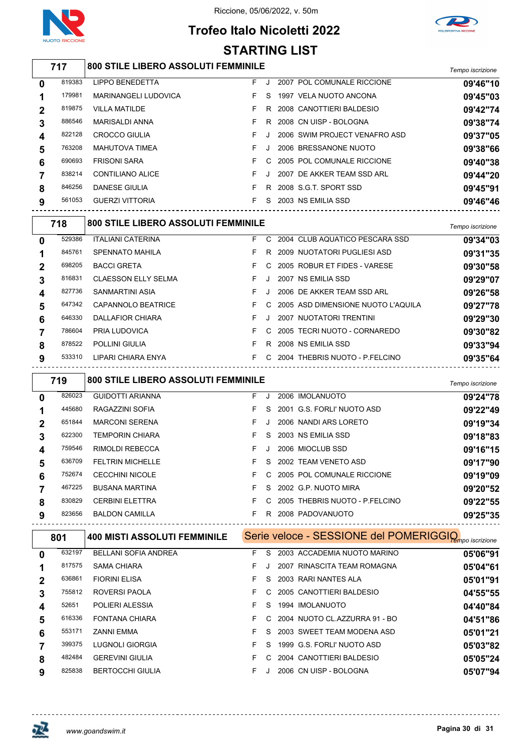Riccione, 05/06/2022, v. 50m

# Trofeo Italo Nicoletti 2022

## STARTING LIST

### 717 — 800 STILE LIBERO ASSOLUTI FEMMINILE

| Corsia | Matricola | Atleta | Sesso | Cat. | Anno | Società | Tempo iscrizione |
|---|---|---|---|---|---|---|---|
| 0 | 819383 | LIPPO BENEDETTA | F | J | 2007 | POL COMUNALE RICCIONE | 09'46"10 |
| 1 | 179981 | MARINANGELI LUDOVICA | F | S | 1997 | VELA NUOTO ANCONA | 09'45"03 |
| 2 | 819875 | VILLA MATILDE | F | R | 2008 | CANOTTIERI BALDESIO | 09'42"74 |
| 3 | 886546 | MARISALDI ANNA | F | R | 2008 | CN UISP - BOLOGNA | 09'38"74 |
| 4 | 822128 | CROCCO GIULIA | F | J | 2006 | SWIM PROJECT VENAFRO ASD | 09'37"05 |
| 5 | 763208 | MAHUTOVA TIMEA | F | J | 2006 | BRESSANONE NUOTO | 09'38"66 |
| 6 | 690693 | FRISONI SARA | F | C | 2005 | POL COMUNALE RICCIONE | 09'40"38 |
| 7 | 838214 | CONTILIANO ALICE | F | J | 2007 | DE AKKER TEAM SSD ARL | 09'44"20 |
| 8 | 846256 | DANESE GIULIA | F | R | 2008 | S.G.T. SPORT SSD | 09'45"91 |
| 9 | 561053 | GUERZI VITTORIA | F | S | 2003 | NS EMILIA SSD | 09'46"46 |

### 718 — 800 STILE LIBERO ASSOLUTI FEMMINILE

| Corsia | Matricola | Atleta | Sesso | Cat. | Anno | Società | Tempo iscrizione |
|---|---|---|---|---|---|---|---|
| 0 | 529386 | ITALIANI CATERINA | F | C | 2004 | CLUB AQUATICO PESCARA SSD | 09'34"03 |
| 1 | 845761 | SPENNATO MAHILA | F | R | 2009 | NUOTATORI PUGLIESI ASD | 09'31"35 |
| 2 | 698205 | BACCI GRETA | F | C | 2005 | ROBUR ET FIDES - VARESE | 09'30"58 |
| 3 | 816831 | CLAESSON ELLY SELMA | F | J | 2007 | NS EMILIA SSD | 09'29"07 |
| 4 | 827736 | SANMARTINI ASIA | F | J | 2006 | DE AKKER TEAM SSD ARL | 09'26"58 |
| 5 | 647342 | CAPANNOLO BEATRICE | F | C | 2005 | ASD DIMENSIONE NUOTO L'AQUILA | 09'27"78 |
| 6 | 646330 | DALLAFIOR CHIARA | F | J | 2007 | NUOTATORI TRENTINI | 09'29"30 |
| 7 | 786604 | PRIA LUDOVICA | F | C | 2005 | TECRI NUOTO - CORNAREDO | 09'30"82 |
| 8 | 878522 | POLLINI GIULIA | F | R | 2008 | NS EMILIA SSD | 09'33"94 |
| 9 | 533310 | LIPARI CHIARA ENYA | F | C | 2004 | THEBRIS NUOTO - P.FELCINO | 09'35"64 |

### 719 — 800 STILE LIBERO ASSOLUTI FEMMINILE

| Corsia | Matricola | Atleta | Sesso | Cat. | Anno | Società | Tempo iscrizione |
|---|---|---|---|---|---|---|---|
| 0 | 826023 | GUIDOTTI ARIANNA | F | J | 2006 | IMOLANUOTO | 09'24"78 |
| 1 | 445680 | RAGAZZINI SOFIA | F | S | 2001 | G.S. FORLI' NUOTO ASD | 09'22"49 |
| 2 | 651844 | MARCONI SERENA | F | J | 2006 | NANDI ARS LORETO | 09'19"34 |
| 3 | 622300 | TEMPORIN CHIARA | F | S | 2003 | NS EMILIA SSD | 09'18"83 |
| 4 | 759546 | RIMOLDI REBECCA | F | J | 2006 | MIOCLUB SSD | 09'16"15 |
| 5 | 636709 | FELTRIN MICHELLE | F | S | 2002 | TEAM VENETO ASD | 09'17"90 |
| 6 | 752674 | CECCHINI NICOLE | F | C | 2005 | POL COMUNALE RICCIONE | 09'19"09 |
| 7 | 467225 | BUSANA MARTINA | F | S | 2002 | G.P. NUOTO MIRA | 09'20"52 |
| 8 | 830829 | CERBINI ELETTRA | F | C | 2005 | THEBRIS NUOTO - P.FELCINO | 09'22"55 |
| 9 | 823656 | BALDON CAMILLA | F | R | 2008 | PADOVANUOTO | 09'25"35 |

### 801 — 400 MISTI ASSOLUTI FEMMINILE — Serie veloce - SESSIONE del POMERIGGIO

| Corsia | Matricola | Atleta | Sesso | Cat. | Anno | Società | Tempo iscrizione |
|---|---|---|---|---|---|---|---|
| 0 | 632197 | BELLANI SOFIA ANDREA | F | S | 2003 | ACCADEMIA NUOTO MARINO | 05'06"91 |
| 1 | 817575 | SAMA CHIARA | F | J | 2007 | RINASCITA TEAM ROMAGNA | 05'04"61 |
| 2 | 636861 | FIORINI ELISA | F | S | 2003 | RARI NANTES ALA | 05'01"91 |
| 3 | 755812 | ROVERSI PAOLA | F | C | 2005 | CANOTTIERI BALDESIO | 04'55"55 |
| 4 | 52651 | POLIERI ALESSIA | F | S | 1994 | IMOLANUOTO | 04'40"84 |
| 5 | 616336 | FONTANA CHIARA | F | C | 2004 | NUOTO CL.AZZURRA 91 - BO | 04'51"86 |
| 6 | 553171 | ZANNI EMMA | F | S | 2003 | SWEET TEAM MODENA ASD | 05'01"21 |
| 7 | 399375 | LUGNOLI GIORGIA | F | S | 1999 | G.S. FORLI' NUOTO ASD | 05'03"82 |
| 8 | 482484 | GEREVINI GIULIA | F | C | 2004 | CANOTTIERI BALDESIO | 05'05"24 |
| 9 | 825838 | BERTOCCHI GIULIA | F | J | 2006 | CN UISP - BOLOGNA | 05'07"94 |

www.goandswim.it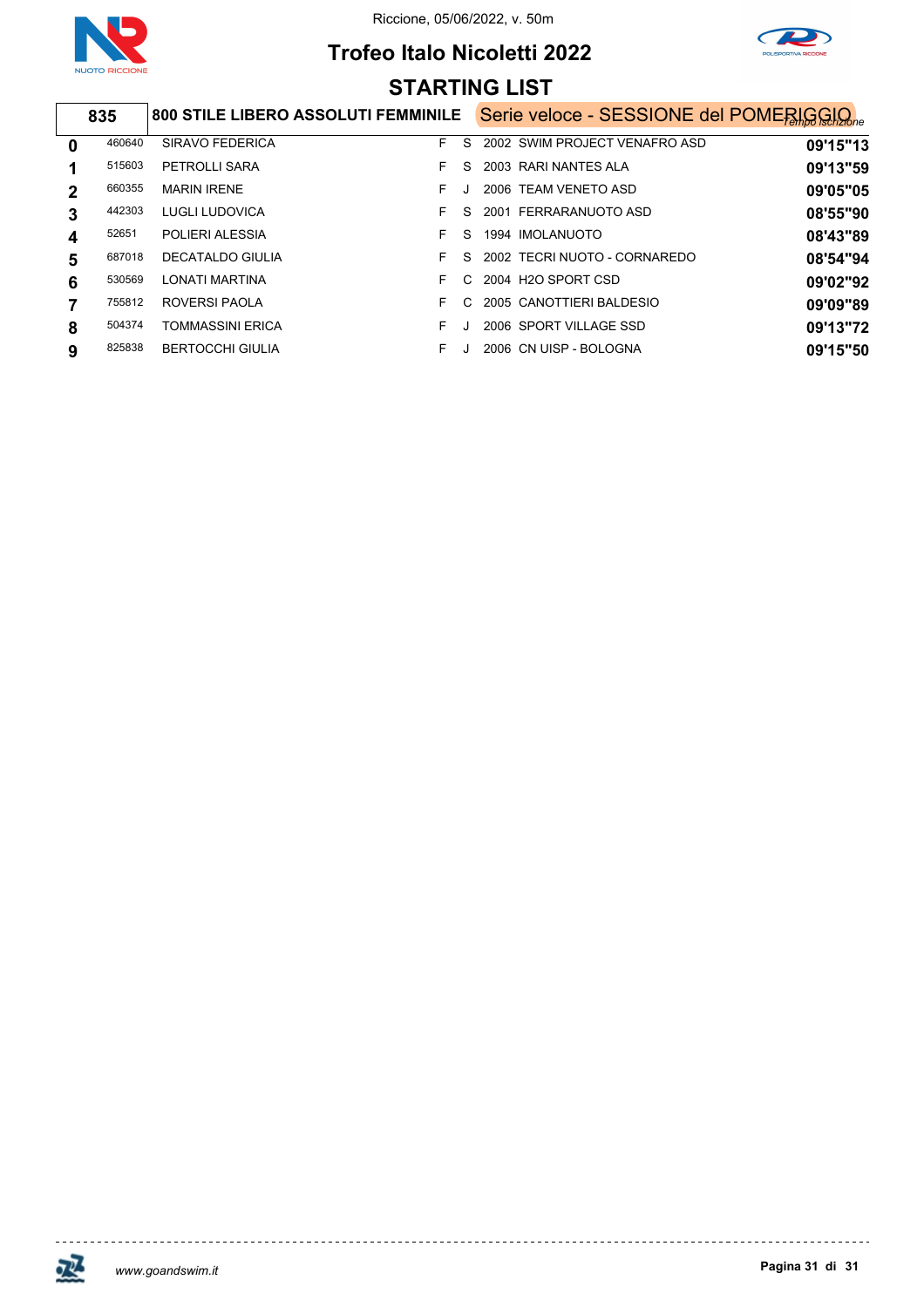Riccione, 05/06/2022, v. 50m

# Trofeo Italo Nicoletti 2022

## STARTING LIST

| 835 | 800 STILE LIBERO ASSOLUTI FEMMINILE | | | | | Serie veloce - SESSIONE del POMERIGGIO | *Tempo iscrizione* |
|---|---|---|---|---|---|---|---|
| 0 | 460640 | SIRAVO FEDERICA | F | S | 2002 | SWIM PROJECT VENAFRO ASD | 09'15"13 |
| 1 | 515603 | PETROLLI SARA | F | S | 2003 | RARI NANTES ALA | 09'13"59 |
| 2 | 660355 | MARIN IRENE | F | J | 2006 | TEAM VENETO ASD | 09'05"05 |
| 3 | 442303 | LUGLI LUDOVICA | F | S | 2001 | FERRARANUOTO ASD | 08'55"90 |
| 4 | 52651 | POLIERI ALESSIA | F | S | 1994 | IMOLANUOTO | 08'43"89 |
| 5 | 687018 | DECATALDO GIULIA | F | S | 2002 | TECRI NUOTO - CORNAREDO | 08'54"94 |
| 6 | 530569 | LONATI MARTINA | F | C | 2004 | H2O SPORT CSD | 09'02"92 |
| 7 | 755812 | ROVERSI PAOLA | F | C | 2005 | CANOTTIERI BALDESIO | 09'09"89 |
| 8 | 504374 | TOMMASSINI ERICA | F | J | 2006 | SPORT VILLAGE SSD | 09'13"72 |
| 9 | 825838 | BERTOCCHI GIULIA | F | J | 2006 | CN UISP - BOLOGNA | 09'15"50 |

www.goandswim.it